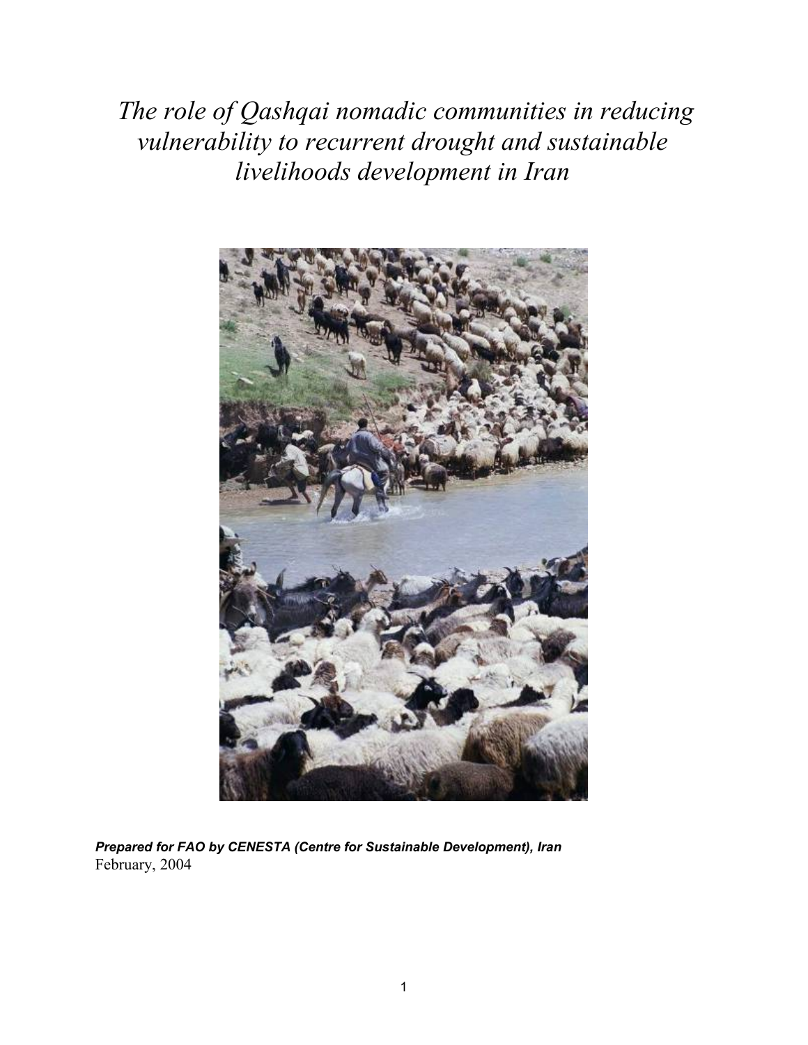# *The role of Qashqai nomadic communities in reducing vulnerability to recurrent drought and sustainable livelihoods development in Iran*

***Prepared for FAO by CENESTA (Centre for Sustainable Development), Iran***
February, 2004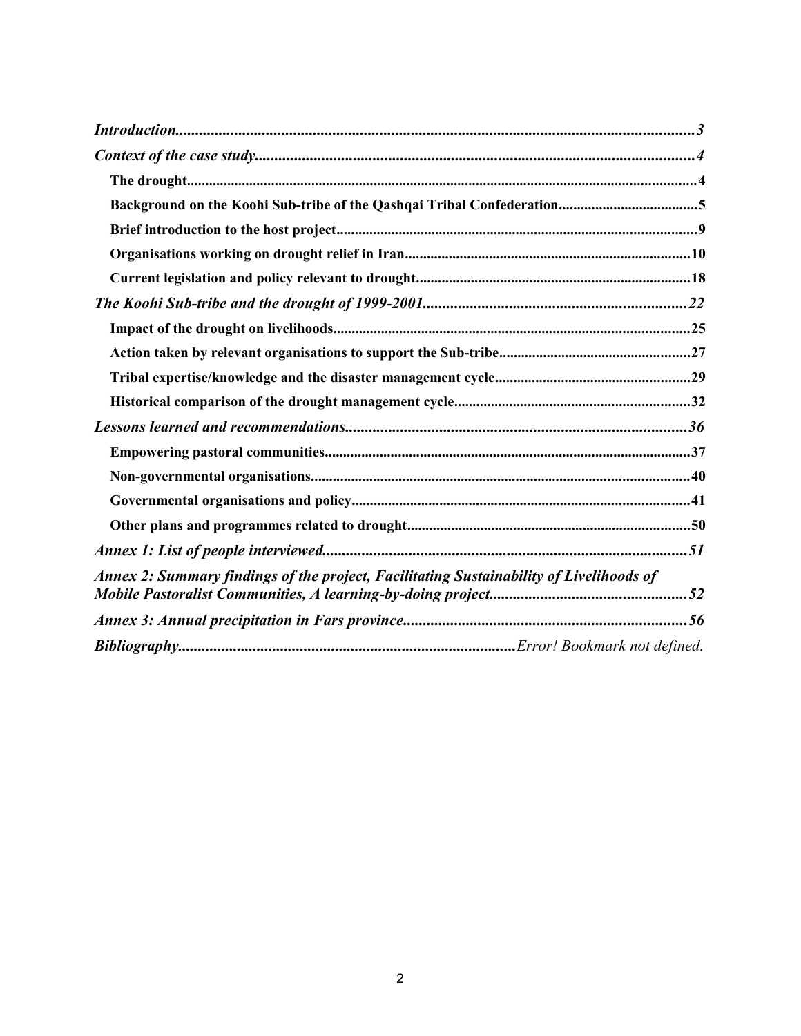*Introduction*......................................................................................................................................*3*

*Context of the case study*.................................................................................................................*4*

**The drought**..........................................................................................................................................**4**

**Background on the Koohi Sub-tribe of the Qashqai Tribal Confederation**......................................**5**

**Brief introduction to the host project**..................................................................................................**9**

**Organisations working on drought relief in Iran**.............................................................................**10**

**Current legislation and policy relevant to drought**..........................................................................**18**

*The Koohi Sub-tribe and the drought of 1999-2001*...................................................................*22*

**Impact of the drought on livelihoods**................................................................................................**25**

**Action taken by relevant organisations to support the Sub-tribe**....................................................**27**

**Tribal expertise/knowledge and the disaster management cycle**....................................................**29**

**Historical comparison of the drought management cycle**................................................................**32**

*Lessons learned and recommendations*.......................................................................................*36*

**Empowering pastoral communities**...................................................................................................**37**

**Non-governmental organisations**......................................................................................................**40**

**Governmental organisations and policy**...........................................................................................**41**

**Other plans and programmes related to drought**............................................................................**50**

*Annex 1: List of people interviewed*............................................................................................*51*

*Annex 2: Summary findings of the project, Facilitating Sustainability of Livelihoods of Mobile Pastoralist Communities, A learning-by-doing project*..................................................*52*

*Annex 3: Annual precipitation in Fars province*........................................................................*56*

*Bibliography*.....................................................................................*Error! Bookmark not defined.*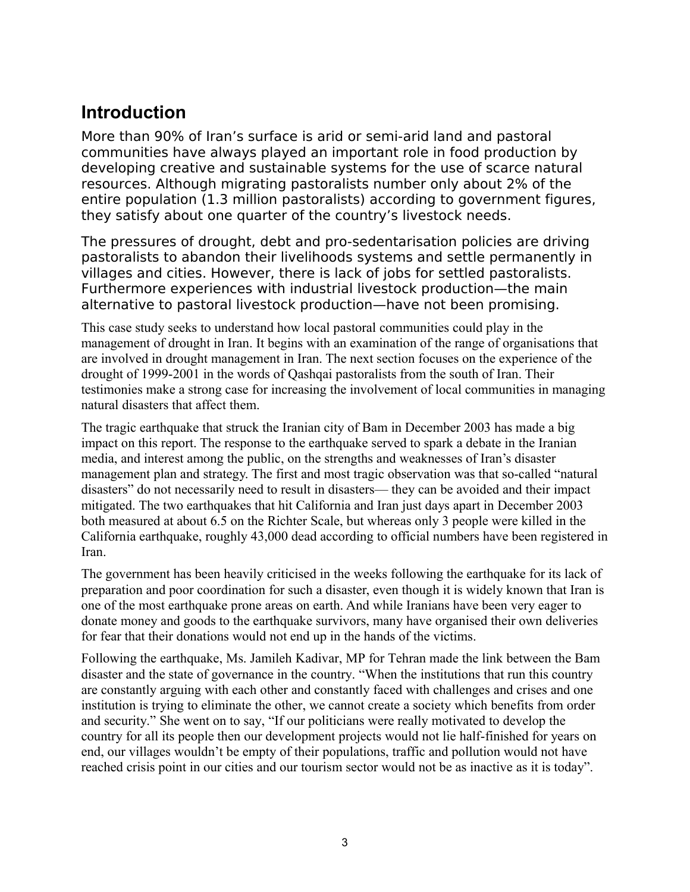## Introduction

More than 90% of Iran's surface is arid or semi-arid land and pastoral communities have always played an important role in food production by developing creative and sustainable systems for the use of scarce natural resources. Although migrating pastoralists number only about 2% of the entire population (1.3 million pastoralists) according to government figures, they satisfy about one quarter of the country's livestock needs.

The pressures of drought, debt and pro-sedentarisation policies are driving pastoralists to abandon their livelihoods systems and settle permanently in villages and cities. However, there is lack of jobs for settled pastoralists. Furthermore experiences with industrial livestock production—the main alternative to pastoral livestock production—have not been promising.

This case study seeks to understand how local pastoral communities could play in the management of drought in Iran. It begins with an examination of the range of organisations that are involved in drought management in Iran. The next section focuses on the experience of the drought of 1999-2001 in the words of Qashqai pastoralists from the south of Iran. Their testimonies make a strong case for increasing the involvement of local communities in managing natural disasters that affect them.

The tragic earthquake that struck the Iranian city of Bam in December 2003 has made a big impact on this report. The response to the earthquake served to spark a debate in the Iranian media, and interest among the public, on the strengths and weaknesses of Iran's disaster management plan and strategy. The first and most tragic observation was that so-called "natural disasters" do not necessarily need to result in disasters— they can be avoided and their impact mitigated. The two earthquakes that hit California and Iran just days apart in December 2003 both measured at about 6.5 on the Richter Scale, but whereas only 3 people were killed in the California earthquake, roughly 43,000 dead according to official numbers have been registered in Iran.

The government has been heavily criticised in the weeks following the earthquake for its lack of preparation and poor coordination for such a disaster, even though it is widely known that Iran is one of the most earthquake prone areas on earth. And while Iranians have been very eager to donate money and goods to the earthquake survivors, many have organised their own deliveries for fear that their donations would not end up in the hands of the victims.

Following the earthquake, Ms. Jamileh Kadivar, MP for Tehran made the link between the Bam disaster and the state of governance in the country. "When the institutions that run this country are constantly arguing with each other and constantly faced with challenges and crises and one institution is trying to eliminate the other, we cannot create a society which benefits from order and security." She went on to say, "If our politicians were really motivated to develop the country for all its people then our development projects would not lie half-finished for years on end, our villages wouldn't be empty of their populations, traffic and pollution would not have reached crisis point in our cities and our tourism sector would not be as inactive as it is today".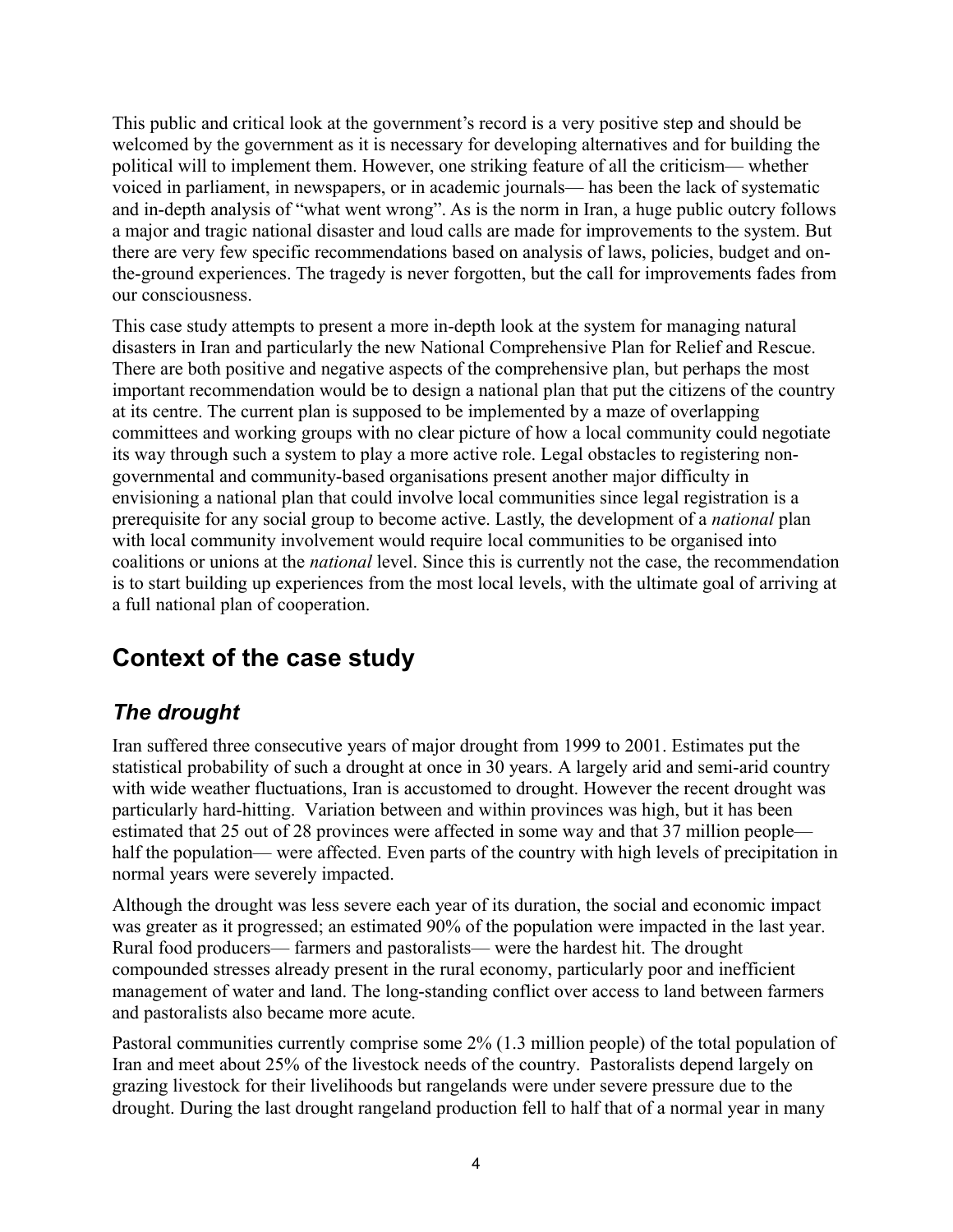This public and critical look at the government's record is a very positive step and should be welcomed by the government as it is necessary for developing alternatives and for building the political will to implement them. However, one striking feature of all the criticism— whether voiced in parliament, in newspapers, or in academic journals— has been the lack of systematic and in-depth analysis of "what went wrong". As is the norm in Iran, a huge public outcry follows a major and tragic national disaster and loud calls are made for improvements to the system. But there are very few specific recommendations based on analysis of laws, policies, budget and on-the-ground experiences. The tragedy is never forgotten, but the call for improvements fades from our consciousness.

This case study attempts to present a more in-depth look at the system for managing natural disasters in Iran and particularly the new National Comprehensive Plan for Relief and Rescue. There are both positive and negative aspects of the comprehensive plan, but perhaps the most important recommendation would be to design a national plan that put the citizens of the country at its centre. The current plan is supposed to be implemented by a maze of overlapping committees and working groups with no clear picture of how a local community could negotiate its way through such a system to play a more active role. Legal obstacles to registering non-governmental and community-based organisations present another major difficulty in envisioning a national plan that could involve local communities since legal registration is a prerequisite for any social group to become active. Lastly, the development of a *national* plan with local community involvement would require local communities to be organised into coalitions or unions at the *national* level. Since this is currently not the case, the recommendation is to start building up experiences from the most local levels, with the ultimate goal of arriving at a full national plan of cooperation.

## Context of the case study

### *The drought*

Iran suffered three consecutive years of major drought from 1999 to 2001. Estimates put the statistical probability of such a drought at once in 30 years. A largely arid and semi-arid country with wide weather fluctuations, Iran is accustomed to drought. However the recent drought was particularly hard-hitting. Variation between and within provinces was high, but it has been estimated that 25 out of 28 provinces were affected in some way and that 37 million people— half the population— were affected. Even parts of the country with high levels of precipitation in normal years were severely impacted.

Although the drought was less severe each year of its duration, the social and economic impact was greater as it progressed; an estimated 90% of the population were impacted in the last year. Rural food producers— farmers and pastoralists— were the hardest hit. The drought compounded stresses already present in the rural economy, particularly poor and inefficient management of water and land. The long-standing conflict over access to land between farmers and pastoralists also became more acute.

Pastoral communities currently comprise some 2% (1.3 million people) of the total population of Iran and meet about 25% of the livestock needs of the country. Pastoralists depend largely on grazing livestock for their livelihoods but rangelands were under severe pressure due to the drought. During the last drought rangeland production fell to half that of a normal year in many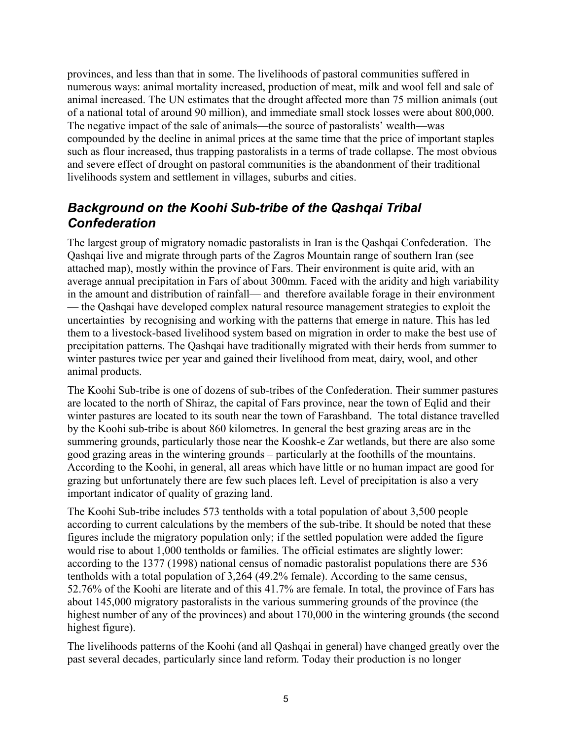provinces, and less than that in some. The livelihoods of pastoral communities suffered in numerous ways: animal mortality increased, production of meat, milk and wool fell and sale of animal increased. The UN estimates that the drought affected more than 75 million animals (out of a national total of around 90 million), and immediate small stock losses were about 800,000. The negative impact of the sale of animals—the source of pastoralists' wealth—was compounded by the decline in animal prices at the same time that the price of important staples such as flour increased, thus trapping pastoralists in a terms of trade collapse. The most obvious and severe effect of drought on pastoral communities is the abandonment of their traditional livelihoods system and settlement in villages, suburbs and cities.

## *Background on the Koohi Sub-tribe of the Qashqai Tribal Confederation*

The largest group of migratory nomadic pastoralists in Iran is the Qashqai Confederation. The Qashqai live and migrate through parts of the Zagros Mountain range of southern Iran (see attached map), mostly within the province of Fars. Their environment is quite arid, with an average annual precipitation in Fars of about 300mm. Faced with the aridity and high variability in the amount and distribution of rainfall— and therefore available forage in their environment — the Qashqai have developed complex natural resource management strategies to exploit the uncertainties by recognising and working with the patterns that emerge in nature. This has led them to a livestock-based livelihood system based on migration in order to make the best use of precipitation patterns. The Qashqai have traditionally migrated with their herds from summer to winter pastures twice per year and gained their livelihood from meat, dairy, wool, and other animal products.

The Koohi Sub-tribe is one of dozens of sub-tribes of the Confederation. Their summer pastures are located to the north of Shiraz, the capital of Fars province, near the town of Eqlid and their winter pastures are located to its south near the town of Farashband. The total distance travelled by the Koohi sub-tribe is about 860 kilometres. In general the best grazing areas are in the summering grounds, particularly those near the Kooshk-e Zar wetlands, but there are also some good grazing areas in the wintering grounds – particularly at the foothills of the mountains. According to the Koohi, in general, all areas which have little or no human impact are good for grazing but unfortunately there are few such places left. Level of precipitation is also a very important indicator of quality of grazing land.

The Koohi Sub-tribe includes 573 tentholds with a total population of about 3,500 people according to current calculations by the members of the sub-tribe. It should be noted that these figures include the migratory population only; if the settled population were added the figure would rise to about 1,000 tentholds or families. The official estimates are slightly lower: according to the 1377 (1998) national census of nomadic pastoralist populations there are 536 tentholds with a total population of 3,264 (49.2% female). According to the same census, 52.76% of the Koohi are literate and of this 41.7% are female. In total, the province of Fars has about 145,000 migratory pastoralists in the various summering grounds of the province (the highest number of any of the provinces) and about 170,000 in the wintering grounds (the second highest figure).

The livelihoods patterns of the Koohi (and all Qashqai in general) have changed greatly over the past several decades, particularly since land reform. Today their production is no longer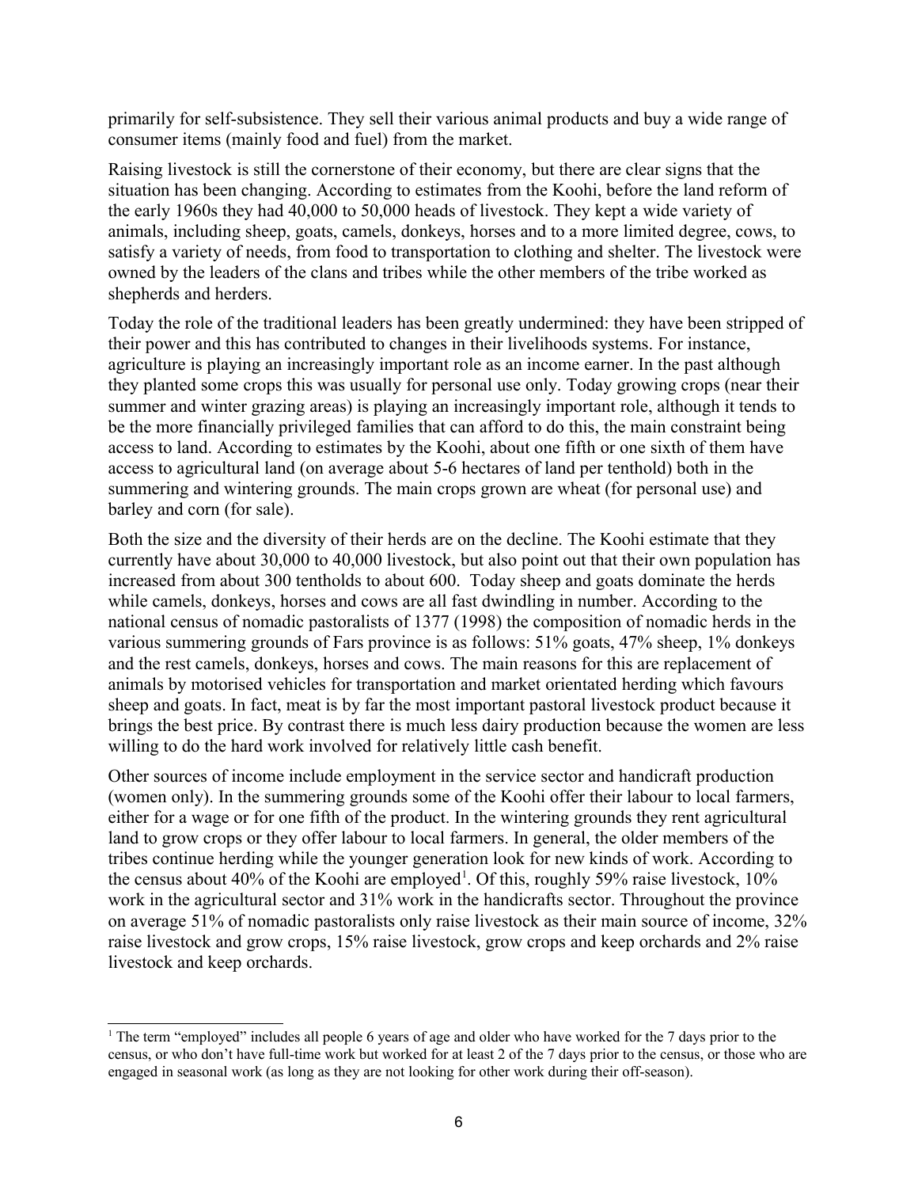primarily for self-subsistence. They sell their various animal products and buy a wide range of consumer items (mainly food and fuel) from the market.

Raising livestock is still the cornerstone of their economy, but there are clear signs that the situation has been changing. According to estimates from the Koohi, before the land reform of the early 1960s they had 40,000 to 50,000 heads of livestock. They kept a wide variety of animals, including sheep, goats, camels, donkeys, horses and to a more limited degree, cows, to satisfy a variety of needs, from food to transportation to clothing and shelter. The livestock were owned by the leaders of the clans and tribes while the other members of the tribe worked as shepherds and herders.

Today the role of the traditional leaders has been greatly undermined: they have been stripped of their power and this has contributed to changes in their livelihoods systems. For instance, agriculture is playing an increasingly important role as an income earner. In the past although they planted some crops this was usually for personal use only. Today growing crops (near their summer and winter grazing areas) is playing an increasingly important role, although it tends to be the more financially privileged families that can afford to do this, the main constraint being access to land. According to estimates by the Koohi, about one fifth or one sixth of them have access to agricultural land (on average about 5-6 hectares of land per tenthold) both in the summering and wintering grounds. The main crops grown are wheat (for personal use) and barley and corn (for sale).

Both the size and the diversity of their herds are on the decline. The Koohi estimate that they currently have about 30,000 to 40,000 livestock, but also point out that their own population has increased from about 300 tentholds to about 600. Today sheep and goats dominate the herds while camels, donkeys, horses and cows are all fast dwindling in number. According to the national census of nomadic pastoralists of 1377 (1998) the composition of nomadic herds in the various summering grounds of Fars province is as follows: 51% goats, 47% sheep, 1% donkeys and the rest camels, donkeys, horses and cows. The main reasons for this are replacement of animals by motorised vehicles for transportation and market orientated herding which favours sheep and goats. In fact, meat is by far the most important pastoral livestock product because it brings the best price. By contrast there is much less dairy production because the women are less willing to do the hard work involved for relatively little cash benefit.

Other sources of income include employment in the service sector and handicraft production (women only). In the summering grounds some of the Koohi offer their labour to local farmers, either for a wage or for one fifth of the product. In the wintering grounds they rent agricultural land to grow crops or they offer labour to local farmers. In general, the older members of the tribes continue herding while the younger generation look for new kinds of work. According to the census about 40% of the Koohi are employed[1]. Of this, roughly 59% raise livestock, 10% work in the agricultural sector and 31% work in the handicrafts sector. Throughout the province on average 51% of nomadic pastoralists only raise livestock as their main source of income, 32% raise livestock and grow crops, 15% raise livestock, grow crops and keep orchards and 2% raise livestock and keep orchards.

[1] The term "employed" includes all people 6 years of age and older who have worked for the 7 days prior to the census, or who don't have full-time work but worked for at least 2 of the 7 days prior to the census, or those who are engaged in seasonal work (as long as they are not looking for other work during their off-season).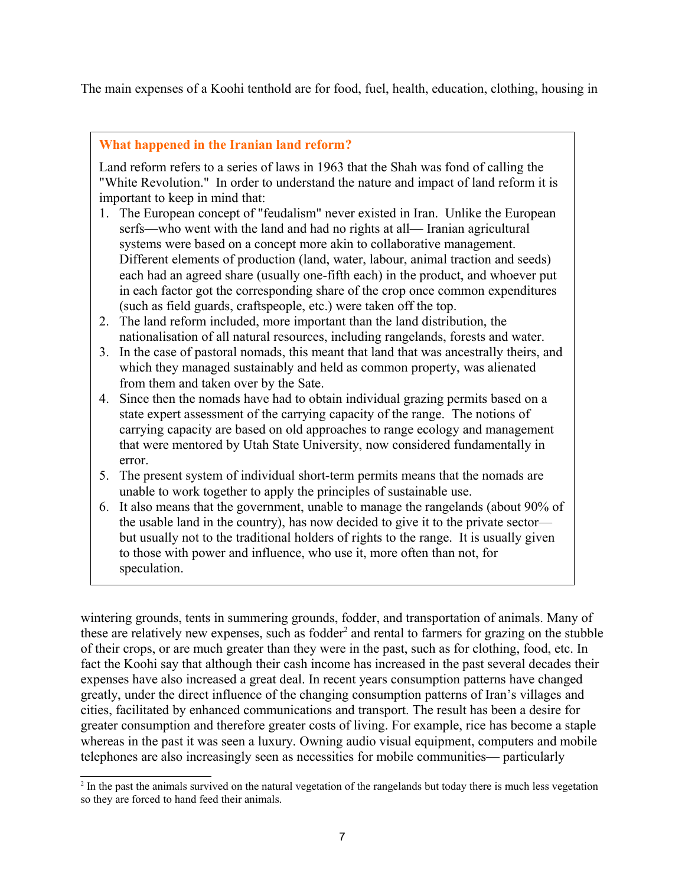The main expenses of a Koohi tenthold are for food, fuel, health, education, clothing, housing in

> **What happened in the Iranian land reform?**
>
> Land reform refers to a series of laws in 1963 that the Shah was fond of calling the "White Revolution." In order to understand the nature and impact of land reform it is important to keep in mind that:
>
> 1. The European concept of "feudalism" never existed in Iran. Unlike the European serfs—who went with the land and had no rights at all— Iranian agricultural systems were based on a concept more akin to collaborative management. Different elements of production (land, water, labour, animal traction and seeds) each had an agreed share (usually one-fifth each) in the product, and whoever put in each factor got the corresponding share of the crop once common expenditures (such as field guards, craftspeople, etc.) were taken off the top.
> 2. The land reform included, more important than the land distribution, the nationalisation of all natural resources, including rangelands, forests and water.
> 3. In the case of pastoral nomads, this meant that land that was ancestrally theirs, and which they managed sustainably and held as common property, was alienated from them and taken over by the Sate.
> 4. Since then the nomads have had to obtain individual grazing permits based on a state expert assessment of the carrying capacity of the range. The notions of carrying capacity are based on old approaches to range ecology and management that were mentored by Utah State University, now considered fundamentally in error.
> 5. The present system of individual short-term permits means that the nomads are unable to work together to apply the principles of sustainable use.
> 6. It also means that the government, unable to manage the rangelands (about 90% of the usable land in the country), has now decided to give it to the private sector—but usually not to the traditional holders of rights to the range. It is usually given to those with power and influence, who use it, more often than not, for speculation.

wintering grounds, tents in summering grounds, fodder, and transportation of animals. Many of these are relatively new expenses, such as fodder[2] and rental to farmers for grazing on the stubble of their crops, or are much greater than they were in the past, such as for clothing, food, etc. In fact the Koohi say that although their cash income has increased in the past several decades their expenses have also increased a great deal. In recent years consumption patterns have changed greatly, under the direct influence of the changing consumption patterns of Iran's villages and cities, facilitated by enhanced communications and transport. The result has been a desire for greater consumption and therefore greater costs of living. For example, rice has become a staple whereas in the past it was seen a luxury. Owning audio visual equipment, computers and mobile telephones are also increasingly seen as necessities for mobile communities— particularly

[2] In the past the animals survived on the natural vegetation of the rangelands but today there is much less vegetation so they are forced to hand feed their animals.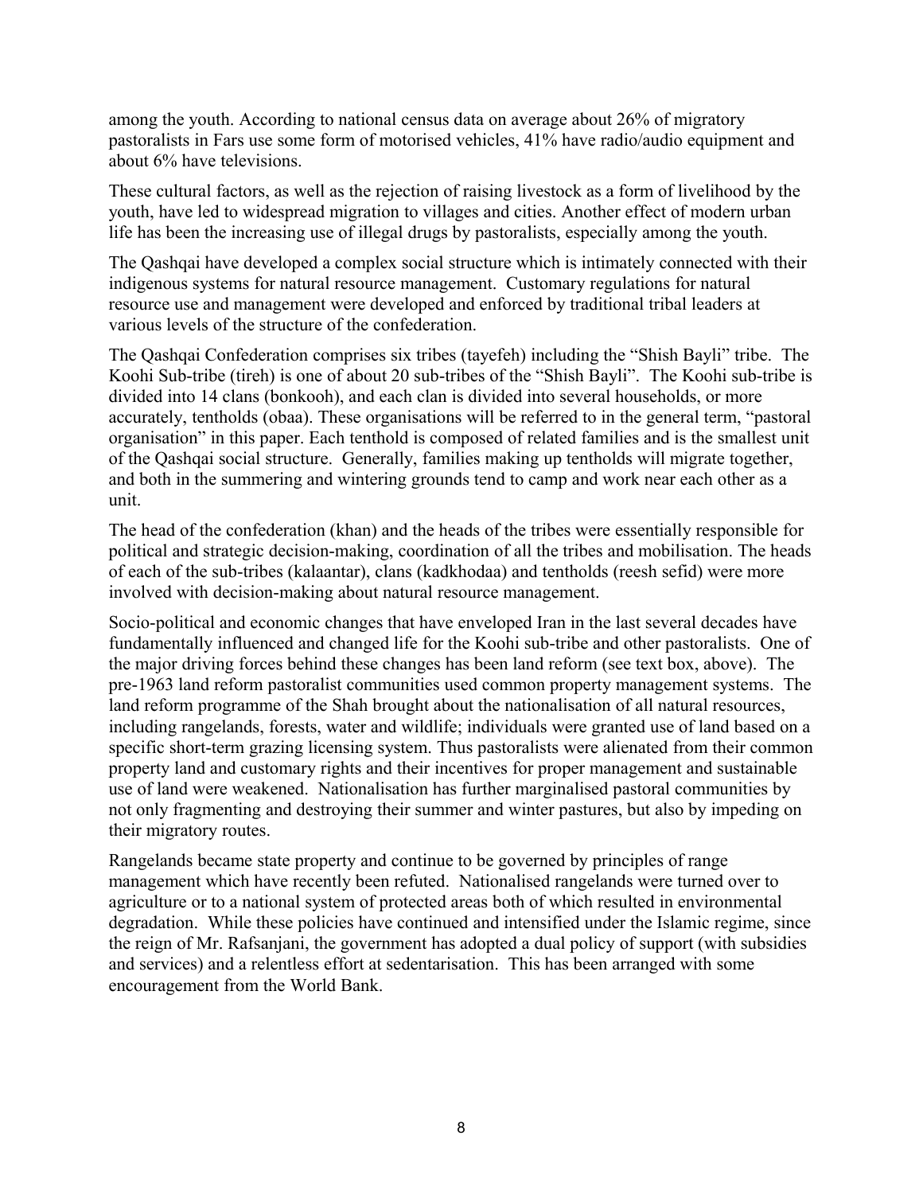among the youth. According to national census data on average about 26% of migratory pastoralists in Fars use some form of motorised vehicles, 41% have radio/audio equipment and about 6% have televisions.

These cultural factors, as well as the rejection of raising livestock as a form of livelihood by the youth, have led to widespread migration to villages and cities. Another effect of modern urban life has been the increasing use of illegal drugs by pastoralists, especially among the youth.

The Qashqai have developed a complex social structure which is intimately connected with their indigenous systems for natural resource management. Customary regulations for natural resource use and management were developed and enforced by traditional tribal leaders at various levels of the structure of the confederation.

The Qashqai Confederation comprises six tribes (tayefeh) including the "Shish Bayli" tribe. The Koohi Sub-tribe (tireh) is one of about 20 sub-tribes of the "Shish Bayli". The Koohi sub-tribe is divided into 14 clans (bonkooh), and each clan is divided into several households, or more accurately, tentholds (obaa). These organisations will be referred to in the general term, "pastoral organisation" in this paper. Each tenthold is composed of related families and is the smallest unit of the Qashqai social structure. Generally, families making up tentholds will migrate together, and both in the summering and wintering grounds tend to camp and work near each other as a unit.

The head of the confederation (khan) and the heads of the tribes were essentially responsible for political and strategic decision-making, coordination of all the tribes and mobilisation. The heads of each of the sub-tribes (kalaantar), clans (kadkhodaa) and tentholds (reesh sefid) were more involved with decision-making about natural resource management.

Socio-political and economic changes that have enveloped Iran in the last several decades have fundamentally influenced and changed life for the Koohi sub-tribe and other pastoralists. One of the major driving forces behind these changes has been land reform (see text box, above). The pre-1963 land reform pastoralist communities used common property management systems. The land reform programme of the Shah brought about the nationalisation of all natural resources, including rangelands, forests, water and wildlife; individuals were granted use of land based on a specific short-term grazing licensing system. Thus pastoralists were alienated from their common property land and customary rights and their incentives for proper management and sustainable use of land were weakened. Nationalisation has further marginalised pastoral communities by not only fragmenting and destroying their summer and winter pastures, but also by impeding on their migratory routes.

Rangelands became state property and continue to be governed by principles of range management which have recently been refuted. Nationalised rangelands were turned over to agriculture or to a national system of protected areas both of which resulted in environmental degradation. While these policies have continued and intensified under the Islamic regime, since the reign of Mr. Rafsanjani, the government has adopted a dual policy of support (with subsidies and services) and a relentless effort at sedentarisation. This has been arranged with some encouragement from the World Bank.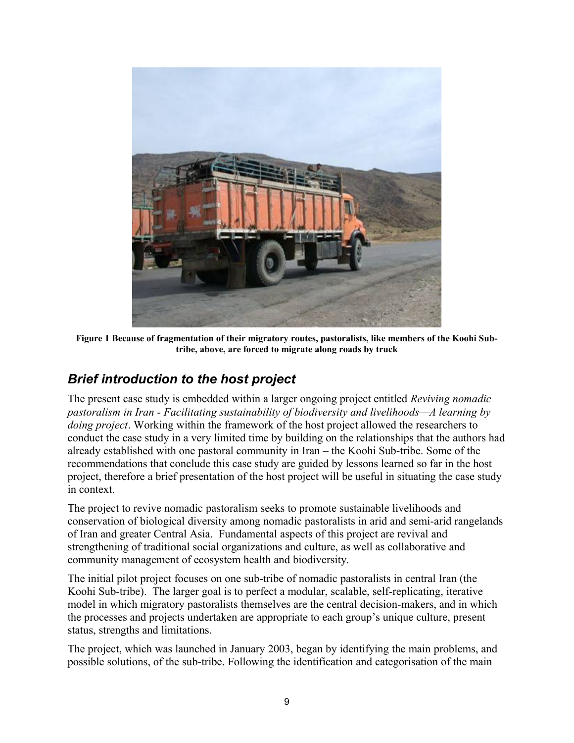**Figure 1 Because of fragmentation of their migratory routes, pastoralists, like members of the Koohi Sub-tribe, above, are forced to migrate along roads by truck**

## *Brief introduction to the host project*

The present case study is embedded within a larger ongoing project entitled *Reviving nomadic pastoralism in Iran - Facilitating sustainability of biodiversity and livelihoods—A learning by doing project*. Working within the framework of the host project allowed the researchers to conduct the case study in a very limited time by building on the relationships that the authors had already established with one pastoral community in Iran – the Koohi Sub-tribe. Some of the recommendations that conclude this case study are guided by lessons learned so far in the host project, therefore a brief presentation of the host project will be useful in situating the case study in context.

The project to revive nomadic pastoralism seeks to promote sustainable livelihoods and conservation of biological diversity among nomadic pastoralists in arid and semi-arid rangelands of Iran and greater Central Asia. Fundamental aspects of this project are revival and strengthening of traditional social organizations and culture, as well as collaborative and community management of ecosystem health and biodiversity.

The initial pilot project focuses on one sub-tribe of nomadic pastoralists in central Iran (the Koohi Sub-tribe). The larger goal is to perfect a modular, scalable, self-replicating, iterative model in which migratory pastoralists themselves are the central decision-makers, and in which the processes and projects undertaken are appropriate to each group's unique culture, present status, strengths and limitations.

The project, which was launched in January 2003, began by identifying the main problems, and possible solutions, of the sub-tribe. Following the identification and categorisation of the main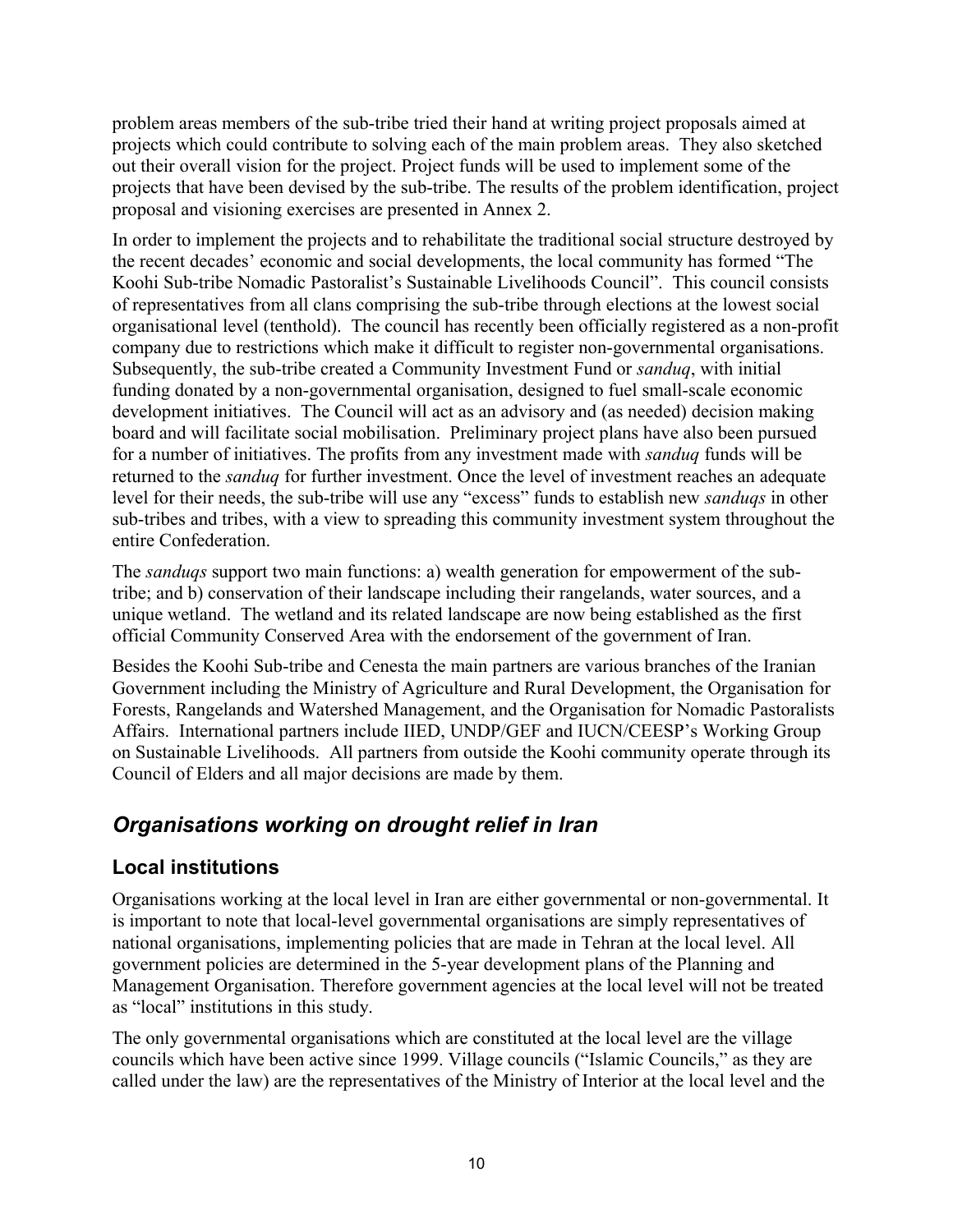problem areas members of the sub-tribe tried their hand at writing project proposals aimed at projects which could contribute to solving each of the main problem areas. They also sketched out their overall vision for the project. Project funds will be used to implement some of the projects that have been devised by the sub-tribe. The results of the problem identification, project proposal and visioning exercises are presented in Annex 2.

In order to implement the projects and to rehabilitate the traditional social structure destroyed by the recent decades' economic and social developments, the local community has formed "The Koohi Sub-tribe Nomadic Pastoralist's Sustainable Livelihoods Council". This council consists of representatives from all clans comprising the sub-tribe through elections at the lowest social organisational level (tenthold). The council has recently been officially registered as a non-profit company due to restrictions which make it difficult to register non-governmental organisations. Subsequently, the sub-tribe created a Community Investment Fund or *sanduq*, with initial funding donated by a non-governmental organisation, designed to fuel small-scale economic development initiatives. The Council will act as an advisory and (as needed) decision making board and will facilitate social mobilisation. Preliminary project plans have also been pursued for a number of initiatives. The profits from any investment made with *sanduq* funds will be returned to the *sanduq* for further investment. Once the level of investment reaches an adequate level for their needs, the sub-tribe will use any "excess" funds to establish new *sanduqs* in other sub-tribes and tribes, with a view to spreading this community investment system throughout the entire Confederation.

The *sanduqs* support two main functions: a) wealth generation for empowerment of the sub-tribe; and b) conservation of their landscape including their rangelands, water sources, and a unique wetland. The wetland and its related landscape are now being established as the first official Community Conserved Area with the endorsement of the government of Iran.

Besides the Koohi Sub-tribe and Cenesta the main partners are various branches of the Iranian Government including the Ministry of Agriculture and Rural Development, the Organisation for Forests, Rangelands and Watershed Management, and the Organisation for Nomadic Pastoralists Affairs. International partners include IIED, UNDP/GEF and IUCN/CEESP's Working Group on Sustainable Livelihoods. All partners from outside the Koohi community operate through its Council of Elders and all major decisions are made by them.

## *Organisations working on drought relief in Iran*

### Local institutions

Organisations working at the local level in Iran are either governmental or non-governmental. It is important to note that local-level governmental organisations are simply representatives of national organisations, implementing policies that are made in Tehran at the local level. All government policies are determined in the 5-year development plans of the Planning and Management Organisation. Therefore government agencies at the local level will not be treated as "local" institutions in this study.

The only governmental organisations which are constituted at the local level are the village councils which have been active since 1999. Village councils ("Islamic Councils," as they are called under the law) are the representatives of the Ministry of Interior at the local level and the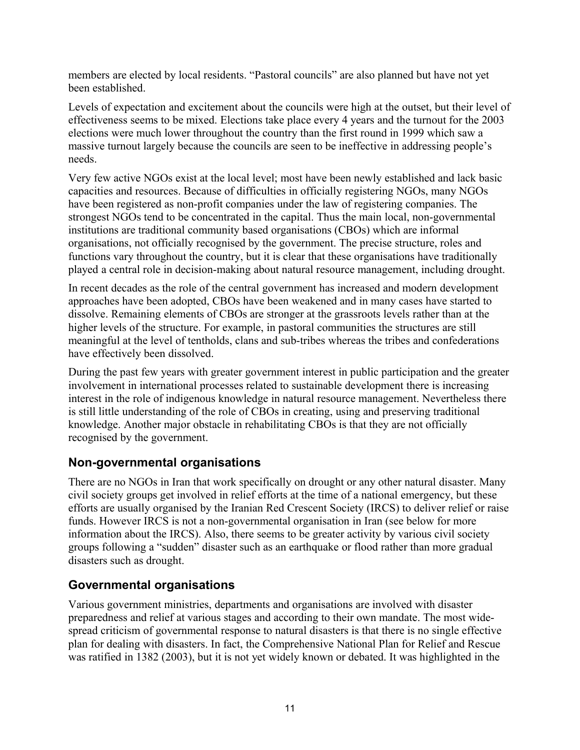members are elected by local residents. “Pastoral councils” are also planned but have not yet been established.

Levels of expectation and excitement about the councils were high at the outset, but their level of effectiveness seems to be mixed. Elections take place every 4 years and the turnout for the 2003 elections were much lower throughout the country than the first round in 1999 which saw a massive turnout largely because the councils are seen to be ineffective in addressing people’s needs.

Very few active NGOs exist at the local level; most have been newly established and lack basic capacities and resources. Because of difficulties in officially registering NGOs, many NGOs have been registered as non-profit companies under the law of registering companies. The strongest NGOs tend to be concentrated in the capital. Thus the main local, non-governmental institutions are traditional community based organisations (CBOs) which are informal organisations, not officially recognised by the government. The precise structure, roles and functions vary throughout the country, but it is clear that these organisations have traditionally played a central role in decision-making about natural resource management, including drought.

In recent decades as the role of the central government has increased and modern development approaches have been adopted, CBOs have been weakened and in many cases have started to dissolve. Remaining elements of CBOs are stronger at the grassroots levels rather than at the higher levels of the structure. For example, in pastoral communities the structures are still meaningful at the level of tentholds, clans and sub-tribes whereas the tribes and confederations have effectively been dissolved.

During the past few years with greater government interest in public participation and the greater involvement in international processes related to sustainable development there is increasing interest in the role of indigenous knowledge in natural resource management. Nevertheless there is still little understanding of the role of CBOs in creating, using and preserving traditional knowledge. Another major obstacle in rehabilitating CBOs is that they are not officially recognised by the government.

## Non-governmental organisations

There are no NGOs in Iran that work specifically on drought or any other natural disaster. Many civil society groups get involved in relief efforts at the time of a national emergency, but these efforts are usually organised by the Iranian Red Crescent Society (IRCS) to deliver relief or raise funds. However IRCS is not a non-governmental organisation in Iran (see below for more information about the IRCS). Also, there seems to be greater activity by various civil society groups following a “sudden” disaster such as an earthquake or flood rather than more gradual disasters such as drought.

## Governmental organisations

Various government ministries, departments and organisations are involved with disaster preparedness and relief at various stages and according to their own mandate. The most wide-spread criticism of governmental response to natural disasters is that there is no single effective plan for dealing with disasters. In fact, the Comprehensive National Plan for Relief and Rescue was ratified in 1382 (2003), but it is not yet widely known or debated. It was highlighted in the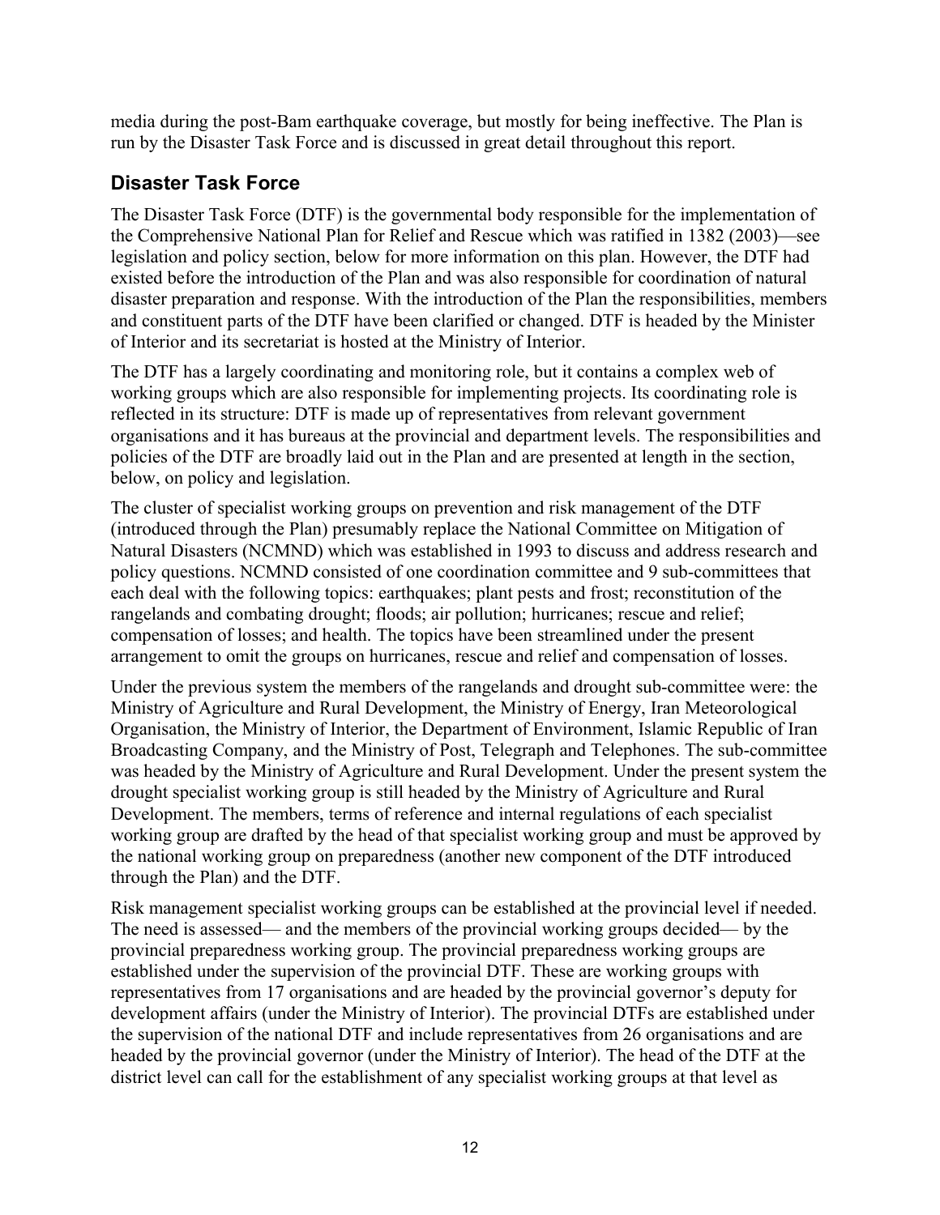media during the post-Bam earthquake coverage, but mostly for being ineffective. The Plan is run by the Disaster Task Force and is discussed in great detail throughout this report.

## Disaster Task Force

The Disaster Task Force (DTF) is the governmental body responsible for the implementation of the Comprehensive National Plan for Relief and Rescue which was ratified in 1382 (2003)—see legislation and policy section, below for more information on this plan. However, the DTF had existed before the introduction of the Plan and was also responsible for coordination of natural disaster preparation and response. With the introduction of the Plan the responsibilities, members and constituent parts of the DTF have been clarified or changed. DTF is headed by the Minister of Interior and its secretariat is hosted at the Ministry of Interior.

The DTF has a largely coordinating and monitoring role, but it contains a complex web of working groups which are also responsible for implementing projects. Its coordinating role is reflected in its structure: DTF is made up of representatives from relevant government organisations and it has bureaus at the provincial and department levels. The responsibilities and policies of the DTF are broadly laid out in the Plan and are presented at length in the section, below, on policy and legislation.

The cluster of specialist working groups on prevention and risk management of the DTF (introduced through the Plan) presumably replace the National Committee on Mitigation of Natural Disasters (NCMND) which was established in 1993 to discuss and address research and policy questions. NCMND consisted of one coordination committee and 9 sub-committees that each deal with the following topics: earthquakes; plant pests and frost; reconstitution of the rangelands and combating drought; floods; air pollution; hurricanes; rescue and relief; compensation of losses; and health. The topics have been streamlined under the present arrangement to omit the groups on hurricanes, rescue and relief and compensation of losses.

Under the previous system the members of the rangelands and drought sub-committee were: the Ministry of Agriculture and Rural Development, the Ministry of Energy, Iran Meteorological Organisation, the Ministry of Interior, the Department of Environment, Islamic Republic of Iran Broadcasting Company, and the Ministry of Post, Telegraph and Telephones. The sub-committee was headed by the Ministry of Agriculture and Rural Development. Under the present system the drought specialist working group is still headed by the Ministry of Agriculture and Rural Development. The members, terms of reference and internal regulations of each specialist working group are drafted by the head of that specialist working group and must be approved by the national working group on preparedness (another new component of the DTF introduced through the Plan) and the DTF.

Risk management specialist working groups can be established at the provincial level if needed. The need is assessed— and the members of the provincial working groups decided— by the provincial preparedness working group. The provincial preparedness working groups are established under the supervision of the provincial DTF. These are working groups with representatives from 17 organisations and are headed by the provincial governor's deputy for development affairs (under the Ministry of Interior). The provincial DTFs are established under the supervision of the national DTF and include representatives from 26 organisations and are headed by the provincial governor (under the Ministry of Interior). The head of the DTF at the district level can call for the establishment of any specialist working groups at that level as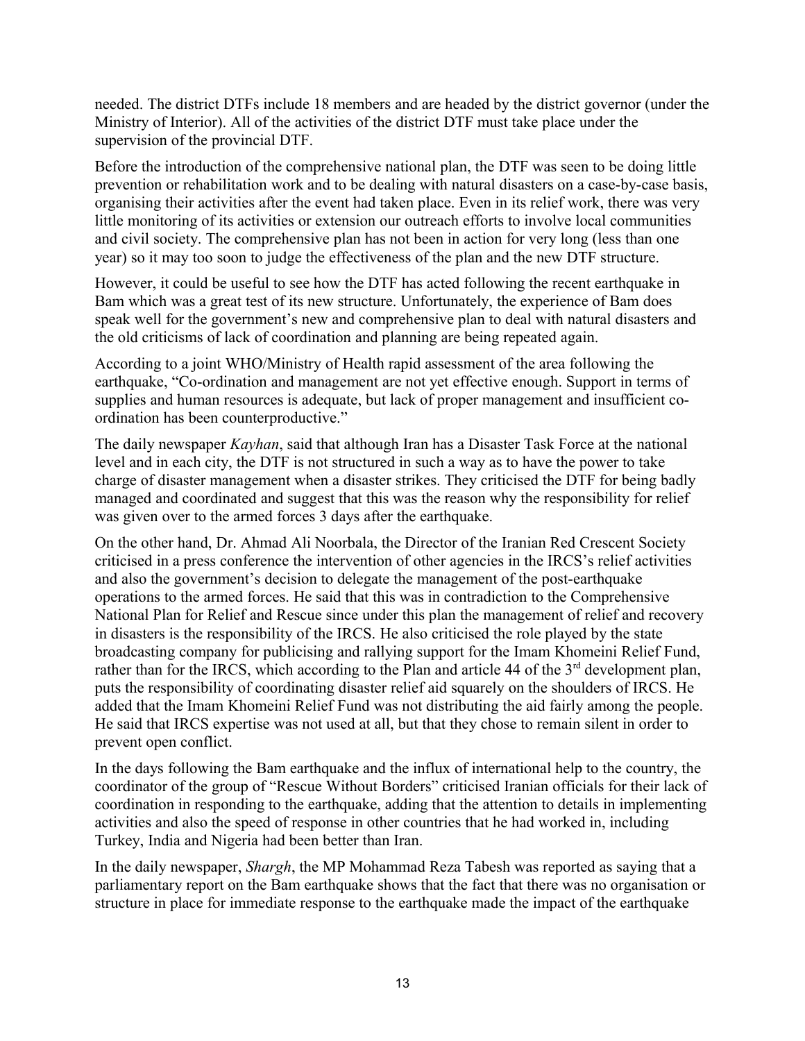needed. The district DTFs include 18 members and are headed by the district governor (under the Ministry of Interior). All of the activities of the district DTF must take place under the supervision of the provincial DTF.

Before the introduction of the comprehensive national plan, the DTF was seen to be doing little prevention or rehabilitation work and to be dealing with natural disasters on a case-by-case basis, organising their activities after the event had taken place. Even in its relief work, there was very little monitoring of its activities or extension our outreach efforts to involve local communities and civil society. The comprehensive plan has not been in action for very long (less than one year) so it may too soon to judge the effectiveness of the plan and the new DTF structure.

However, it could be useful to see how the DTF has acted following the recent earthquake in Bam which was a great test of its new structure. Unfortunately, the experience of Bam does speak well for the government's new and comprehensive plan to deal with natural disasters and the old criticisms of lack of coordination and planning are being repeated again.

According to a joint WHO/Ministry of Health rapid assessment of the area following the earthquake, "Co-ordination and management are not yet effective enough. Support in terms of supplies and human resources is adequate, but lack of proper management and insufficient co-ordination has been counterproductive."

The daily newspaper *Kayhan*, said that although Iran has a Disaster Task Force at the national level and in each city, the DTF is not structured in such a way as to have the power to take charge of disaster management when a disaster strikes. They criticised the DTF for being badly managed and coordinated and suggest that this was the reason why the responsibility for relief was given over to the armed forces 3 days after the earthquake.

On the other hand, Dr. Ahmad Ali Noorbala, the Director of the Iranian Red Crescent Society criticised in a press conference the intervention of other agencies in the IRCS's relief activities and also the government's decision to delegate the management of the post-earthquake operations to the armed forces. He said that this was in contradiction to the Comprehensive National Plan for Relief and Rescue since under this plan the management of relief and recovery in disasters is the responsibility of the IRCS. He also criticised the role played by the state broadcasting company for publicising and rallying support for the Imam Khomeini Relief Fund, rather than for the IRCS, which according to the Plan and article 44 of the 3rd development plan, puts the responsibility of coordinating disaster relief aid squarely on the shoulders of IRCS. He added that the Imam Khomeini Relief Fund was not distributing the aid fairly among the people. He said that IRCS expertise was not used at all, but that they chose to remain silent in order to prevent open conflict.

In the days following the Bam earthquake and the influx of international help to the country, the coordinator of the group of "Rescue Without Borders" criticised Iranian officials for their lack of coordination in responding to the earthquake, adding that the attention to details in implementing activities and also the speed of response in other countries that he had worked in, including Turkey, India and Nigeria had been better than Iran.

In the daily newspaper, *Shargh*, the MP Mohammad Reza Tabesh was reported as saying that a parliamentary report on the Bam earthquake shows that the fact that there was no organisation or structure in place for immediate response to the earthquake made the impact of the earthquake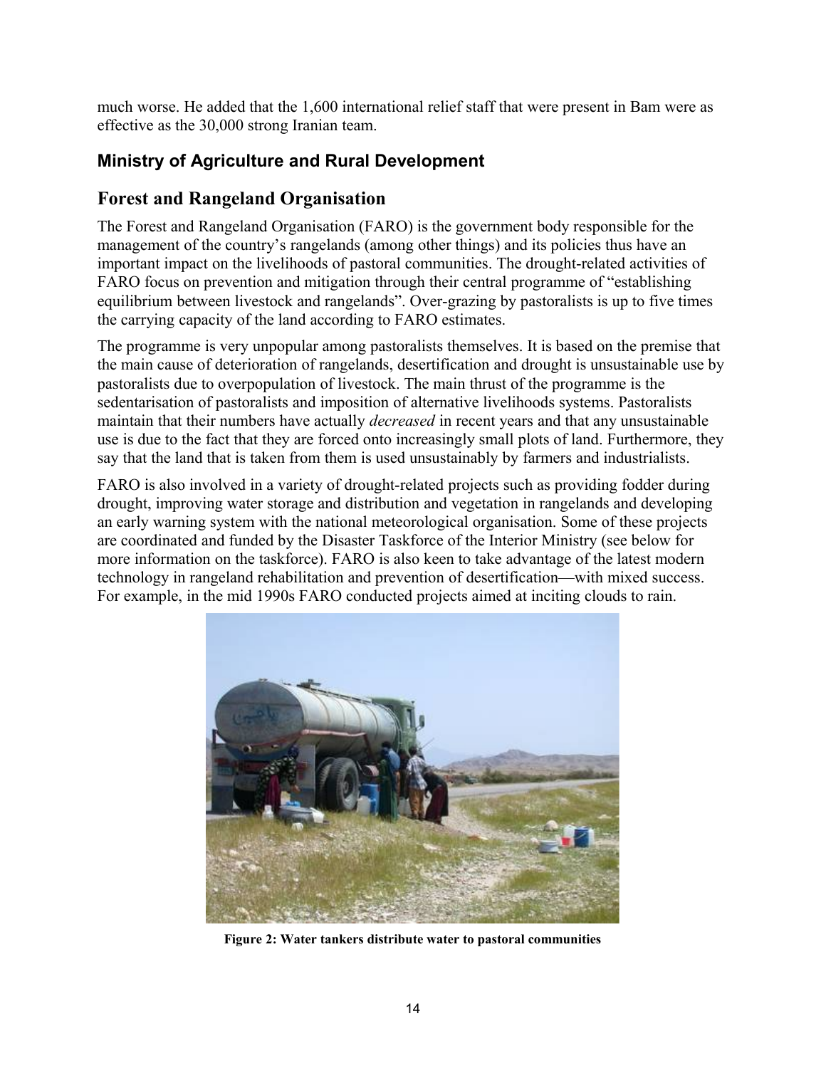much worse. He added that the 1,600 international relief staff that were present in Bam were as effective as the 30,000 strong Iranian team.

### Ministry of Agriculture and Rural Development

## Forest and Rangeland Organisation

The Forest and Rangeland Organisation (FARO) is the government body responsible for the management of the country's rangelands (among other things) and its policies thus have an important impact on the livelihoods of pastoral communities. The drought-related activities of FARO focus on prevention and mitigation through their central programme of "establishing equilibrium between livestock and rangelands". Over-grazing by pastoralists is up to five times the carrying capacity of the land according to FARO estimates.

The programme is very unpopular among pastoralists themselves. It is based on the premise that the main cause of deterioration of rangelands, desertification and drought is unsustainable use by pastoralists due to overpopulation of livestock. The main thrust of the programme is the sedentarisation of pastoralists and imposition of alternative livelihoods systems. Pastoralists maintain that their numbers have actually *decreased* in recent years and that any unsustainable use is due to the fact that they are forced onto increasingly small plots of land. Furthermore, they say that the land that is taken from them is used unsustainably by farmers and industrialists.

FARO is also involved in a variety of drought-related projects such as providing fodder during drought, improving water storage and distribution and vegetation in rangelands and developing an early warning system with the national meteorological organisation. Some of these projects are coordinated and funded by the Disaster Taskforce of the Interior Ministry (see below for more information on the taskforce). FARO is also keen to take advantage of the latest modern technology in rangeland rehabilitation and prevention of desertification—with mixed success. For example, in the mid 1990s FARO conducted projects aimed at inciting clouds to rain.

**Figure 2: Water tankers distribute water to pastoral communities**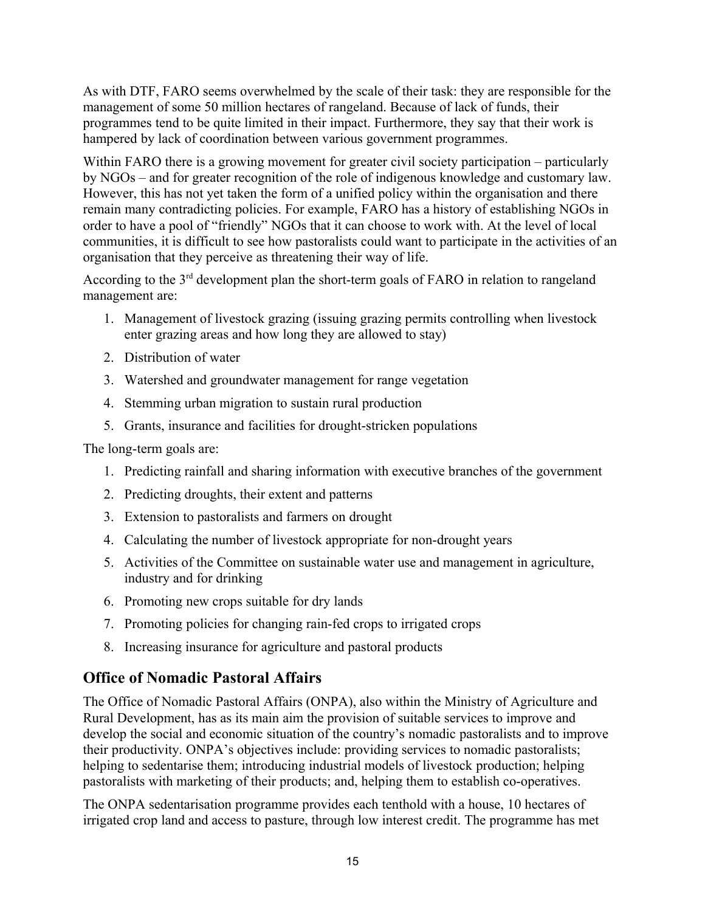As with DTF, FARO seems overwhelmed by the scale of their task: they are responsible for the management of some 50 million hectares of rangeland. Because of lack of funds, their programmes tend to be quite limited in their impact. Furthermore, they say that their work is hampered by lack of coordination between various government programmes.

Within FARO there is a growing movement for greater civil society participation – particularly by NGOs – and for greater recognition of the role of indigenous knowledge and customary law. However, this has not yet taken the form of a unified policy within the organisation and there remain many contradicting policies. For example, FARO has a history of establishing NGOs in order to have a pool of "friendly" NGOs that it can choose to work with. At the level of local communities, it is difficult to see how pastoralists could want to participate in the activities of an organisation that they perceive as threatening their way of life.

According to the 3rd development plan the short-term goals of FARO in relation to rangeland management are:

1. Management of livestock grazing (issuing grazing permits controlling when livestock enter grazing areas and how long they are allowed to stay)
2. Distribution of water
3. Watershed and groundwater management for range vegetation
4. Stemming urban migration to sustain rural production
5. Grants, insurance and facilities for drought-stricken populations

The long-term goals are:

1. Predicting rainfall and sharing information with executive branches of the government
2. Predicting droughts, their extent and patterns
3. Extension to pastoralists and farmers on drought
4. Calculating the number of livestock appropriate for non-drought years
5. Activities of the Committee on sustainable water use and management in agriculture, industry and for drinking
6. Promoting new crops suitable for dry lands
7. Promoting policies for changing rain-fed crops to irrigated crops
8. Increasing insurance for agriculture and pastoral products

## Office of Nomadic Pastoral Affairs

The Office of Nomadic Pastoral Affairs (ONPA), also within the Ministry of Agriculture and Rural Development, has as its main aim the provision of suitable services to improve and develop the social and economic situation of the country's nomadic pastoralists and to improve their productivity. ONPA's objectives include: providing services to nomadic pastoralists; helping to sedentarise them; introducing industrial models of livestock production; helping pastoralists with marketing of their products; and, helping them to establish co-operatives.

The ONPA sedentarisation programme provides each tenthold with a house, 10 hectares of irrigated crop land and access to pasture, through low interest credit. The programme has met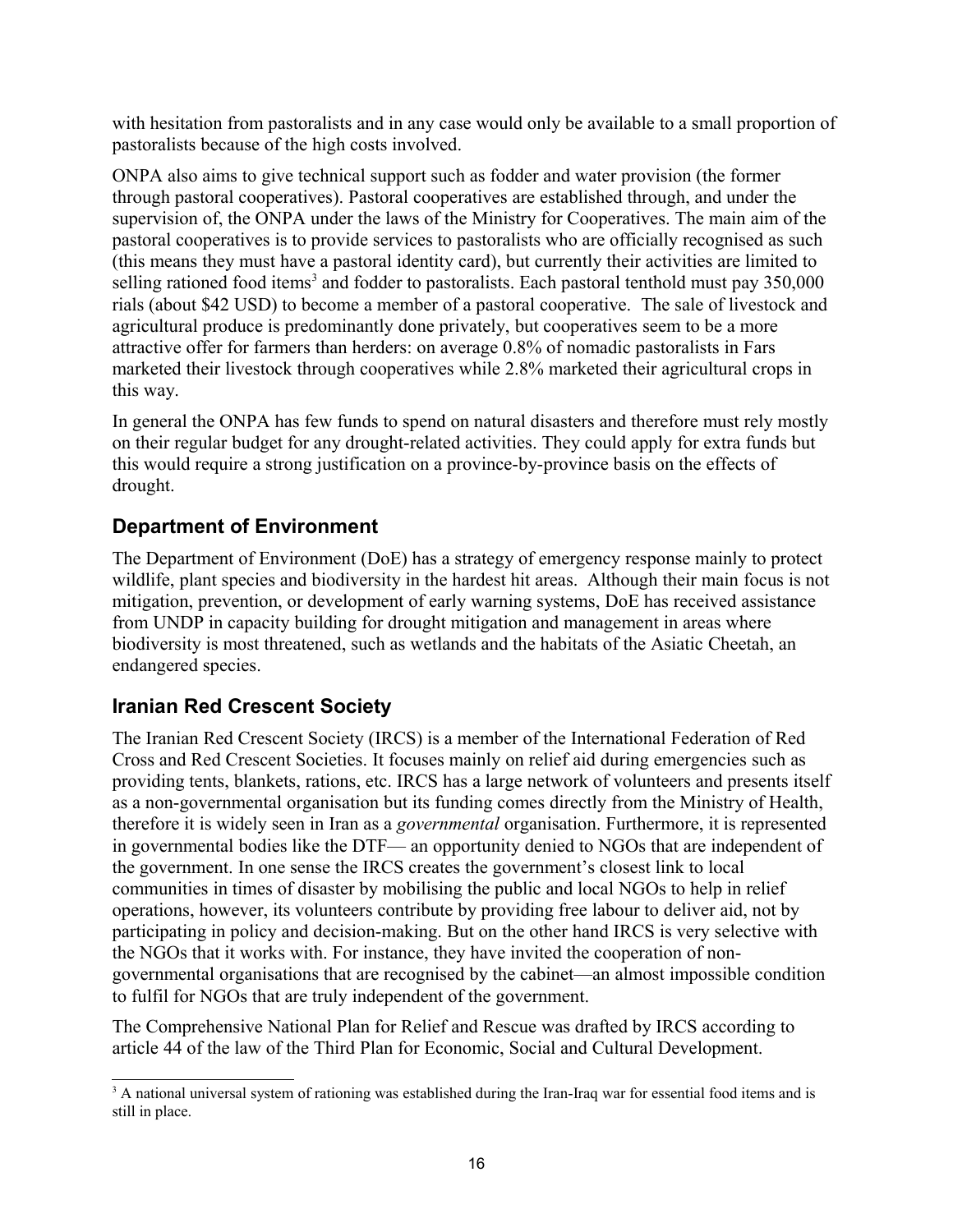with hesitation from pastoralists and in any case would only be available to a small proportion of pastoralists because of the high costs involved.

ONPA also aims to give technical support such as fodder and water provision (the former through pastoral cooperatives). Pastoral cooperatives are established through, and under the supervision of, the ONPA under the laws of the Ministry for Cooperatives. The main aim of the pastoral cooperatives is to provide services to pastoralists who are officially recognised as such (this means they must have a pastoral identity card), but currently their activities are limited to selling rationed food items[3] and fodder to pastoralists. Each pastoral tenthold must pay 350,000 rials (about $42 USD) to become a member of a pastoral cooperative. The sale of livestock and agricultural produce is predominantly done privately, but cooperatives seem to be a more attractive offer for farmers than herders: on average 0.8% of nomadic pastoralists in Fars marketed their livestock through cooperatives while 2.8% marketed their agricultural crops in this way.

In general the ONPA has few funds to spend on natural disasters and therefore must rely mostly on their regular budget for any drought-related activities. They could apply for extra funds but this would require a strong justification on a province-by-province basis on the effects of drought.

## Department of Environment

The Department of Environment (DoE) has a strategy of emergency response mainly to protect wildlife, plant species and biodiversity in the hardest hit areas. Although their main focus is not mitigation, prevention, or development of early warning systems, DoE has received assistance from UNDP in capacity building for drought mitigation and management in areas where biodiversity is most threatened, such as wetlands and the habitats of the Asiatic Cheetah, an endangered species.

## Iranian Red Crescent Society

The Iranian Red Crescent Society (IRCS) is a member of the International Federation of Red Cross and Red Crescent Societies. It focuses mainly on relief aid during emergencies such as providing tents, blankets, rations, etc. IRCS has a large network of volunteers and presents itself as a non-governmental organisation but its funding comes directly from the Ministry of Health, therefore it is widely seen in Iran as a *governmental* organisation. Furthermore, it is represented in governmental bodies like the DTF— an opportunity denied to NGOs that are independent of the government. In one sense the IRCS creates the government's closest link to local communities in times of disaster by mobilising the public and local NGOs to help in relief operations, however, its volunteers contribute by providing free labour to deliver aid, not by participating in policy and decision-making. But on the other hand IRCS is very selective with the NGOs that it works with. For instance, they have invited the cooperation of non-governmental organisations that are recognised by the cabinet—an almost impossible condition to fulfil for NGOs that are truly independent of the government.

The Comprehensive National Plan for Relief and Rescue was drafted by IRCS according to article 44 of the law of the Third Plan for Economic, Social and Cultural Development.

---

[3] A national universal system of rationing was established during the Iran-Iraq war for essential food items and is still in place.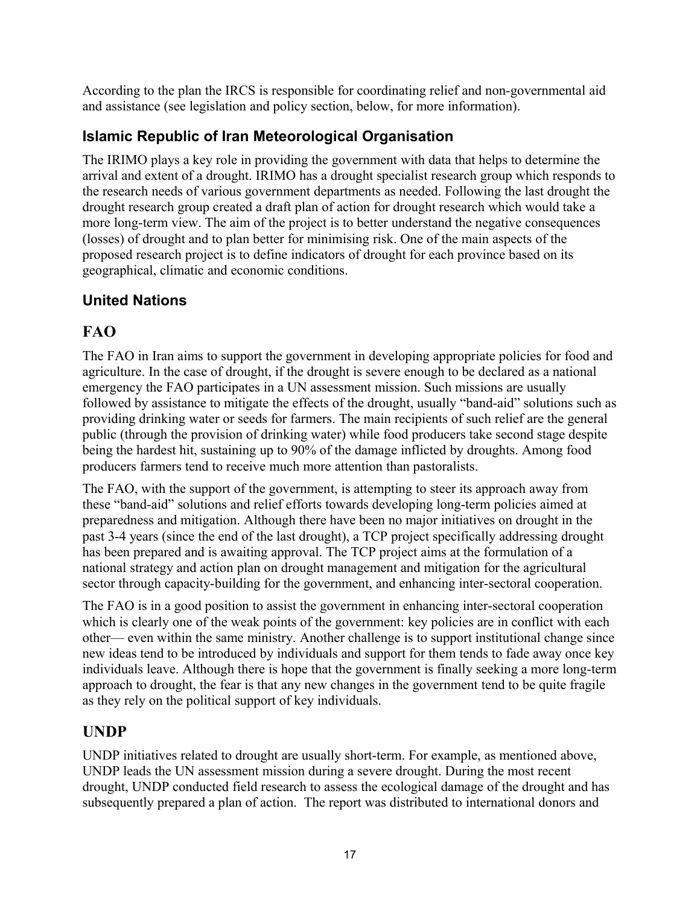According to the plan the IRCS is responsible for coordinating relief and non-governmental aid and assistance (see legislation and policy section, below, for more information).

### Islamic Republic of Iran Meteorological Organisation

The IRIMO plays a key role in providing the government with data that helps to determine the arrival and extent of a drought. IRIMO has a drought specialist research group which responds to the research needs of various government departments as needed. Following the last drought the drought research group created a draft plan of action for drought research which would take a more long-term view. The aim of the project is to better understand the negative consequences (losses) of drought and to plan better for minimising risk. One of the main aspects of the proposed research project is to define indicators of drought for each province based on its geographical, climatic and economic conditions.

### United Nations

## FAO

The FAO in Iran aims to support the government in developing appropriate policies for food and agriculture. In the case of drought, if the drought is severe enough to be declared as a national emergency the FAO participates in a UN assessment mission. Such missions are usually followed by assistance to mitigate the effects of the drought, usually "band-aid" solutions such as providing drinking water or seeds for farmers. The main recipients of such relief are the general public (through the provision of drinking water) while food producers take second stage despite being the hardest hit, sustaining up to 90% of the damage inflicted by droughts. Among food producers farmers tend to receive much more attention than pastoralists.

The FAO, with the support of the government, is attempting to steer its approach away from these "band-aid" solutions and relief efforts towards developing long-term policies aimed at preparedness and mitigation. Although there have been no major initiatives on drought in the past 3-4 years (since the end of the last drought), a TCP project specifically addressing drought has been prepared and is awaiting approval. The TCP project aims at the formulation of a national strategy and action plan on drought management and mitigation for the agricultural sector through capacity-building for the government, and enhancing inter-sectoral cooperation.

The FAO is in a good position to assist the government in enhancing inter-sectoral cooperation which is clearly one of the weak points of the government: key policies are in conflict with each other— even within the same ministry. Another challenge is to support institutional change since new ideas tend to be introduced by individuals and support for them tends to fade away once key individuals leave. Although there is hope that the government is finally seeking a more long-term approach to drought, the fear is that any new changes in the government tend to be quite fragile as they rely on the political support of key individuals.

## UNDP

UNDP initiatives related to drought are usually short-term. For example, as mentioned above, UNDP leads the UN assessment mission during a severe drought. During the most recent drought, UNDP conducted field research to assess the ecological damage of the drought and has subsequently prepared a plan of action. The report was distributed to international donors and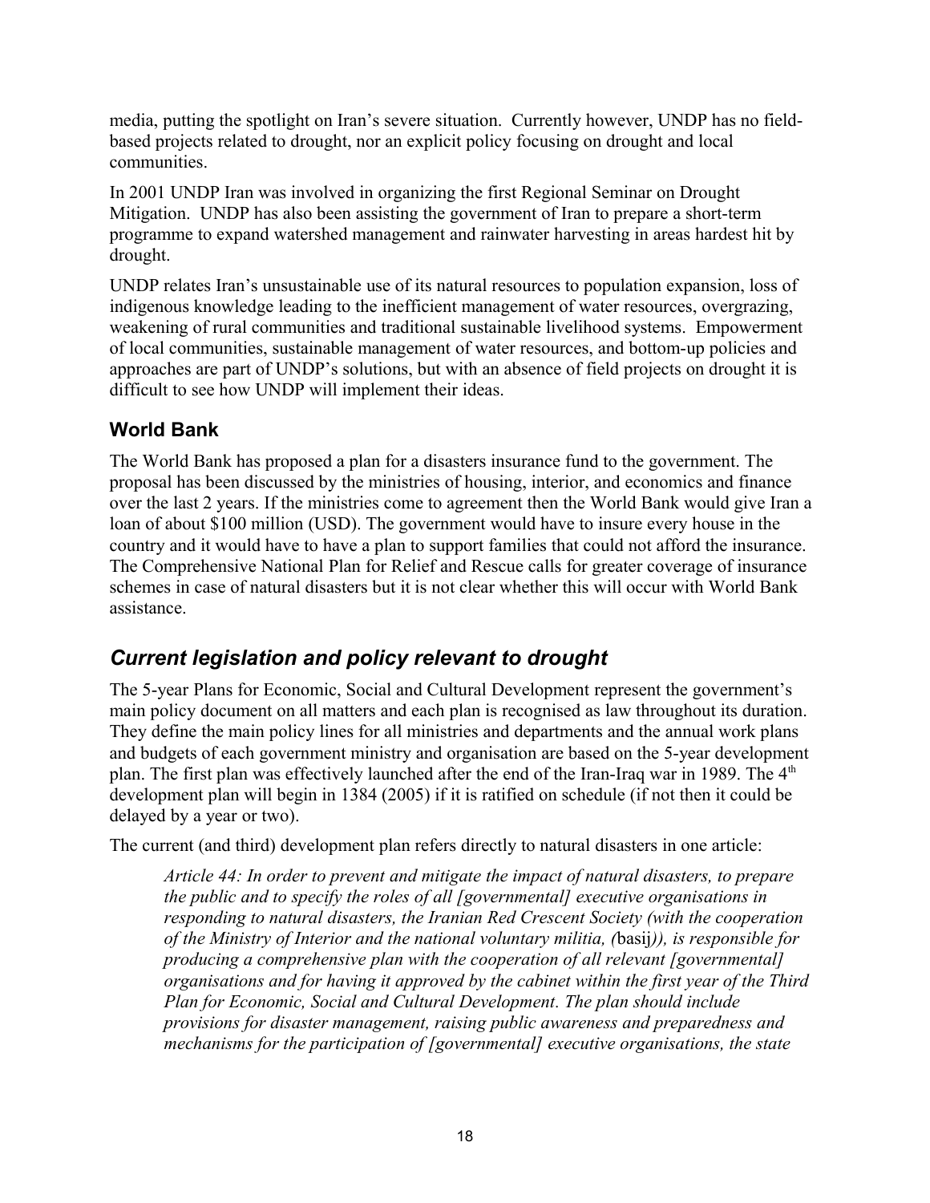media, putting the spotlight on Iran's severe situation. Currently however, UNDP has no field-based projects related to drought, nor an explicit policy focusing on drought and local communities.

In 2001 UNDP Iran was involved in organizing the first Regional Seminar on Drought Mitigation. UNDP has also been assisting the government of Iran to prepare a short-term programme to expand watershed management and rainwater harvesting in areas hardest hit by drought.

UNDP relates Iran's unsustainable use of its natural resources to population expansion, loss of indigenous knowledge leading to the inefficient management of water resources, overgrazing, weakening of rural communities and traditional sustainable livelihood systems. Empowerment of local communities, sustainable management of water resources, and bottom-up policies and approaches are part of UNDP's solutions, but with an absence of field projects on drought it is difficult to see how UNDP will implement their ideas.

### World Bank

The World Bank has proposed a plan for a disasters insurance fund to the government. The proposal has been discussed by the ministries of housing, interior, and economics and finance over the last 2 years. If the ministries come to agreement then the World Bank would give Iran a loan of about $100 million (USD). The government would have to insure every house in the country and it would have to have a plan to support families that could not afford the insurance. The Comprehensive National Plan for Relief and Rescue calls for greater coverage of insurance schemes in case of natural disasters but it is not clear whether this will occur with World Bank assistance.

## *Current legislation and policy relevant to drought*

The 5-year Plans for Economic, Social and Cultural Development represent the government's main policy document on all matters and each plan is recognised as law throughout its duration. They define the main policy lines for all ministries and departments and the annual work plans and budgets of each government ministry and organisation are based on the 5-year development plan. The first plan was effectively launched after the end of the Iran-Iraq war in 1989. The 4th development plan will begin in 1384 (2005) if it is ratified on schedule (if not then it could be delayed by a year or two).

The current (and third) development plan refers directly to natural disasters in one article:

> *Article 44: In order to prevent and mitigate the impact of natural disasters, to prepare the public and to specify the roles of all [governmental] executive organisations in responding to natural disasters, the Iranian Red Crescent Society (with the cooperation of the Ministry of Interior and the national voluntary militia, (*basij*)), is responsible for producing a comprehensive plan with the cooperation of all relevant [governmental] organisations and for having it approved by the cabinet within the first year of the Third Plan for Economic, Social and Cultural Development. The plan should include provisions for disaster management, raising public awareness and preparedness and mechanisms for the participation of [governmental] executive organisations, the state*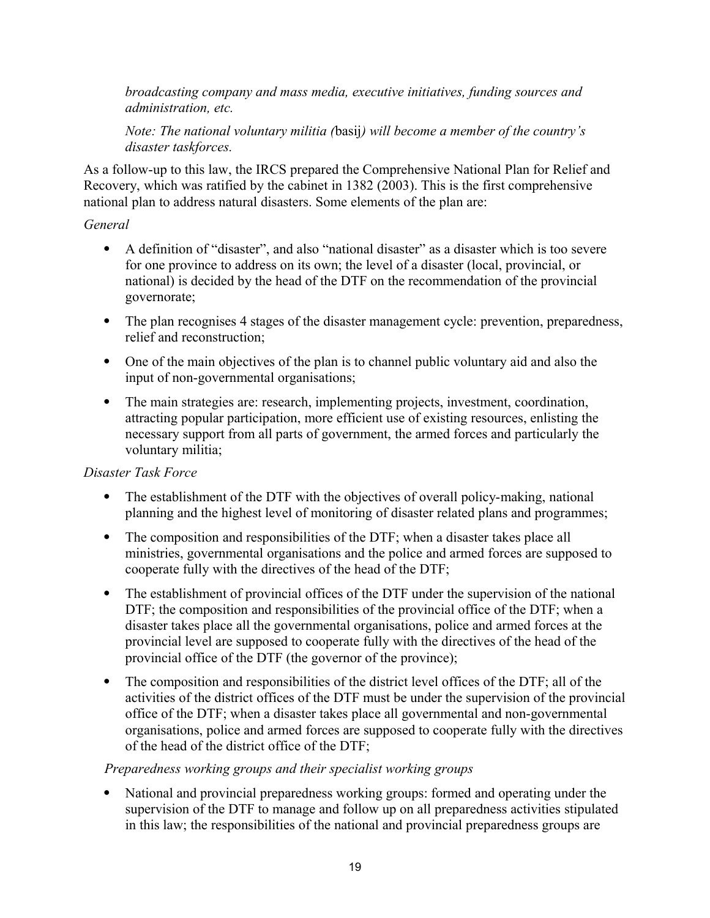*broadcasting company and mass media, executive initiatives, funding sources and administration, etc.*

*Note: The national voluntary militia (*basij*) will become a member of the country's disaster taskforces.*

As a follow-up to this law, the IRCS prepared the Comprehensive National Plan for Relief and Recovery, which was ratified by the cabinet in 1382 (2003). This is the first comprehensive national plan to address natural disasters. Some elements of the plan are:

*General*

- A definition of "disaster", and also "national disaster" as a disaster which is too severe for one province to address on its own; the level of a disaster (local, provincial, or national) is decided by the head of the DTF on the recommendation of the provincial governorate;
- The plan recognises 4 stages of the disaster management cycle: prevention, preparedness, relief and reconstruction;
- One of the main objectives of the plan is to channel public voluntary aid and also the input of non-governmental organisations;
- The main strategies are: research, implementing projects, investment, coordination, attracting popular participation, more efficient use of existing resources, enlisting the necessary support from all parts of government, the armed forces and particularly the voluntary militia;

*Disaster Task Force*

- The establishment of the DTF with the objectives of overall policy-making, national planning and the highest level of monitoring of disaster related plans and programmes;
- The composition and responsibilities of the DTF; when a disaster takes place all ministries, governmental organisations and the police and armed forces are supposed to cooperate fully with the directives of the head of the DTF;
- The establishment of provincial offices of the DTF under the supervision of the national DTF; the composition and responsibilities of the provincial office of the DTF; when a disaster takes place all the governmental organisations, police and armed forces at the provincial level are supposed to cooperate fully with the directives of the head of the provincial office of the DTF (the governor of the province);
- The composition and responsibilities of the district level offices of the DTF; all of the activities of the district offices of the DTF must be under the supervision of the provincial office of the DTF; when a disaster takes place all governmental and non-governmental organisations, police and armed forces are supposed to cooperate fully with the directives of the head of the district office of the DTF;

*Preparedness working groups and their specialist working groups*

- National and provincial preparedness working groups: formed and operating under the supervision of the DTF to manage and follow up on all preparedness activities stipulated in this law; the responsibilities of the national and provincial preparedness groups are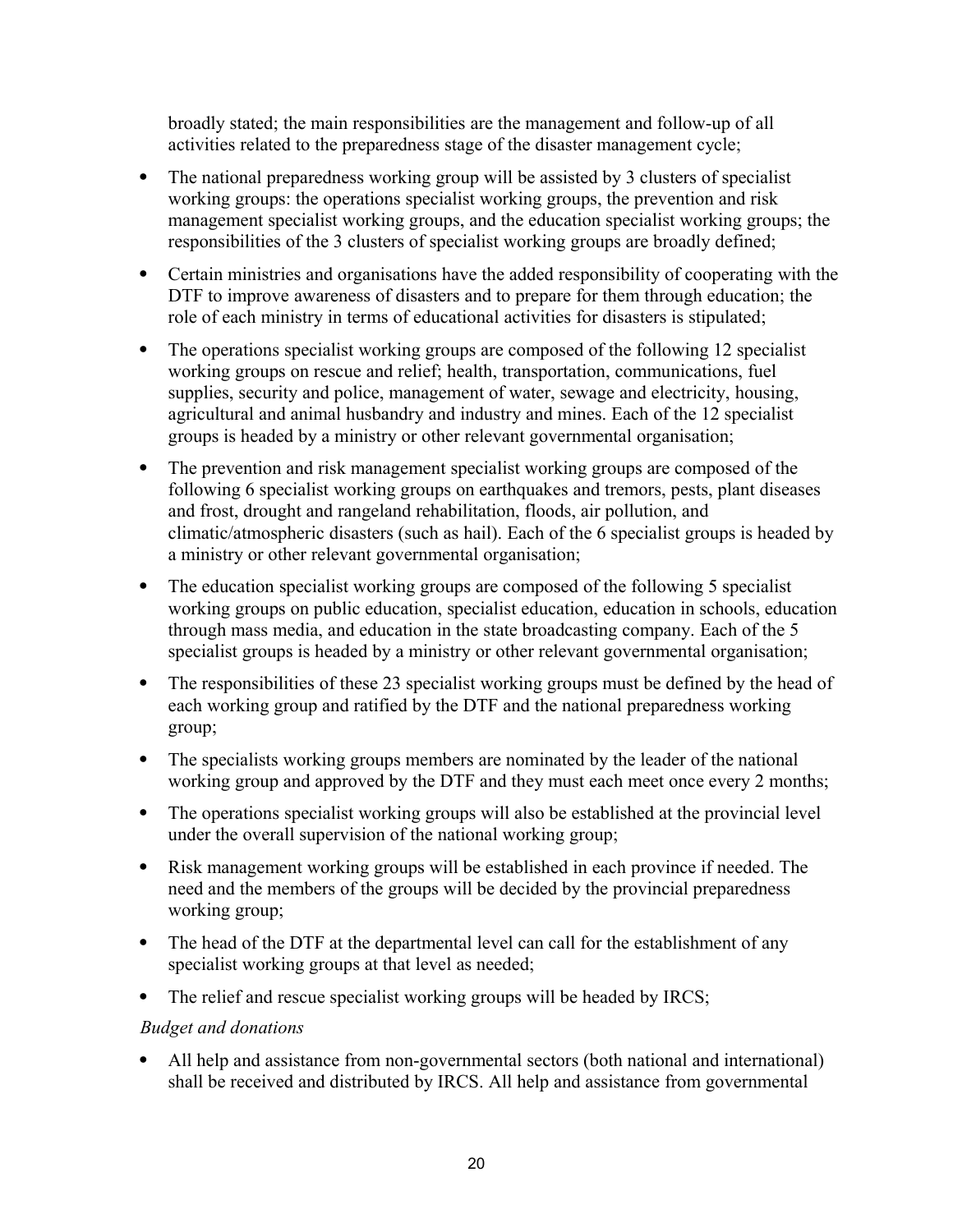broadly stated; the main responsibilities are the management and follow-up of all activities related to the preparedness stage of the disaster management cycle;

- The national preparedness working group will be assisted by 3 clusters of specialist working groups: the operations specialist working groups, the prevention and risk management specialist working groups, and the education specialist working groups; the responsibilities of the 3 clusters of specialist working groups are broadly defined;
- Certain ministries and organisations have the added responsibility of cooperating with the DTF to improve awareness of disasters and to prepare for them through education; the role of each ministry in terms of educational activities for disasters is stipulated;
- The operations specialist working groups are composed of the following 12 specialist working groups on rescue and relief; health, transportation, communications, fuel supplies, security and police, management of water, sewage and electricity, housing, agricultural and animal husbandry and industry and mines. Each of the 12 specialist groups is headed by a ministry or other relevant governmental organisation;
- The prevention and risk management specialist working groups are composed of the following 6 specialist working groups on earthquakes and tremors, pests, plant diseases and frost, drought and rangeland rehabilitation, floods, air pollution, and climatic/atmospheric disasters (such as hail). Each of the 6 specialist groups is headed by a ministry or other relevant governmental organisation;
- The education specialist working groups are composed of the following 5 specialist working groups on public education, specialist education, education in schools, education through mass media, and education in the state broadcasting company. Each of the 5 specialist groups is headed by a ministry or other relevant governmental organisation;
- The responsibilities of these 23 specialist working groups must be defined by the head of each working group and ratified by the DTF and the national preparedness working group;
- The specialists working groups members are nominated by the leader of the national working group and approved by the DTF and they must each meet once every 2 months;
- The operations specialist working groups will also be established at the provincial level under the overall supervision of the national working group;
- Risk management working groups will be established in each province if needed. The need and the members of the groups will be decided by the provincial preparedness working group;
- The head of the DTF at the departmental level can call for the establishment of any specialist working groups at that level as needed;
- The relief and rescue specialist working groups will be headed by IRCS;

*Budget and donations*

- All help and assistance from non-governmental sectors (both national and international) shall be received and distributed by IRCS. All help and assistance from governmental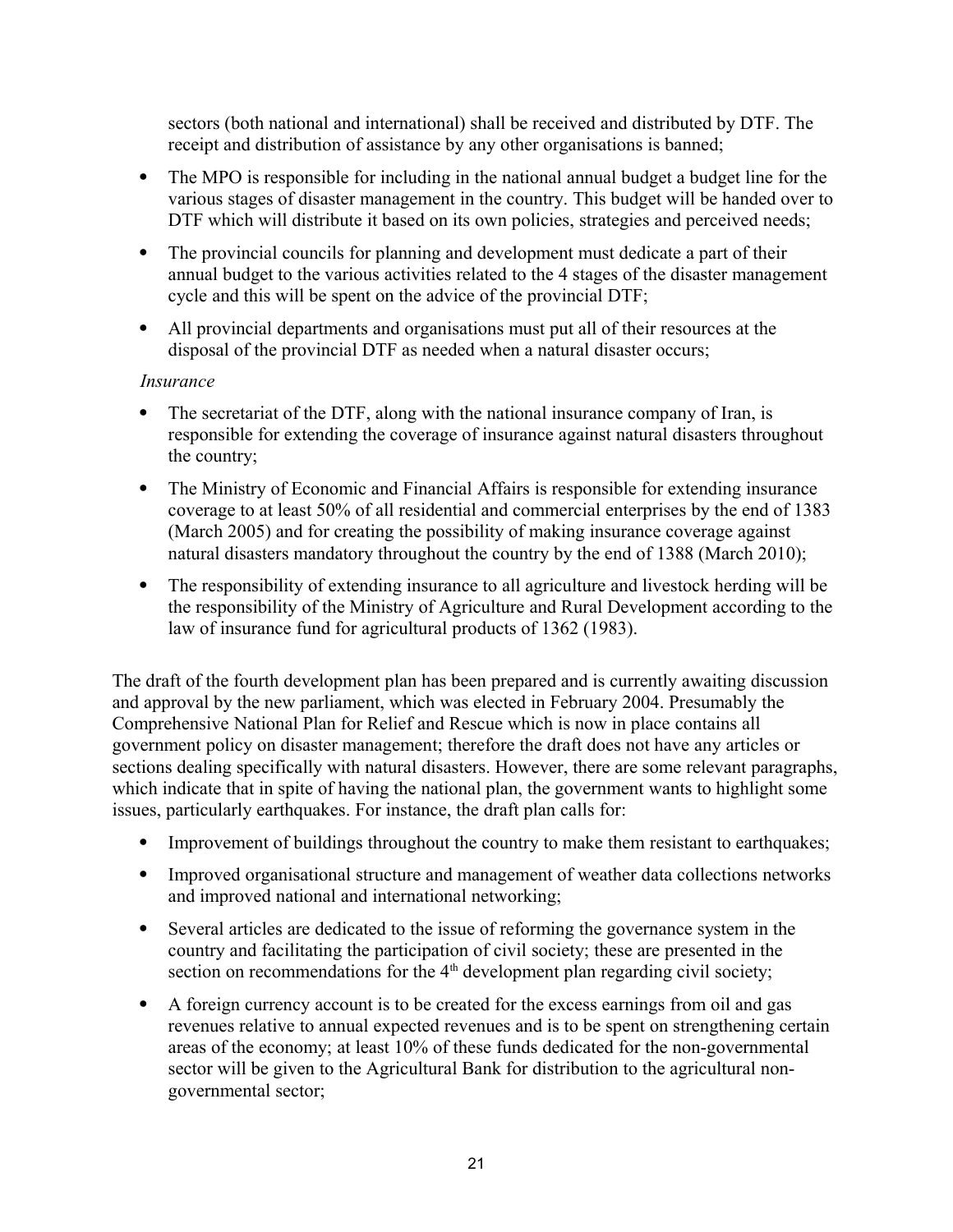sectors (both national and international) shall be received and distributed by DTF. The receipt and distribution of assistance by any other organisations is banned;

- The MPO is responsible for including in the national annual budget a budget line for the various stages of disaster management in the country. This budget will be handed over to DTF which will distribute it based on its own policies, strategies and perceived needs;
- The provincial councils for planning and development must dedicate a part of their annual budget to the various activities related to the 4 stages of the disaster management cycle and this will be spent on the advice of the provincial DTF;
- All provincial departments and organisations must put all of their resources at the disposal of the provincial DTF as needed when a natural disaster occurs;

*Insurance*

- The secretariat of the DTF, along with the national insurance company of Iran, is responsible for extending the coverage of insurance against natural disasters throughout the country;
- The Ministry of Economic and Financial Affairs is responsible for extending insurance coverage to at least 50% of all residential and commercial enterprises by the end of 1383 (March 2005) and for creating the possibility of making insurance coverage against natural disasters mandatory throughout the country by the end of 1388 (March 2010);
- The responsibility of extending insurance to all agriculture and livestock herding will be the responsibility of the Ministry of Agriculture and Rural Development according to the law of insurance fund for agricultural products of 1362 (1983).

The draft of the fourth development plan has been prepared and is currently awaiting discussion and approval by the new parliament, which was elected in February 2004. Presumably the Comprehensive National Plan for Relief and Rescue which is now in place contains all government policy on disaster management; therefore the draft does not have any articles or sections dealing specifically with natural disasters. However, there are some relevant paragraphs, which indicate that in spite of having the national plan, the government wants to highlight some issues, particularly earthquakes. For instance, the draft plan calls for:

- Improvement of buildings throughout the country to make them resistant to earthquakes;
- Improved organisational structure and management of weather data collections networks and improved national and international networking;
- Several articles are dedicated to the issue of reforming the governance system in the country and facilitating the participation of civil society; these are presented in the section on recommendations for the 4th development plan regarding civil society;
- A foreign currency account is to be created for the excess earnings from oil and gas revenues relative to annual expected revenues and is to be spent on strengthening certain areas of the economy; at least 10% of these funds dedicated for the non-governmental sector will be given to the Agricultural Bank for distribution to the agricultural non-governmental sector;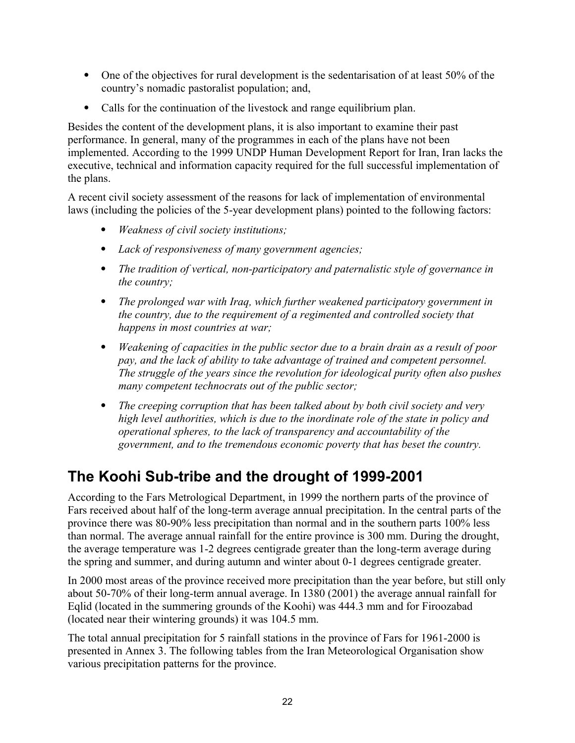- One of the objectives for rural development is the sedentarisation of at least 50% of the country's nomadic pastoralist population; and,
- Calls for the continuation of the livestock and range equilibrium plan.

Besides the content of the development plans, it is also important to examine their past performance. In general, many of the programmes in each of the plans have not been implemented. According to the 1999 UNDP Human Development Report for Iran, Iran lacks the executive, technical and information capacity required for the full successful implementation of the plans.

A recent civil society assessment of the reasons for lack of implementation of environmental laws (including the policies of the 5-year development plans) pointed to the following factors:

- *Weakness of civil society institutions;*
- *Lack of responsiveness of many government agencies;*
- *The tradition of vertical, non-participatory and paternalistic style of governance in the country;*
- *The prolonged war with Iraq, which further weakened participatory government in the country, due to the requirement of a regimented and controlled society that happens in most countries at war;*
- *Weakening of capacities in the public sector due to a brain drain as a result of poor pay, and the lack of ability to take advantage of trained and competent personnel. The struggle of the years since the revolution for ideological purity often also pushes many competent technocrats out of the public sector;*
- *The creeping corruption that has been talked about by both civil society and very high level authorities, which is due to the inordinate role of the state in policy and operational spheres, to the lack of transparency and accountability of the government, and to the tremendous economic poverty that has beset the country.*

## The Koohi Sub-tribe and the drought of 1999-2001

According to the Fars Metrological Department, in 1999 the northern parts of the province of Fars received about half of the long-term average annual precipitation. In the central parts of the province there was 80-90% less precipitation than normal and in the southern parts 100% less than normal. The average annual rainfall for the entire province is 300 mm. During the drought, the average temperature was 1-2 degrees centigrade greater than the long-term average during the spring and summer, and during autumn and winter about 0-1 degrees centigrade greater.

In 2000 most areas of the province received more precipitation than the year before, but still only about 50-70% of their long-term annual average. In 1380 (2001) the average annual rainfall for Eqlid (located in the summering grounds of the Koohi) was 444.3 mm and for Firoozabad (located near their wintering grounds) it was 104.5 mm.

The total annual precipitation for 5 rainfall stations in the province of Fars for 1961-2000 is presented in Annex 3. The following tables from the Iran Meteorological Organisation show various precipitation patterns for the province.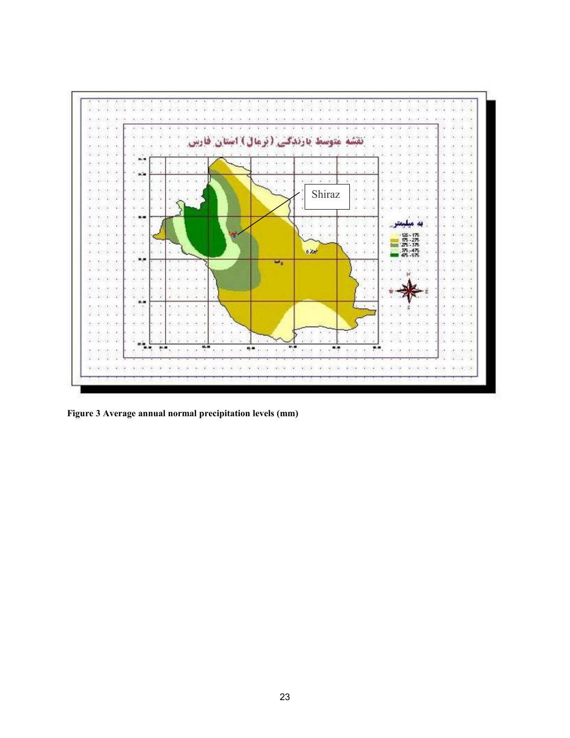Figure 3 Average annual normal precipitation levels (mm)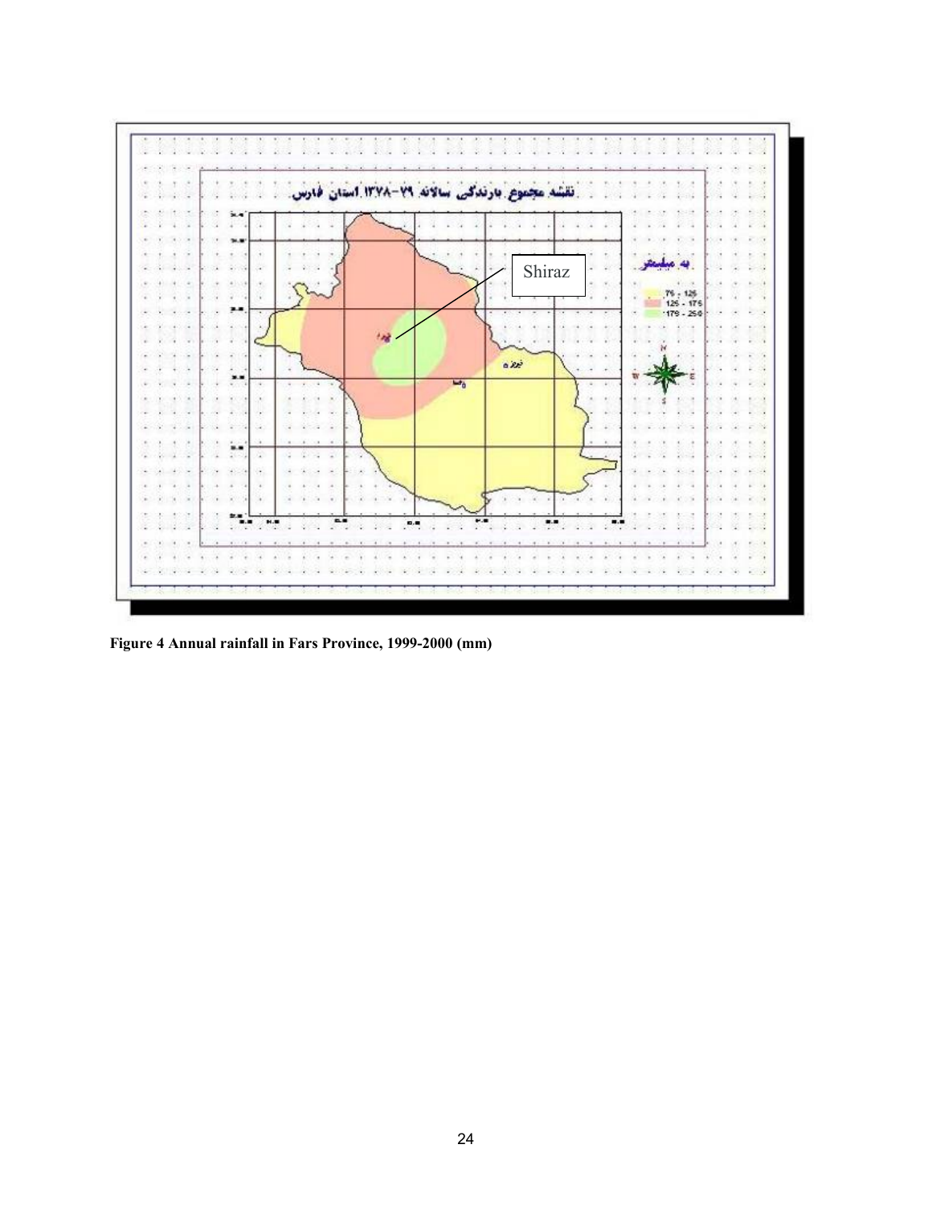**Figure 4 Annual rainfall in Fars Province, 1999-2000 (mm)**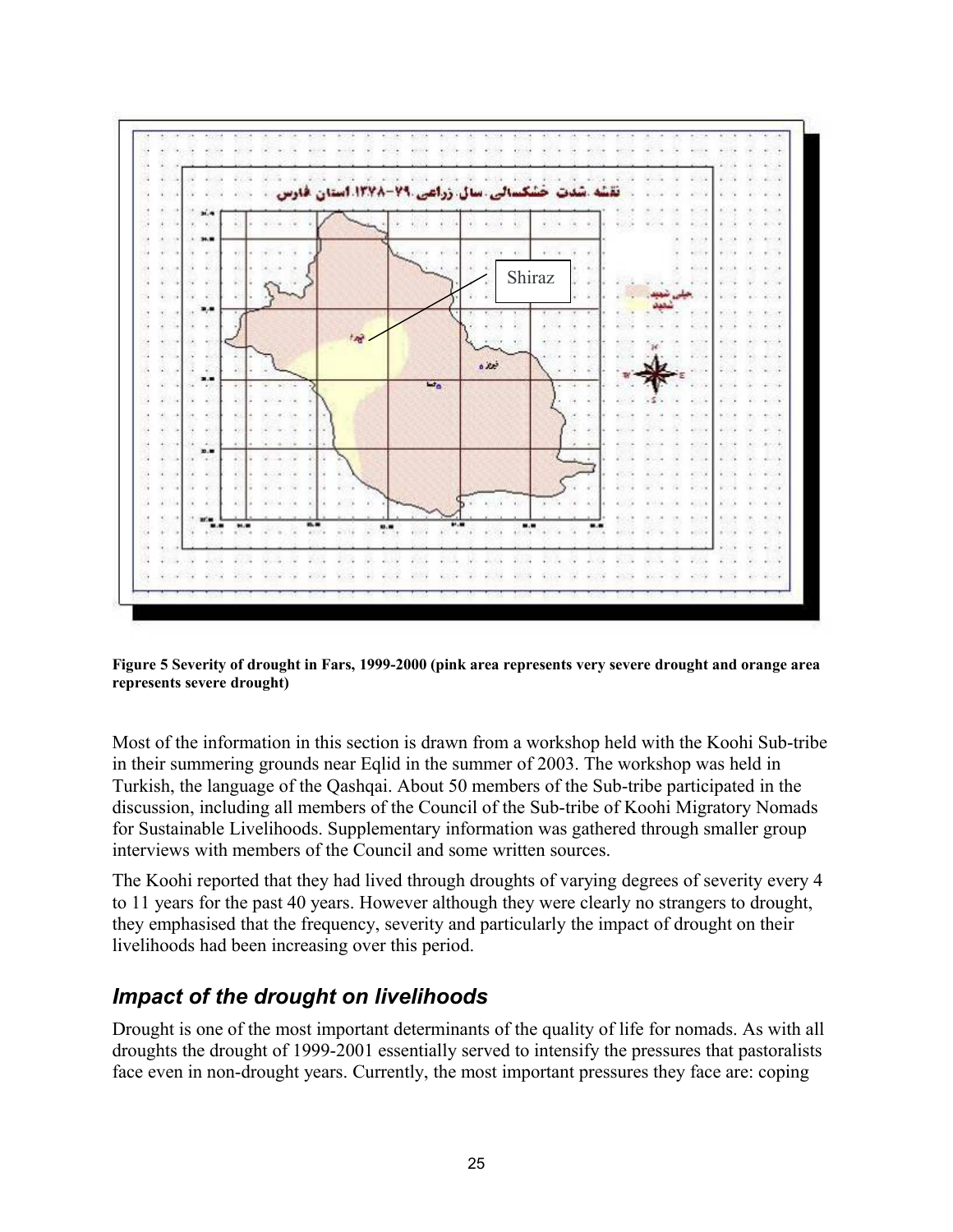**Figure 5 Severity of drought in Fars, 1999-2000 (pink area represents very severe drought and orange area represents severe drought)**

Most of the information in this section is drawn from a workshop held with the Koohi Sub-tribe in their summering grounds near Eqlid in the summer of 2003. The workshop was held in Turkish, the language of the Qashqai. About 50 members of the Sub-tribe participated in the discussion, including all members of the Council of the Sub-tribe of Koohi Migratory Nomads for Sustainable Livelihoods. Supplementary information was gathered through smaller group interviews with members of the Council and some written sources.

The Koohi reported that they had lived through droughts of varying degrees of severity every 4 to 11 years for the past 40 years. However although they were clearly no strangers to drought, they emphasised that the frequency, severity and particularly the impact of drought on their livelihoods had been increasing over this period.

## *Impact of the drought on livelihoods*

Drought is one of the most important determinants of the quality of life for nomads. As with all droughts the drought of 1999-2001 essentially served to intensify the pressures that pastoralists face even in non-drought years. Currently, the most important pressures they face are: coping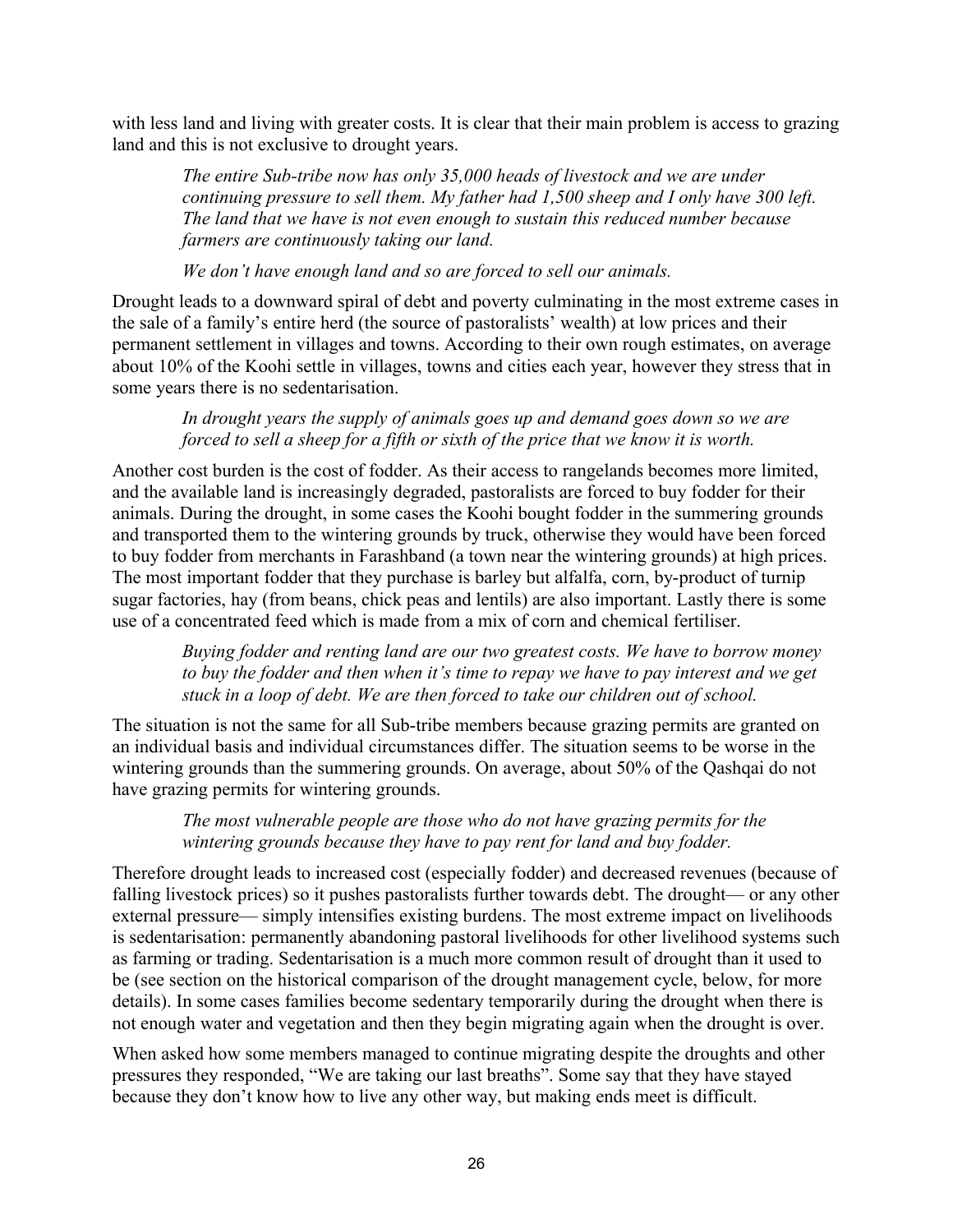with less land and living with greater costs. It is clear that their main problem is access to grazing land and this is not exclusive to drought years.

> *The entire Sub-tribe now has only 35,000 heads of livestock and we are under continuing pressure to sell them. My father had 1,500 sheep and I only have 300 left. The land that we have is not even enough to sustain this reduced number because farmers are continuously taking our land.*
>
> *We don't have enough land and so are forced to sell our animals.*

Drought leads to a downward spiral of debt and poverty culminating in the most extreme cases in the sale of a family's entire herd (the source of pastoralists' wealth) at low prices and their permanent settlement in villages and towns. According to their own rough estimates, on average about 10% of the Koohi settle in villages, towns and cities each year, however they stress that in some years there is no sedentarisation.

> *In drought years the supply of animals goes up and demand goes down so we are forced to sell a sheep for a fifth or sixth of the price that we know it is worth.*

Another cost burden is the cost of fodder. As their access to rangelands becomes more limited, and the available land is increasingly degraded, pastoralists are forced to buy fodder for their animals. During the drought, in some cases the Koohi bought fodder in the summering grounds and transported them to the wintering grounds by truck, otherwise they would have been forced to buy fodder from merchants in Farashband (a town near the wintering grounds) at high prices. The most important fodder that they purchase is barley but alfalfa, corn, by-product of turnip sugar factories, hay (from beans, chick peas and lentils) are also important. Lastly there is some use of a concentrated feed which is made from a mix of corn and chemical fertiliser.

> *Buying fodder and renting land are our two greatest costs. We have to borrow money to buy the fodder and then when it's time to repay we have to pay interest and we get stuck in a loop of debt. We are then forced to take our children out of school.*

The situation is not the same for all Sub-tribe members because grazing permits are granted on an individual basis and individual circumstances differ. The situation seems to be worse in the wintering grounds than the summering grounds. On average, about 50% of the Qashqai do not have grazing permits for wintering grounds.

> *The most vulnerable people are those who do not have grazing permits for the wintering grounds because they have to pay rent for land and buy fodder.*

Therefore drought leads to increased cost (especially fodder) and decreased revenues (because of falling livestock prices) so it pushes pastoralists further towards debt. The drought— or any other external pressure— simply intensifies existing burdens. The most extreme impact on livelihoods is sedentarisation: permanently abandoning pastoral livelihoods for other livelihood systems such as farming or trading. Sedentarisation is a much more common result of drought than it used to be (see section on the historical comparison of the drought management cycle, below, for more details). In some cases families become sedentary temporarily during the drought when there is not enough water and vegetation and then they begin migrating again when the drought is over.

When asked how some members managed to continue migrating despite the droughts and other pressures they responded, "We are taking our last breaths". Some say that they have stayed because they don't know how to live any other way, but making ends meet is difficult.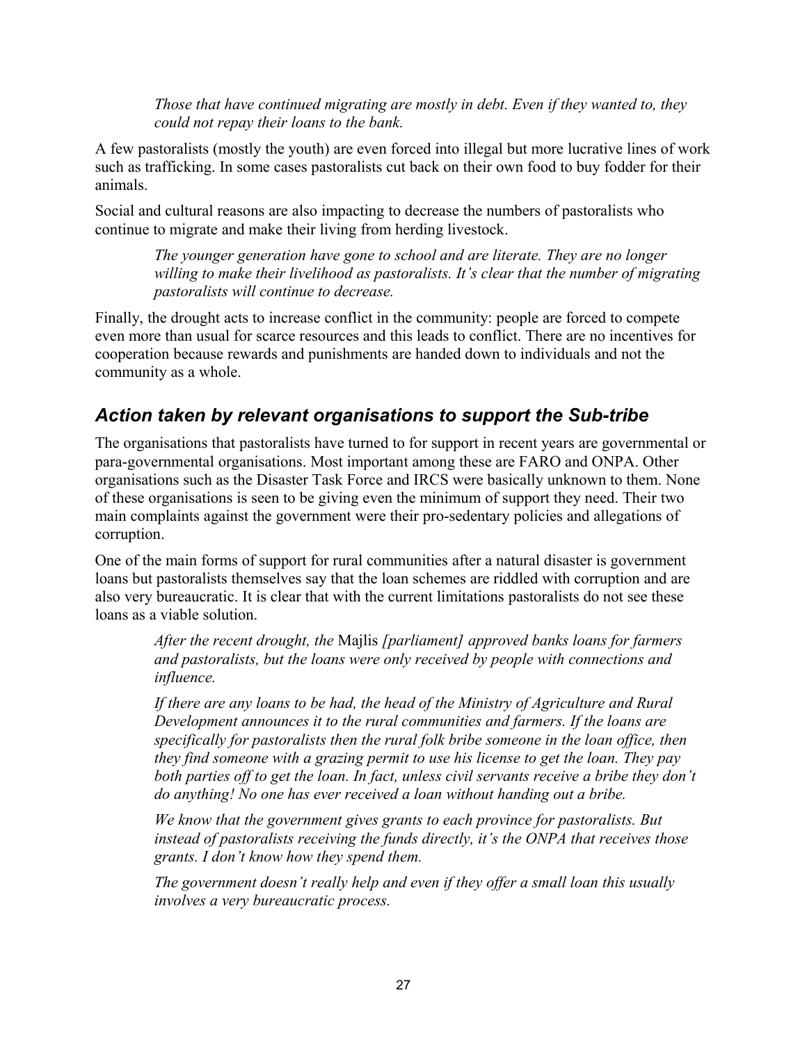*Those that have continued migrating are mostly in debt. Even if they wanted to, they could not repay their loans to the bank.*

A few pastoralists (mostly the youth) are even forced into illegal but more lucrative lines of work such as trafficking. In some cases pastoralists cut back on their own food to buy fodder for their animals.

Social and cultural reasons are also impacting to decrease the numbers of pastoralists who continue to migrate and make their living from herding livestock.

*The younger generation have gone to school and are literate. They are no longer willing to make their livelihood as pastoralists. It's clear that the number of migrating pastoralists will continue to decrease.*

Finally, the drought acts to increase conflict in the community: people are forced to compete even more than usual for scarce resources and this leads to conflict. There are no incentives for cooperation because rewards and punishments are handed down to individuals and not the community as a whole.

## *Action taken by relevant organisations to support the Sub-tribe*

The organisations that pastoralists have turned to for support in recent years are governmental or para-governmental organisations. Most important among these are FARO and ONPA. Other organisations such as the Disaster Task Force and IRCS were basically unknown to them. None of these organisations is seen to be giving even the minimum of support they need. Their two main complaints against the government were their pro-sedentary policies and allegations of corruption.

One of the main forms of support for rural communities after a natural disaster is government loans but pastoralists themselves say that the loan schemes are riddled with corruption and are also very bureaucratic. It is clear that with the current limitations pastoralists do not see these loans as a viable solution.

*After the recent drought, the* Majlis *[parliament] approved banks loans for farmers and pastoralists, but the loans were only received by people with connections and influence.*

*If there are any loans to be had, the head of the Ministry of Agriculture and Rural Development announces it to the rural communities and farmers. If the loans are specifically for pastoralists then the rural folk bribe someone in the loan office, then they find someone with a grazing permit to use his license to get the loan. They pay both parties off to get the loan. In fact, unless civil servants receive a bribe they don't do anything! No one has ever received a loan without handing out a bribe.*

*We know that the government gives grants to each province for pastoralists. But instead of pastoralists receiving the funds directly, it's the ONPA that receives those grants. I don't know how they spend them.*

*The government doesn't really help and even if they offer a small loan this usually involves a very bureaucratic process.*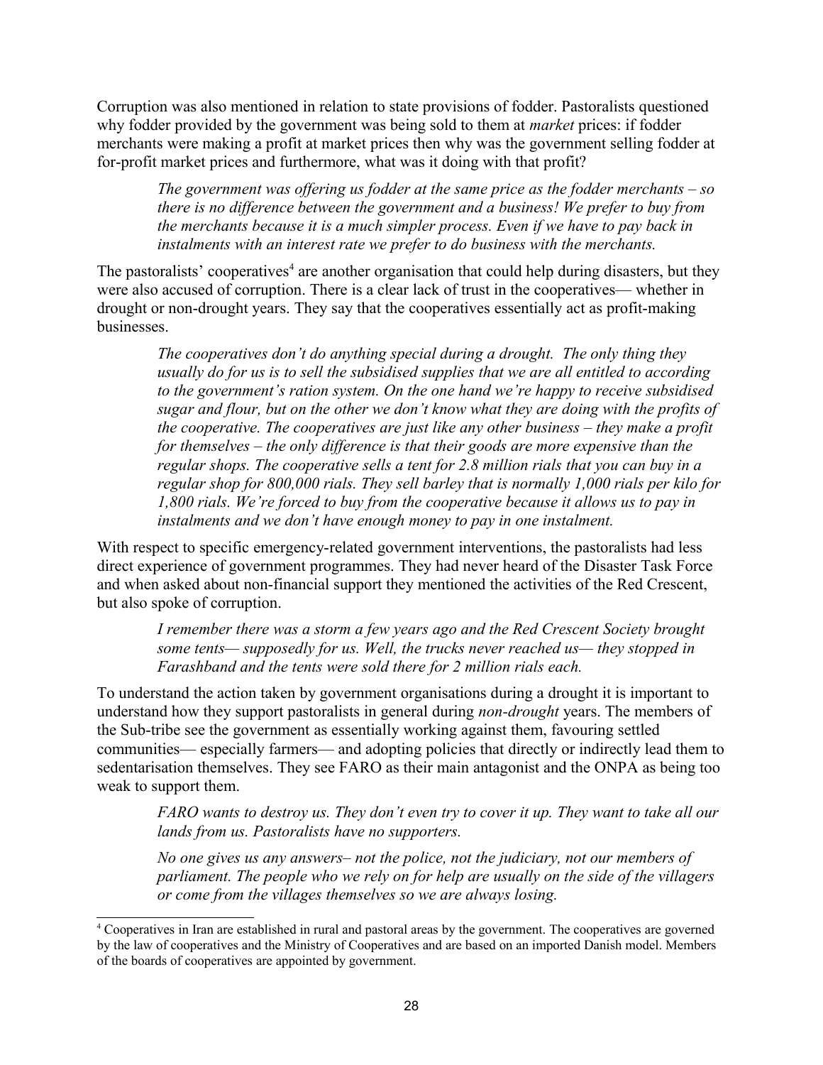Corruption was also mentioned in relation to state provisions of fodder. Pastoralists questioned why fodder provided by the government was being sold to them at *market* prices: if fodder merchants were making a profit at market prices then why was the government selling fodder at for-profit market prices and furthermore, what was it doing with that profit?

> *The government was offering us fodder at the same price as the fodder merchants – so there is no difference between the government and a business! We prefer to buy from the merchants because it is a much simpler process. Even if we have to pay back in instalments with an interest rate we prefer to do business with the merchants.*

The pastoralists' cooperatives[4] are another organisation that could help during disasters, but they were also accused of corruption. There is a clear lack of trust in the cooperatives— whether in drought or non-drought years. They say that the cooperatives essentially act as profit-making businesses.

> *The cooperatives don't do anything special during a drought. The only thing they usually do for us is to sell the subsidised supplies that we are all entitled to according to the government's ration system. On the one hand we're happy to receive subsidised sugar and flour, but on the other we don't know what they are doing with the profits of the cooperative. The cooperatives are just like any other business – they make a profit for themselves – the only difference is that their goods are more expensive than the regular shops. The cooperative sells a tent for 2.8 million rials that you can buy in a regular shop for 800,000 rials. They sell barley that is normally 1,000 rials per kilo for 1,800 rials. We're forced to buy from the cooperative because it allows us to pay in instalments and we don't have enough money to pay in one instalment.*

With respect to specific emergency-related government interventions, the pastoralists had less direct experience of government programmes. They had never heard of the Disaster Task Force and when asked about non-financial support they mentioned the activities of the Red Crescent, but also spoke of corruption.

> *I remember there was a storm a few years ago and the Red Crescent Society brought some tents— supposedly for us. Well, the trucks never reached us— they stopped in Farashband and the tents were sold there for 2 million rials each.*

To understand the action taken by government organisations during a drought it is important to understand how they support pastoralists in general during *non-drought* years. The members of the Sub-tribe see the government as essentially working against them, favouring settled communities— especially farmers— and adopting policies that directly or indirectly lead them to sedentarisation themselves. They see FARO as their main antagonist and the ONPA as being too weak to support them.

> *FARO wants to destroy us. They don't even try to cover it up. They want to take all our lands from us. Pastoralists have no supporters.*
>
> *No one gives us any answers– not the police, not the judiciary, not our members of parliament. The people who we rely on for help are usually on the side of the villagers or come from the villages themselves so we are always losing.*

---

[4] Cooperatives in Iran are established in rural and pastoral areas by the government. The cooperatives are governed by the law of cooperatives and the Ministry of Cooperatives and are based on an imported Danish model. Members of the boards of cooperatives are appointed by government.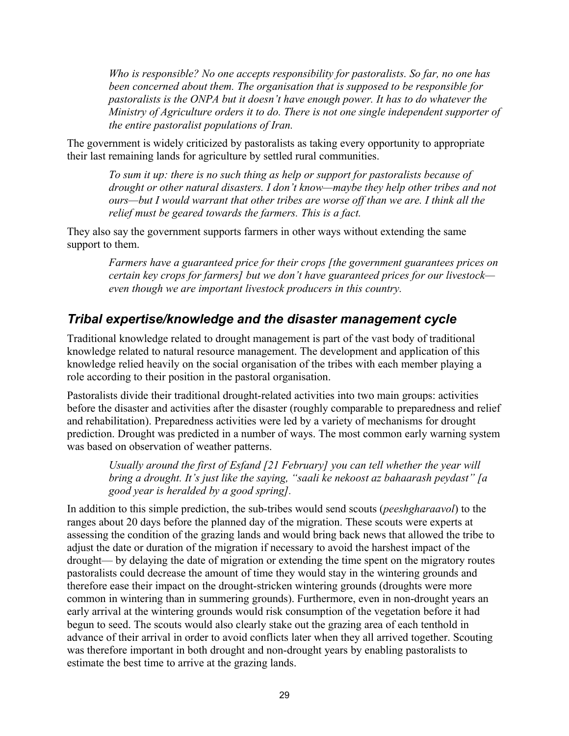*Who is responsible? No one accepts responsibility for pastoralists. So far, no one has been concerned about them. The organisation that is supposed to be responsible for pastoralists is the ONPA but it doesn't have enough power. It has to do whatever the Ministry of Agriculture orders it to do. There is not one single independent supporter of the entire pastoralist populations of Iran.*

The government is widely criticized by pastoralists as taking every opportunity to appropriate their last remaining lands for agriculture by settled rural communities.

*To sum it up: there is no such thing as help or support for pastoralists because of drought or other natural disasters. I don't know—maybe they help other tribes and not ours—but I would warrant that other tribes are worse off than we are. I think all the relief must be geared towards the farmers. This is a fact.*

They also say the government supports farmers in other ways without extending the same support to them.

*Farmers have a guaranteed price for their crops [the government guarantees prices on certain key crops for farmers] but we don't have guaranteed prices for our livestock—even though we are important livestock producers in this country.*

## Tribal expertise/knowledge and the disaster management cycle

Traditional knowledge related to drought management is part of the vast body of traditional knowledge related to natural resource management. The development and application of this knowledge relied heavily on the social organisation of the tribes with each member playing a role according to their position in the pastoral organisation.

Pastoralists divide their traditional drought-related activities into two main groups: activities before the disaster and activities after the disaster (roughly comparable to preparedness and relief and rehabilitation). Preparedness activities were led by a variety of mechanisms for drought prediction. Drought was predicted in a number of ways. The most common early warning system was based on observation of weather patterns.

*Usually around the first of Esfand [21 February] you can tell whether the year will bring a drought. It's just like the saying, "saali ke nekoost az bahaarash peydast" [a good year is heralded by a good spring].*

In addition to this simple prediction, the sub-tribes would send scouts (*peeshgharaavol*) to the ranges about 20 days before the planned day of the migration. These scouts were experts at assessing the condition of the grazing lands and would bring back news that allowed the tribe to adjust the date or duration of the migration if necessary to avoid the harshest impact of the drought— by delaying the date of migration or extending the time spent on the migratory routes pastoralists could decrease the amount of time they would stay in the wintering grounds and therefore ease their impact on the drought-stricken wintering grounds (droughts were more common in wintering than in summering grounds). Furthermore, even in non-drought years an early arrival at the wintering grounds would risk consumption of the vegetation before it had begun to seed. The scouts would also clearly stake out the grazing area of each tenthold in advance of their arrival in order to avoid conflicts later when they all arrived together. Scouting was therefore important in both drought and non-drought years by enabling pastoralists to estimate the best time to arrive at the grazing lands.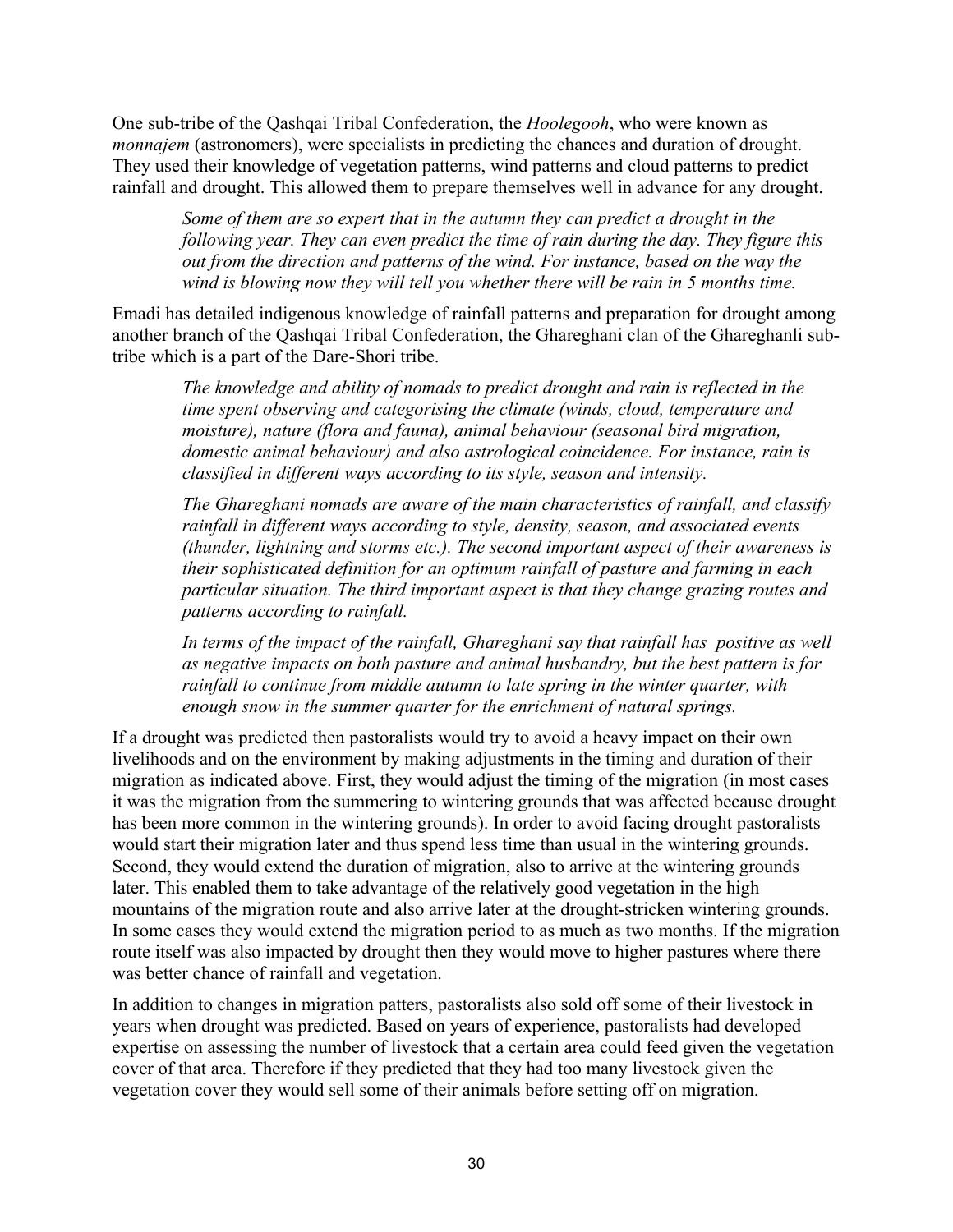One sub-tribe of the Qashqai Tribal Confederation, the *Hoolegooh*, who were known as *monnajem* (astronomers), were specialists in predicting the chances and duration of drought. They used their knowledge of vegetation patterns, wind patterns and cloud patterns to predict rainfall and drought. This allowed them to prepare themselves well in advance for any drought.

> *Some of them are so expert that in the autumn they can predict a drought in the following year. They can even predict the time of rain during the day. They figure this out from the direction and patterns of the wind. For instance, based on the way the wind is blowing now they will tell you whether there will be rain in 5 months time.*

Emadi has detailed indigenous knowledge of rainfall patterns and preparation for drought among another branch of the Qashqai Tribal Confederation, the Ghareghani clan of the Ghareghanli sub-tribe which is a part of the Dare-Shori tribe.

> *The knowledge and ability of nomads to predict drought and rain is reflected in the time spent observing and categorising the climate (winds, cloud, temperature and moisture), nature (flora and fauna), animal behaviour (seasonal bird migration, domestic animal behaviour) and also astrological coincidence. For instance, rain is classified in different ways according to its style, season and intensity.*
>
> *The Ghareghani nomads are aware of the main characteristics of rainfall, and classify rainfall in different ways according to style, density, season, and associated events (thunder, lightning and storms etc.). The second important aspect of their awareness is their sophisticated definition for an optimum rainfall of pasture and farming in each particular situation. The third important aspect is that they change grazing routes and patterns according to rainfall.*
>
> *In terms of the impact of the rainfall, Ghareghani say that rainfall has positive as well as negative impacts on both pasture and animal husbandry, but the best pattern is for rainfall to continue from middle autumn to late spring in the winter quarter, with enough snow in the summer quarter for the enrichment of natural springs.*

If a drought was predicted then pastoralists would try to avoid a heavy impact on their own livelihoods and on the environment by making adjustments in the timing and duration of their migration as indicated above. First, they would adjust the timing of the migration (in most cases it was the migration from the summering to wintering grounds that was affected because drought has been more common in the wintering grounds). In order to avoid facing drought pastoralists would start their migration later and thus spend less time than usual in the wintering grounds. Second, they would extend the duration of migration, also to arrive at the wintering grounds later. This enabled them to take advantage of the relatively good vegetation in the high mountains of the migration route and also arrive later at the drought-stricken wintering grounds. In some cases they would extend the migration period to as much as two months. If the migration route itself was also impacted by drought then they would move to higher pastures where there was better chance of rainfall and vegetation.

In addition to changes in migration patters, pastoralists also sold off some of their livestock in years when drought was predicted. Based on years of experience, pastoralists had developed expertise on assessing the number of livestock that a certain area could feed given the vegetation cover of that area. Therefore if they predicted that they had too many livestock given the vegetation cover they would sell some of their animals before setting off on migration.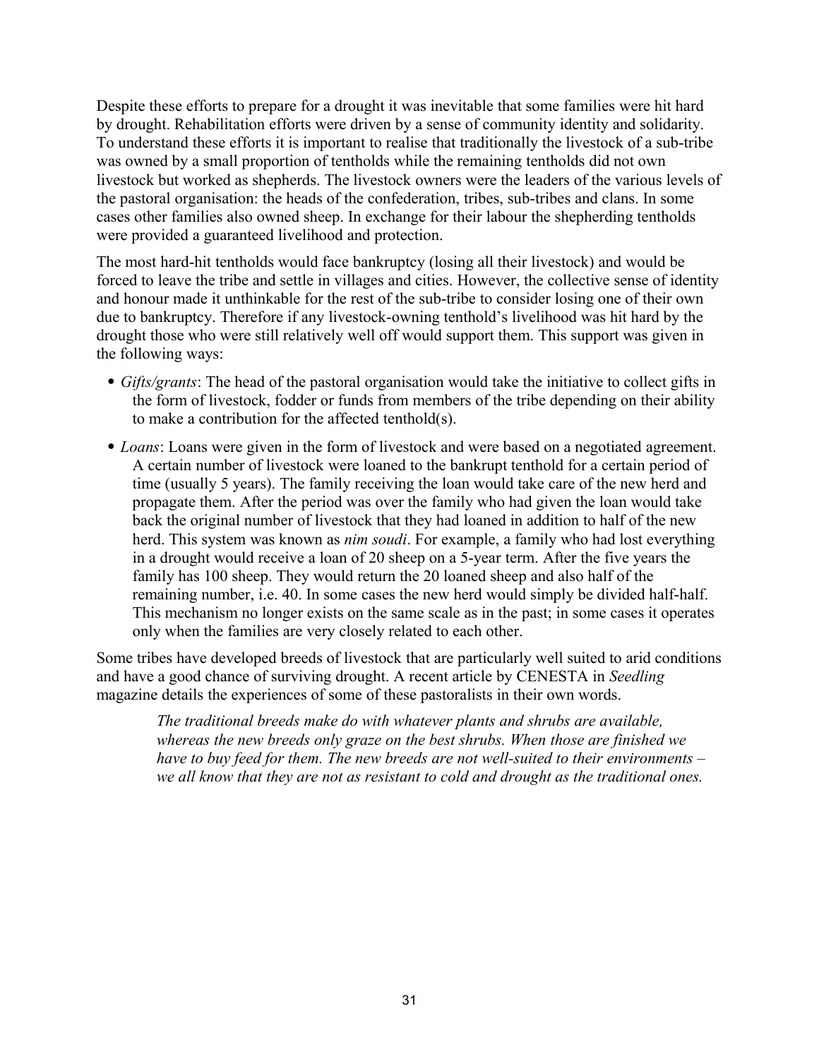Despite these efforts to prepare for a drought it was inevitable that some families were hit hard by drought. Rehabilitation efforts were driven by a sense of community identity and solidarity. To understand these efforts it is important to realise that traditionally the livestock of a sub-tribe was owned by a small proportion of tentholds while the remaining tentholds did not own livestock but worked as shepherds. The livestock owners were the leaders of the various levels of the pastoral organisation: the heads of the confederation, tribes, sub-tribes and clans. In some cases other families also owned sheep. In exchange for their labour the shepherding tentholds were provided a guaranteed livelihood and protection.

The most hard-hit tentholds would face bankruptcy (losing all their livestock) and would be forced to leave the tribe and settle in villages and cities. However, the collective sense of identity and honour made it unthinkable for the rest of the sub-tribe to consider losing one of their own due to bankruptcy. Therefore if any livestock-owning tenthold's livelihood was hit hard by the drought those who were still relatively well off would support them. This support was given in the following ways:

- *Gifts/grants*: The head of the pastoral organisation would take the initiative to collect gifts in the form of livestock, fodder or funds from members of the tribe depending on their ability to make a contribution for the affected tenthold(s).
- *Loans*: Loans were given in the form of livestock and were based on a negotiated agreement. A certain number of livestock were loaned to the bankrupt tenthold for a certain period of time (usually 5 years). The family receiving the loan would take care of the new herd and propagate them. After the period was over the family who had given the loan would take back the original number of livestock that they had loaned in addition to half of the new herd. This system was known as *nim soudi*. For example, a family who had lost everything in a drought would receive a loan of 20 sheep on a 5-year term. After the five years the family has 100 sheep. They would return the 20 loaned sheep and also half of the remaining number, i.e. 40. In some cases the new herd would simply be divided half-half. This mechanism no longer exists on the same scale as in the past; in some cases it operates only when the families are very closely related to each other.

Some tribes have developed breeds of livestock that are particularly well suited to arid conditions and have a good chance of surviving drought. A recent article by CENESTA in *Seedling* magazine details the experiences of some of these pastoralists in their own words.

> *The traditional breeds make do with whatever plants and shrubs are available, whereas the new breeds only graze on the best shrubs. When those are finished we have to buy feed for them. The new breeds are not well-suited to their environments – we all know that they are not as resistant to cold and drought as the traditional ones.*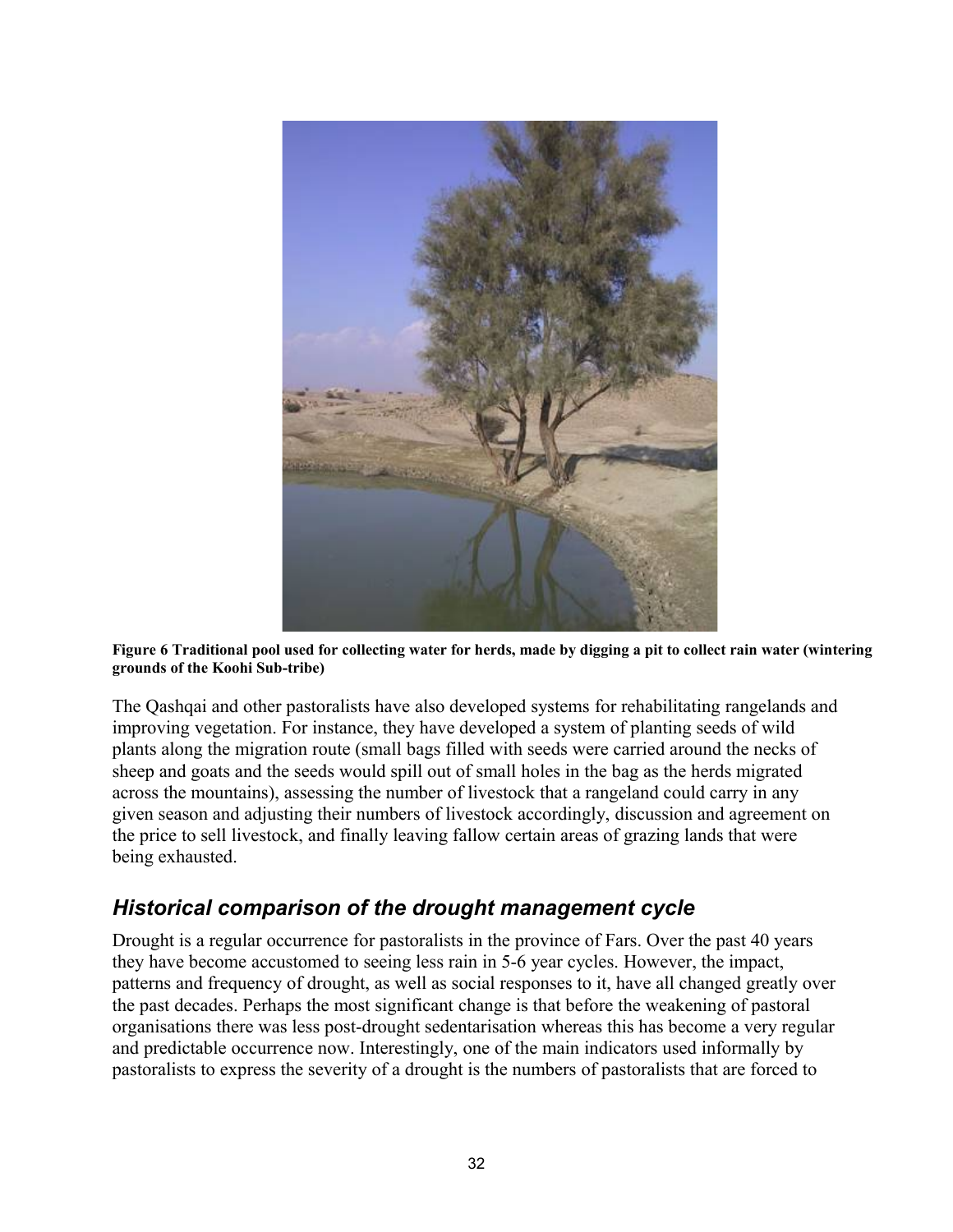**Figure 6 Traditional pool used for collecting water for herds, made by digging a pit to collect rain water (wintering grounds of the Koohi Sub-tribe)**

The Qashqai and other pastoralists have also developed systems for rehabilitating rangelands and improving vegetation. For instance, they have developed a system of planting seeds of wild plants along the migration route (small bags filled with seeds were carried around the necks of sheep and goats and the seeds would spill out of small holes in the bag as the herds migrated across the mountains), assessing the number of livestock that a rangeland could carry in any given season and adjusting their numbers of livestock accordingly, discussion and agreement on the price to sell livestock, and finally leaving fallow certain areas of grazing lands that were being exhausted.

## *Historical comparison of the drought management cycle*

Drought is a regular occurrence for pastoralists in the province of Fars. Over the past 40 years they have become accustomed to seeing less rain in 5-6 year cycles. However, the impact, patterns and frequency of drought, as well as social responses to it, have all changed greatly over the past decades. Perhaps the most significant change is that before the weakening of pastoral organisations there was less post-drought sedentarisation whereas this has become a very regular and predictable occurrence now. Interestingly, one of the main indicators used informally by pastoralists to express the severity of a drought is the numbers of pastoralists that are forced to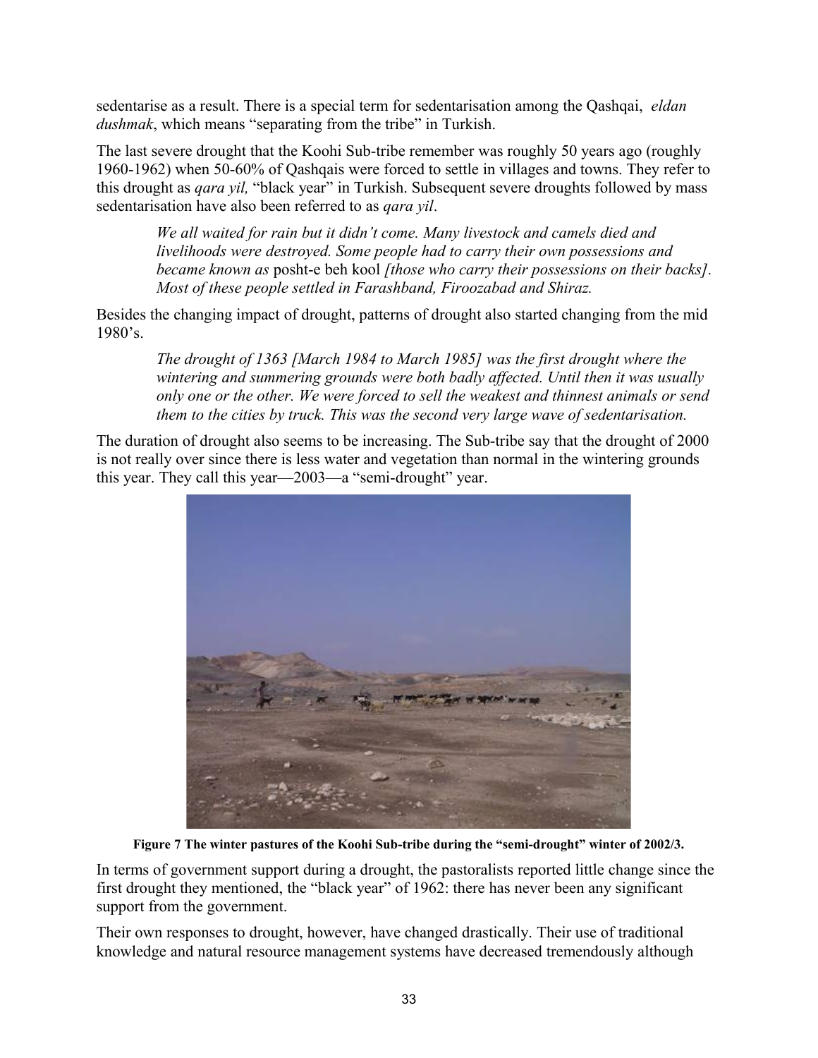sedentarise as a result. There is a special term for sedentarisation among the Qashqai, *eldan dushmak*, which means "separating from the tribe" in Turkish.

The last severe drought that the Koohi Sub-tribe remember was roughly 50 years ago (roughly 1960-1962) when 50-60% of Qashqais were forced to settle in villages and towns. They refer to this drought as *qara yil,* "black year" in Turkish. Subsequent severe droughts followed by mass sedentarisation have also been referred to as *qara yil*.

> *We all waited for rain but it didn't come. Many livestock and camels died and livelihoods were destroyed. Some people had to carry their own possessions and became known as* posht-e beh kool *[those who carry their possessions on their backs]. Most of these people settled in Farashband, Firoozabad and Shiraz.*

Besides the changing impact of drought, patterns of drought also started changing from the mid 1980's.

> *The drought of 1363 [March 1984 to March 1985] was the first drought where the wintering and summering grounds were both badly affected. Until then it was usually only one or the other. We were forced to sell the weakest and thinnest animals or send them to the cities by truck. This was the second very large wave of sedentarisation.*

The duration of drought also seems to be increasing. The Sub-tribe say that the drought of 2000 is not really over since there is less water and vegetation than normal in the wintering grounds this year. They call this year—2003—a "semi-drought" year.

**Figure 7 The winter pastures of the Koohi Sub-tribe during the "semi-drought" winter of 2002/3.**

In terms of government support during a drought, the pastoralists reported little change since the first drought they mentioned, the "black year" of 1962: there has never been any significant support from the government.

Their own responses to drought, however, have changed drastically. Their use of traditional knowledge and natural resource management systems have decreased tremendously although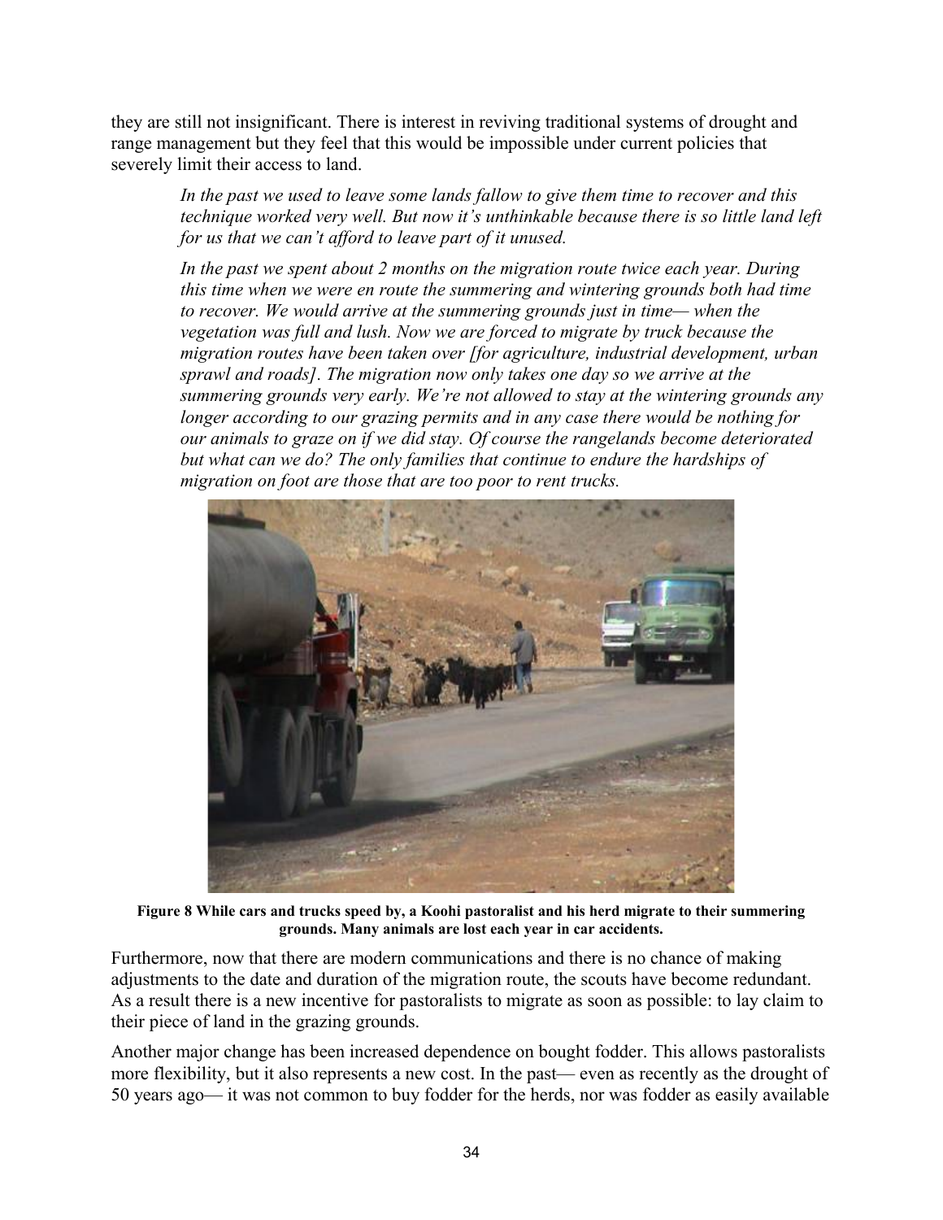they are still not insignificant. There is interest in reviving traditional systems of drought and range management but they feel that this would be impossible under current policies that severely limit their access to land.

> *In the past we used to leave some lands fallow to give them time to recover and this technique worked very well. But now it's unthinkable because there is so little land left for us that we can't afford to leave part of it unused.*
>
> *In the past we spent about 2 months on the migration route twice each year. During this time when we were en route the summering and wintering grounds both had time to recover. We would arrive at the summering grounds just in time— when the vegetation was full and lush. Now we are forced to migrate by truck because the migration routes have been taken over [for agriculture, industrial development, urban sprawl and roads]. The migration now only takes one day so we arrive at the summering grounds very early. We're not allowed to stay at the wintering grounds any longer according to our grazing permits and in any case there would be nothing for our animals to graze on if we did stay. Of course the rangelands become deteriorated but what can we do? The only families that continue to endure the hardships of migration on foot are those that are too poor to rent trucks.*

**Figure 8 While cars and trucks speed by, a Koohi pastoralist and his herd migrate to their summering grounds. Many animals are lost each year in car accidents.**

Furthermore, now that there are modern communications and there is no chance of making adjustments to the date and duration of the migration route, the scouts have become redundant. As a result there is a new incentive for pastoralists to migrate as soon as possible: to lay claim to their piece of land in the grazing grounds.

Another major change has been increased dependence on bought fodder. This allows pastoralists more flexibility, but it also represents a new cost. In the past— even as recently as the drought of 50 years ago— it was not common to buy fodder for the herds, nor was fodder as easily available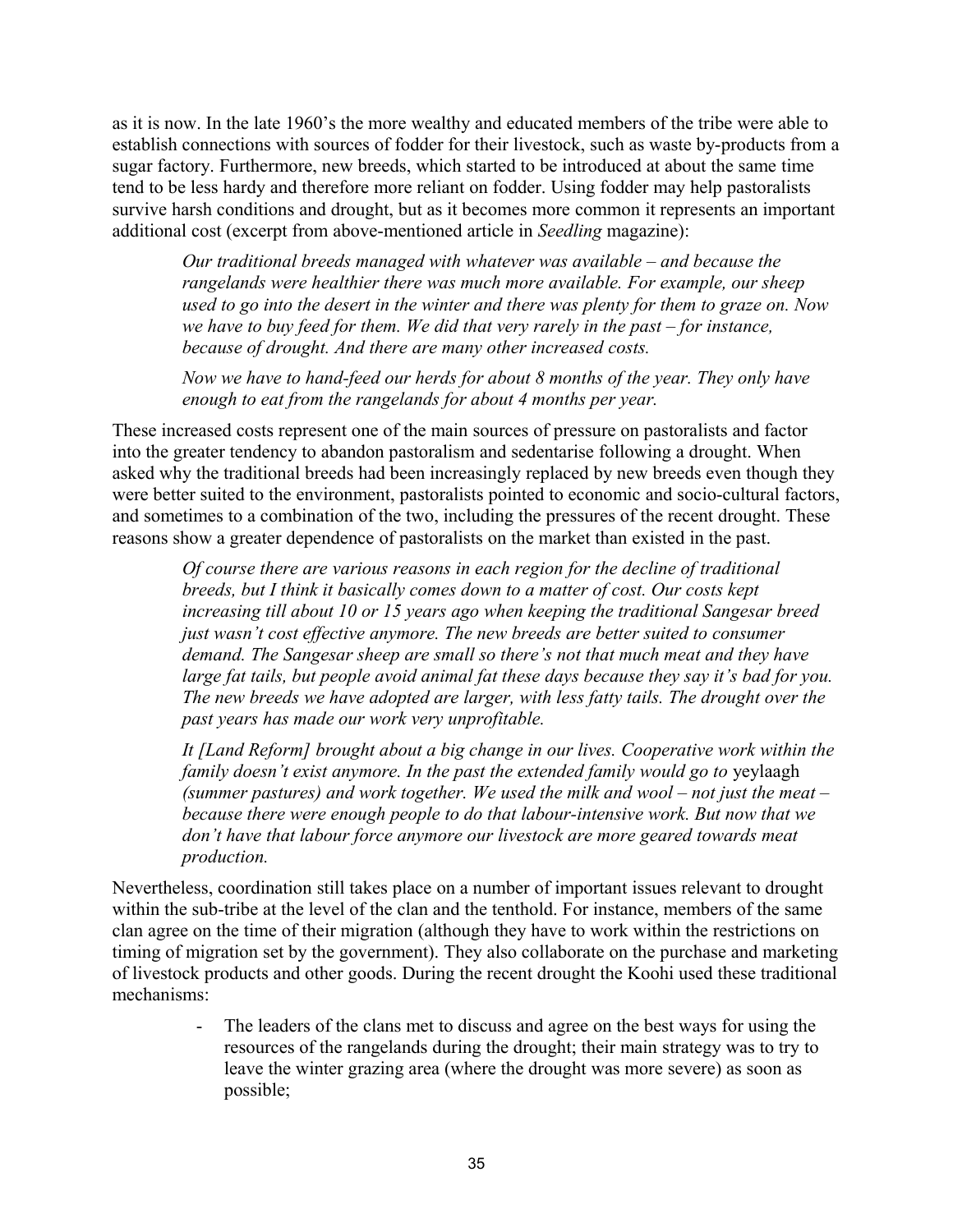as it is now. In the late 1960's the more wealthy and educated members of the tribe were able to establish connections with sources of fodder for their livestock, such as waste by-products from a sugar factory. Furthermore, new breeds, which started to be introduced at about the same time tend to be less hardy and therefore more reliant on fodder. Using fodder may help pastoralists survive harsh conditions and drought, but as it becomes more common it represents an important additional cost (excerpt from above-mentioned article in *Seedling* magazine):

> *Our traditional breeds managed with whatever was available – and because the rangelands were healthier there was much more available. For example, our sheep used to go into the desert in the winter and there was plenty for them to graze on. Now we have to buy feed for them. We did that very rarely in the past – for instance, because of drought. And there are many other increased costs.*
>
> *Now we have to hand-feed our herds for about 8 months of the year. They only have enough to eat from the rangelands for about 4 months per year.*

These increased costs represent one of the main sources of pressure on pastoralists and factor into the greater tendency to abandon pastoralism and sedentarise following a drought. When asked why the traditional breeds had been increasingly replaced by new breeds even though they were better suited to the environment, pastoralists pointed to economic and socio-cultural factors, and sometimes to a combination of the two, including the pressures of the recent drought. These reasons show a greater dependence of pastoralists on the market than existed in the past.

> *Of course there are various reasons in each region for the decline of traditional breeds, but I think it basically comes down to a matter of cost. Our costs kept increasing till about 10 or 15 years ago when keeping the traditional Sangesar breed just wasn't cost effective anymore. The new breeds are better suited to consumer demand. The Sangesar sheep are small so there's not that much meat and they have large fat tails, but people avoid animal fat these days because they say it's bad for you. The new breeds we have adopted are larger, with less fatty tails. The drought over the past years has made our work very unprofitable.*
>
> *It [Land Reform] brought about a big change in our lives. Cooperative work within the family doesn't exist anymore. In the past the extended family would go to* yeylaagh *(summer pastures) and work together. We used the milk and wool – not just the meat – because there were enough people to do that labour-intensive work. But now that we don't have that labour force anymore our livestock are more geared towards meat production.*

Nevertheless, coordination still takes place on a number of important issues relevant to drought within the sub-tribe at the level of the clan and the tenthold. For instance, members of the same clan agree on the time of their migration (although they have to work within the restrictions on timing of migration set by the government). They also collaborate on the purchase and marketing of livestock products and other goods. During the recent drought the Koohi used these traditional mechanisms:

- The leaders of the clans met to discuss and agree on the best ways for using the resources of the rangelands during the drought; their main strategy was to try to leave the winter grazing area (where the drought was more severe) as soon as possible;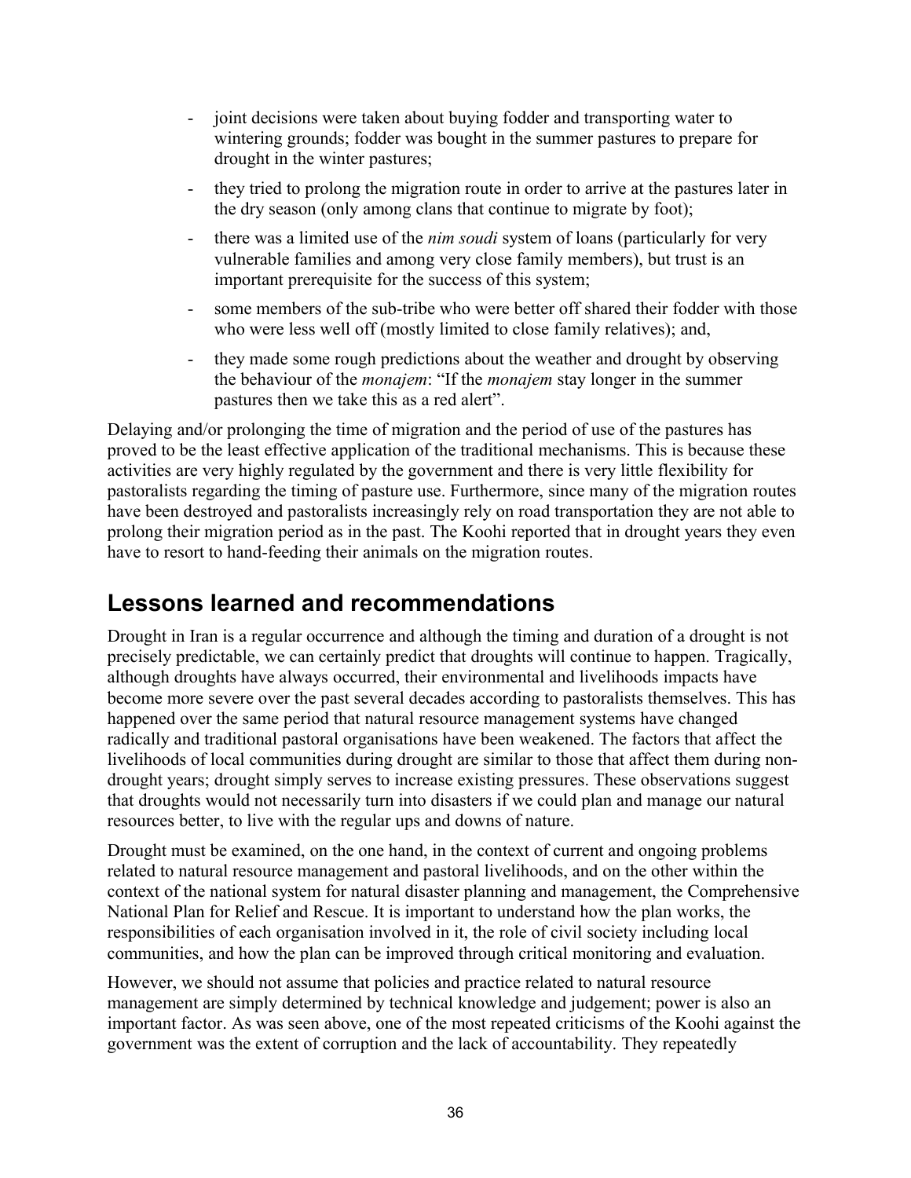- joint decisions were taken about buying fodder and transporting water to wintering grounds; fodder was bought in the summer pastures to prepare for drought in the winter pastures;
- they tried to prolong the migration route in order to arrive at the pastures later in the dry season (only among clans that continue to migrate by foot);
- there was a limited use of the *nim soudi* system of loans (particularly for very vulnerable families and among very close family members), but trust is an important prerequisite for the success of this system;
- some members of the sub-tribe who were better off shared their fodder with those who were less well off (mostly limited to close family relatives); and,
- they made some rough predictions about the weather and drought by observing the behaviour of the *monajem*: "If the *monajem* stay longer in the summer pastures then we take this as a red alert".

Delaying and/or prolonging the time of migration and the period of use of the pastures has proved to be the least effective application of the traditional mechanisms. This is because these activities are very highly regulated by the government and there is very little flexibility for pastoralists regarding the timing of pasture use. Furthermore, since many of the migration routes have been destroyed and pastoralists increasingly rely on road transportation they are not able to prolong their migration period as in the past. The Koohi reported that in drought years they even have to resort to hand-feeding their animals on the migration routes.

## Lessons learned and recommendations

Drought in Iran is a regular occurrence and although the timing and duration of a drought is not precisely predictable, we can certainly predict that droughts will continue to happen. Tragically, although droughts have always occurred, their environmental and livelihoods impacts have become more severe over the past several decades according to pastoralists themselves. This has happened over the same period that natural resource management systems have changed radically and traditional pastoral organisations have been weakened. The factors that affect the livelihoods of local communities during drought are similar to those that affect them during non-drought years; drought simply serves to increase existing pressures. These observations suggest that droughts would not necessarily turn into disasters if we could plan and manage our natural resources better, to live with the regular ups and downs of nature.

Drought must be examined, on the one hand, in the context of current and ongoing problems related to natural resource management and pastoral livelihoods, and on the other within the context of the national system for natural disaster planning and management, the Comprehensive National Plan for Relief and Rescue. It is important to understand how the plan works, the responsibilities of each organisation involved in it, the role of civil society including local communities, and how the plan can be improved through critical monitoring and evaluation.

However, we should not assume that policies and practice related to natural resource management are simply determined by technical knowledge and judgement; power is also an important factor. As was seen above, one of the most repeated criticisms of the Koohi against the government was the extent of corruption and the lack of accountability. They repeatedly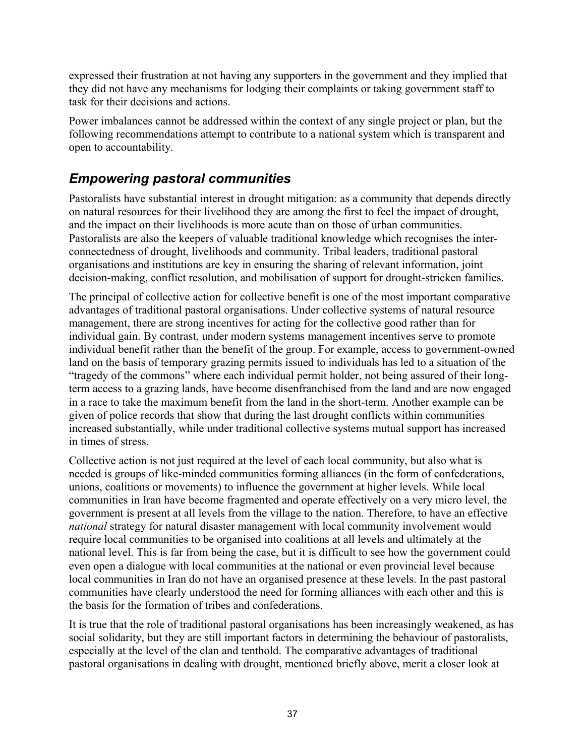expressed their frustration at not having any supporters in the government and they implied that they did not have any mechanisms for lodging their complaints or taking government staff to task for their decisions and actions.

Power imbalances cannot be addressed within the context of any single project or plan, but the following recommendations attempt to contribute to a national system which is transparent and open to accountability.

## *Empowering pastoral communities*

Pastoralists have substantial interest in drought mitigation: as a community that depends directly on natural resources for their livelihood they are among the first to feel the impact of drought, and the impact on their livelihoods is more acute than on those of urban communities. Pastoralists are also the keepers of valuable traditional knowledge which recognises the inter-connectedness of drought, livelihoods and community. Tribal leaders, traditional pastoral organisations and institutions are key in ensuring the sharing of relevant information, joint decision-making, conflict resolution, and mobilisation of support for drought-stricken families.

The principal of collective action for collective benefit is one of the most important comparative advantages of traditional pastoral organisations. Under collective systems of natural resource management, there are strong incentives for acting for the collective good rather than for individual gain. By contrast, under modern systems management incentives serve to promote individual benefit rather than the benefit of the group. For example, access to government-owned land on the basis of temporary grazing permits issued to individuals has led to a situation of the "tragedy of the commons" where each individual permit holder, not being assured of their long-term access to a grazing lands, have become disenfranchised from the land and are now engaged in a race to take the maximum benefit from the land in the short-term. Another example can be given of police records that show that during the last drought conflicts within communities increased substantially, while under traditional collective systems mutual support has increased in times of stress.

Collective action is not just required at the level of each local community, but also what is needed is groups of like-minded communities forming alliances (in the form of confederations, unions, coalitions or movements) to influence the government at higher levels. While local communities in Iran have become fragmented and operate effectively on a very micro level, the government is present at all levels from the village to the nation. Therefore, to have an effective *national* strategy for natural disaster management with local community involvement would require local communities to be organised into coalitions at all levels and ultimately at the national level. This is far from being the case, but it is difficult to see how the government could even open a dialogue with local communities at the national or even provincial level because local communities in Iran do not have an organised presence at these levels. In the past pastoral communities have clearly understood the need for forming alliances with each other and this is the basis for the formation of tribes and confederations.

It is true that the role of traditional pastoral organisations has been increasingly weakened, as has social solidarity, but they are still important factors in determining the behaviour of pastoralists, especially at the level of the clan and tenthold. The comparative advantages of traditional pastoral organisations in dealing with drought, mentioned briefly above, merit a closer look at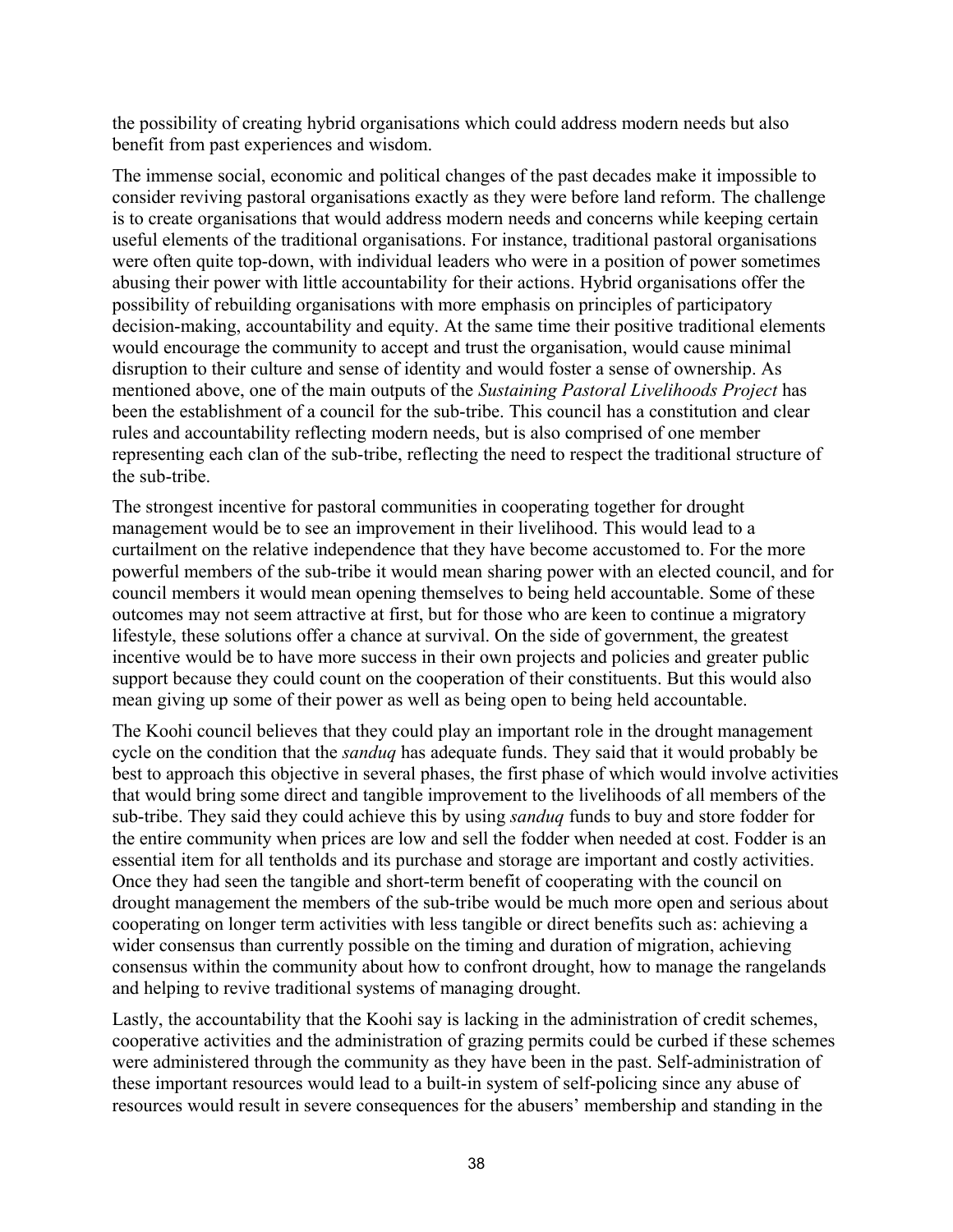the possibility of creating hybrid organisations which could address modern needs but also benefit from past experiences and wisdom.

The immense social, economic and political changes of the past decades make it impossible to consider reviving pastoral organisations exactly as they were before land reform. The challenge is to create organisations that would address modern needs and concerns while keeping certain useful elements of the traditional organisations. For instance, traditional pastoral organisations were often quite top-down, with individual leaders who were in a position of power sometimes abusing their power with little accountability for their actions. Hybrid organisations offer the possibility of rebuilding organisations with more emphasis on principles of participatory decision-making, accountability and equity. At the same time their positive traditional elements would encourage the community to accept and trust the organisation, would cause minimal disruption to their culture and sense of identity and would foster a sense of ownership. As mentioned above, one of the main outputs of the *Sustaining Pastoral Livelihoods Project* has been the establishment of a council for the sub-tribe. This council has a constitution and clear rules and accountability reflecting modern needs, but is also comprised of one member representing each clan of the sub-tribe, reflecting the need to respect the traditional structure of the sub-tribe.

The strongest incentive for pastoral communities in cooperating together for drought management would be to see an improvement in their livelihood. This would lead to a curtailment on the relative independence that they have become accustomed to. For the more powerful members of the sub-tribe it would mean sharing power with an elected council, and for council members it would mean opening themselves to being held accountable. Some of these outcomes may not seem attractive at first, but for those who are keen to continue a migratory lifestyle, these solutions offer a chance at survival. On the side of government, the greatest incentive would be to have more success in their own projects and policies and greater public support because they could count on the cooperation of their constituents. But this would also mean giving up some of their power as well as being open to being held accountable.

The Koohi council believes that they could play an important role in the drought management cycle on the condition that the *sanduq* has adequate funds. They said that it would probably be best to approach this objective in several phases, the first phase of which would involve activities that would bring some direct and tangible improvement to the livelihoods of all members of the sub-tribe. They said they could achieve this by using *sanduq* funds to buy and store fodder for the entire community when prices are low and sell the fodder when needed at cost. Fodder is an essential item for all tentholds and its purchase and storage are important and costly activities. Once they had seen the tangible and short-term benefit of cooperating with the council on drought management the members of the sub-tribe would be much more open and serious about cooperating on longer term activities with less tangible or direct benefits such as: achieving a wider consensus than currently possible on the timing and duration of migration, achieving consensus within the community about how to confront drought, how to manage the rangelands and helping to revive traditional systems of managing drought.

Lastly, the accountability that the Koohi say is lacking in the administration of credit schemes, cooperative activities and the administration of grazing permits could be curbed if these schemes were administered through the community as they have been in the past. Self-administration of these important resources would lead to a built-in system of self-policing since any abuse of resources would result in severe consequences for the abusers' membership and standing in the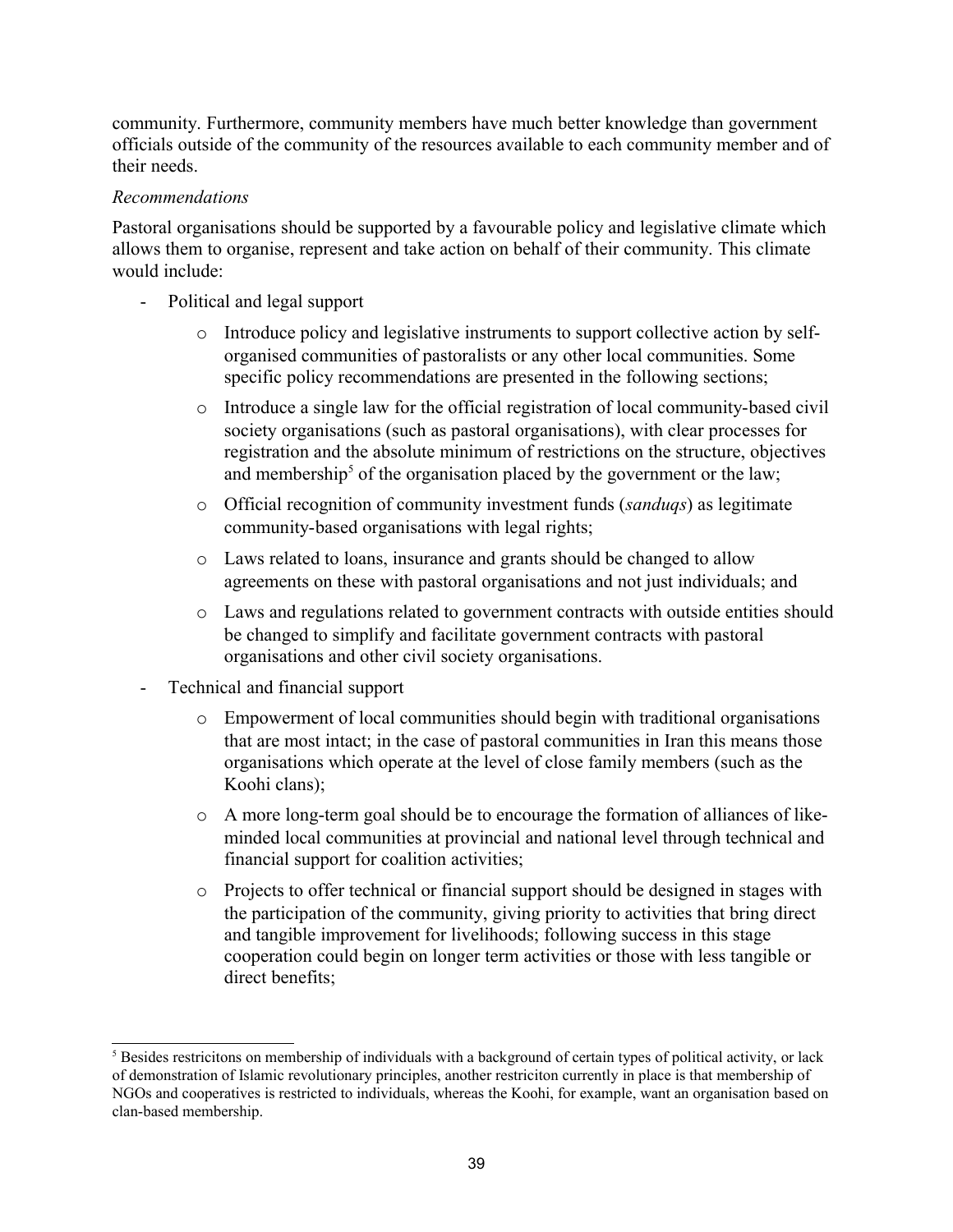community. Furthermore, community members have much better knowledge than government officials outside of the community of the resources available to each community member and of their needs.

*Recommendations*

Pastoral organisations should be supported by a favourable policy and legislative climate which allows them to organise, represent and take action on behalf of their community. This climate would include:

- Political and legal support
    - Introduce policy and legislative instruments to support collective action by self-organised communities of pastoralists or any other local communities. Some specific policy recommendations are presented in the following sections;
    - Introduce a single law for the official registration of local community-based civil society organisations (such as pastoral organisations), with clear processes for registration and the absolute minimum of restrictions on the structure, objectives and membership[5] of the organisation placed by the government or the law;
    - Official recognition of community investment funds (*sanduqs*) as legitimate community-based organisations with legal rights;
    - Laws related to loans, insurance and grants should be changed to allow agreements on these with pastoral organisations and not just individuals; and
    - Laws and regulations related to government contracts with outside entities should be changed to simplify and facilitate government contracts with pastoral organisations and other civil society organisations.
- Technical and financial support
    - Empowerment of local communities should begin with traditional organisations that are most intact; in the case of pastoral communities in Iran this means those organisations which operate at the level of close family members (such as the Koohi clans);
    - A more long-term goal should be to encourage the formation of alliances of like-minded local communities at provincial and national level through technical and financial support for coalition activities;
    - Projects to offer technical or financial support should be designed in stages with the participation of the community, giving priority to activities that bring direct and tangible improvement for livelihoods; following success in this stage cooperation could begin on longer term activities or those with less tangible or direct benefits;

[5] Besides restricitons on membership of individuals with a background of certain types of political activity, or lack of demonstration of Islamic revolutionary principles, another restriciton currently in place is that membership of NGOs and cooperatives is restricted to individuals, whereas the Koohi, for example, want an organisation based on clan-based membership.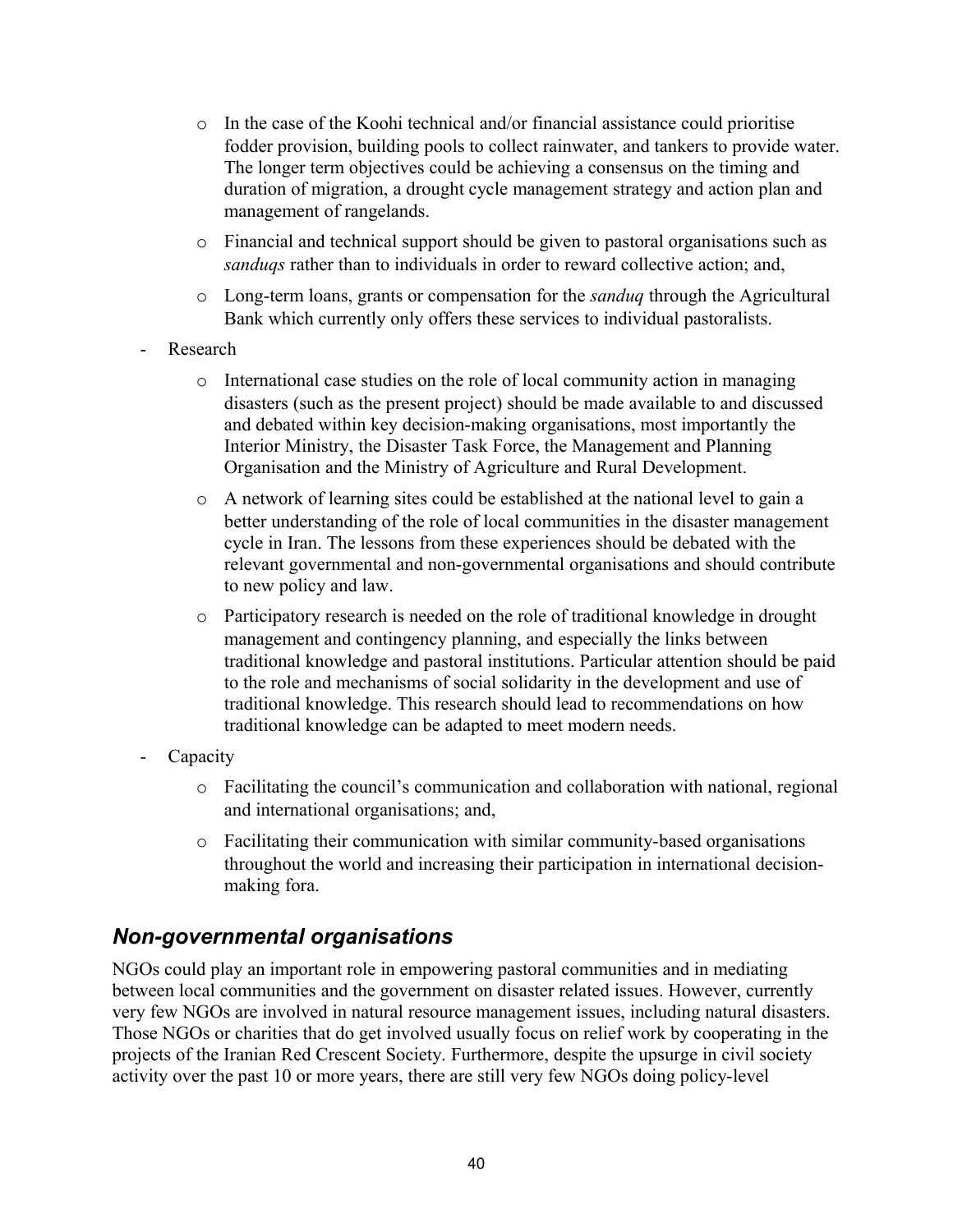- In the case of the Koohi technical and/or financial assistance could prioritise fodder provision, building pools to collect rainwater, and tankers to provide water. The longer term objectives could be achieving a consensus on the timing and duration of migration, a drought cycle management strategy and action plan and management of rangelands.
    - Financial and technical support should be given to pastoral organisations such as *sanduqs* rather than to individuals in order to reward collective action; and,
    - Long-term loans, grants or compensation for the *sanduq* through the Agricultural Bank which currently only offers these services to individual pastoralists.

- Research
    - International case studies on the role of local community action in managing disasters (such as the present project) should be made available to and discussed and debated within key decision-making organisations, most importantly the Interior Ministry, the Disaster Task Force, the Management and Planning Organisation and the Ministry of Agriculture and Rural Development.
    - A network of learning sites could be established at the national level to gain a better understanding of the role of local communities in the disaster management cycle in Iran. The lessons from these experiences should be debated with the relevant governmental and non-governmental organisations and should contribute to new policy and law.
    - Participatory research is needed on the role of traditional knowledge in drought management and contingency planning, and especially the links between traditional knowledge and pastoral institutions. Particular attention should be paid to the role and mechanisms of social solidarity in the development and use of traditional knowledge. This research should lead to recommendations on how traditional knowledge can be adapted to meet modern needs.

- Capacity
    - Facilitating the council's communication and collaboration with national, regional and international organisations; and,
    - Facilitating their communication with similar community-based organisations throughout the world and increasing their participation in international decision-making fora.

### *Non-governmental organisations*

NGOs could play an important role in empowering pastoral communities and in mediating between local communities and the government on disaster related issues. However, currently very few NGOs are involved in natural resource management issues, including natural disasters. Those NGOs or charities that do get involved usually focus on relief work by cooperating in the projects of the Iranian Red Crescent Society. Furthermore, despite the upsurge in civil society activity over the past 10 or more years, there are still very few NGOs doing policy-level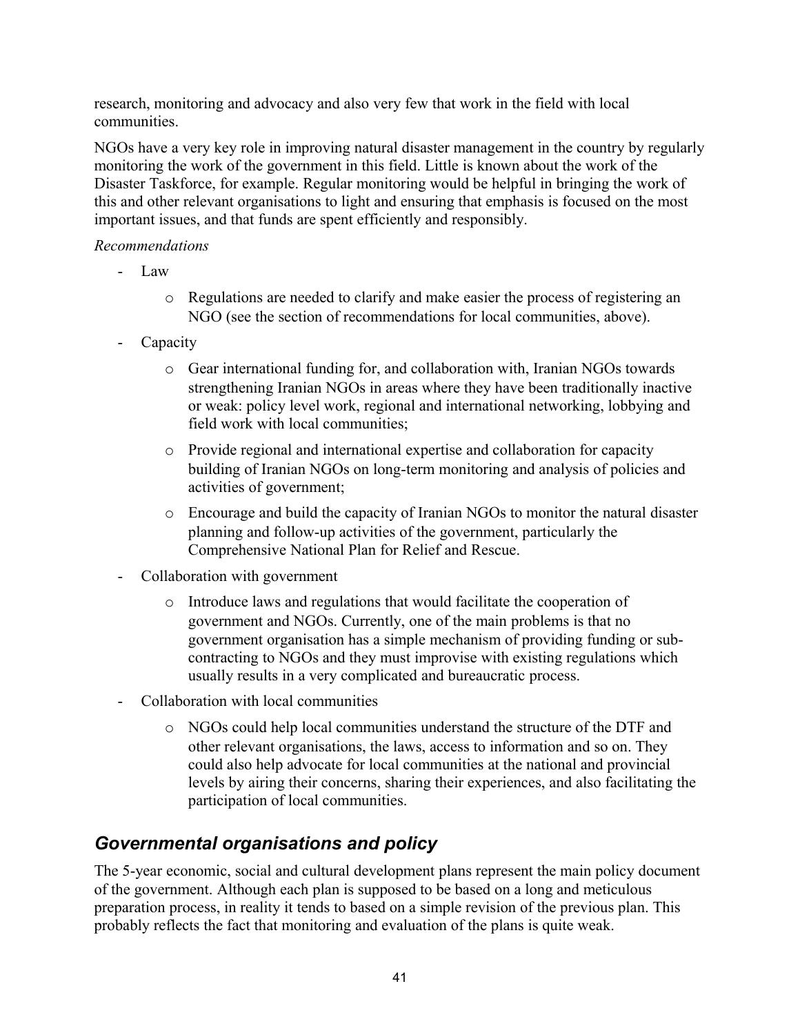research, monitoring and advocacy and also very few that work in the field with local communities.

NGOs have a very key role in improving natural disaster management in the country by regularly monitoring the work of the government in this field. Little is known about the work of the Disaster Taskforce, for example. Regular monitoring would be helpful in bringing the work of this and other relevant organisations to light and ensuring that emphasis is focused on the most important issues, and that funds are spent efficiently and responsibly.

*Recommendations*

- Law
    - Regulations are needed to clarify and make easier the process of registering an NGO (see the section of recommendations for local communities, above).
- Capacity
    - Gear international funding for, and collaboration with, Iranian NGOs towards strengthening Iranian NGOs in areas where they have been traditionally inactive or weak: policy level work, regional and international networking, lobbying and field work with local communities;
    - Provide regional and international expertise and collaboration for capacity building of Iranian NGOs on long-term monitoring and analysis of policies and activities of government;
    - Encourage and build the capacity of Iranian NGOs to monitor the natural disaster planning and follow-up activities of the government, particularly the Comprehensive National Plan for Relief and Rescue.
- Collaboration with government
    - Introduce laws and regulations that would facilitate the cooperation of government and NGOs. Currently, one of the main problems is that no government organisation has a simple mechanism of providing funding or sub-contracting to NGOs and they must improvise with existing regulations which usually results in a very complicated and bureaucratic process.
- Collaboration with local communities
    - NGOs could help local communities understand the structure of the DTF and other relevant organisations, the laws, access to information and so on. They could also help advocate for local communities at the national and provincial levels by airing their concerns, sharing their experiences, and also facilitating the participation of local communities.

## *Governmental organisations and policy*

The 5-year economic, social and cultural development plans represent the main policy document of the government. Although each plan is supposed to be based on a long and meticulous preparation process, in reality it tends to based on a simple revision of the previous plan. This probably reflects the fact that monitoring and evaluation of the plans is quite weak.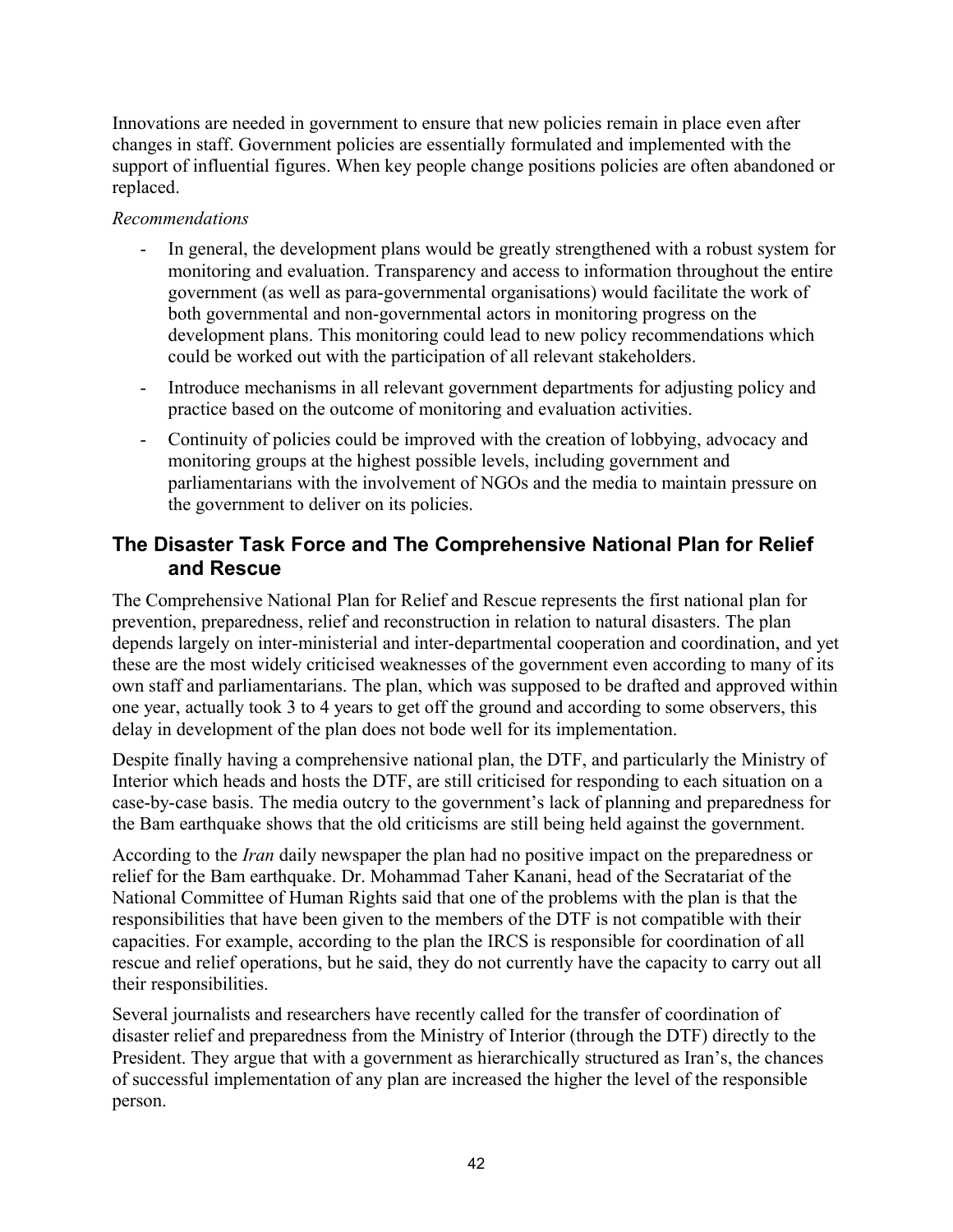Innovations are needed in government to ensure that new policies remain in place even after changes in staff. Government policies are essentially formulated and implemented with the support of influential figures. When key people change positions policies are often abandoned or replaced.

*Recommendations*

- In general, the development plans would be greatly strengthened with a robust system for monitoring and evaluation. Transparency and access to information throughout the entire government (as well as para-governmental organisations) would facilitate the work of both governmental and non-governmental actors in monitoring progress on the development plans. This monitoring could lead to new policy recommendations which could be worked out with the participation of all relevant stakeholders.
- Introduce mechanisms in all relevant government departments for adjusting policy and practice based on the outcome of monitoring and evaluation activities.
- Continuity of policies could be improved with the creation of lobbying, advocacy and monitoring groups at the highest possible levels, including government and parliamentarians with the involvement of NGOs and the media to maintain pressure on the government to deliver on its policies.

## The Disaster Task Force and The Comprehensive National Plan for Relief and Rescue

The Comprehensive National Plan for Relief and Rescue represents the first national plan for prevention, preparedness, relief and reconstruction in relation to natural disasters. The plan depends largely on inter-ministerial and inter-departmental cooperation and coordination, and yet these are the most widely criticised weaknesses of the government even according to many of its own staff and parliamentarians. The plan, which was supposed to be drafted and approved within one year, actually took 3 to 4 years to get off the ground and according to some observers, this delay in development of the plan does not bode well for its implementation.

Despite finally having a comprehensive national plan, the DTF, and particularly the Ministry of Interior which heads and hosts the DTF, are still criticised for responding to each situation on a case-by-case basis. The media outcry to the government's lack of planning and preparedness for the Bam earthquake shows that the old criticisms are still being held against the government.

According to the *Iran* daily newspaper the plan had no positive impact on the preparedness or relief for the Bam earthquake. Dr. Mohammad Taher Kanani, head of the Secratariat of the National Committee of Human Rights said that one of the problems with the plan is that the responsibilities that have been given to the members of the DTF is not compatible with their capacities. For example, according to the plan the IRCS is responsible for coordination of all rescue and relief operations, but he said, they do not currently have the capacity to carry out all their responsibilities.

Several journalists and researchers have recently called for the transfer of coordination of disaster relief and preparedness from the Ministry of Interior (through the DTF) directly to the President. They argue that with a government as hierarchically structured as Iran's, the chances of successful implementation of any plan are increased the higher the level of the responsible person.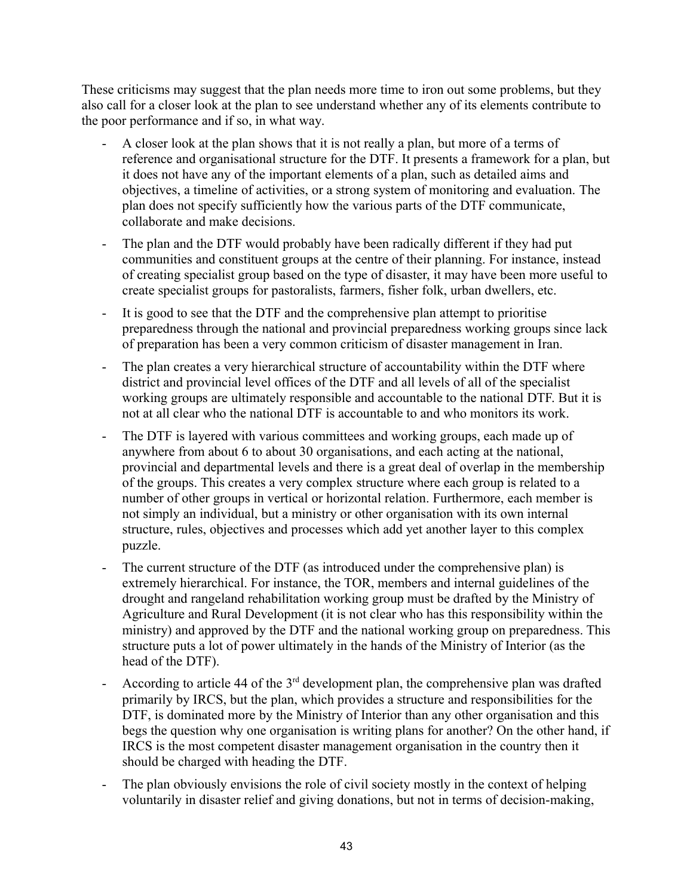These criticisms may suggest that the plan needs more time to iron out some problems, but they also call for a closer look at the plan to see understand whether any of its elements contribute to the poor performance and if so, in what way.

- A closer look at the plan shows that it is not really a plan, but more of a terms of reference and organisational structure for the DTF. It presents a framework for a plan, but it does not have any of the important elements of a plan, such as detailed aims and objectives, a timeline of activities, or a strong system of monitoring and evaluation. The plan does not specify sufficiently how the various parts of the DTF communicate, collaborate and make decisions.
- The plan and the DTF would probably have been radically different if they had put communities and constituent groups at the centre of their planning. For instance, instead of creating specialist group based on the type of disaster, it may have been more useful to create specialist groups for pastoralists, farmers, fisher folk, urban dwellers, etc.
- It is good to see that the DTF and the comprehensive plan attempt to prioritise preparedness through the national and provincial preparedness working groups since lack of preparation has been a very common criticism of disaster management in Iran.
- The plan creates a very hierarchical structure of accountability within the DTF where district and provincial level offices of the DTF and all levels of all of the specialist working groups are ultimately responsible and accountable to the national DTF. But it is not at all clear who the national DTF is accountable to and who monitors its work.
- The DTF is layered with various committees and working groups, each made up of anywhere from about 6 to about 30 organisations, and each acting at the national, provincial and departmental levels and there is a great deal of overlap in the membership of the groups. This creates a very complex structure where each group is related to a number of other groups in vertical or horizontal relation. Furthermore, each member is not simply an individual, but a ministry or other organisation with its own internal structure, rules, objectives and processes which add yet another layer to this complex puzzle.
- The current structure of the DTF (as introduced under the comprehensive plan) is extremely hierarchical. For instance, the TOR, members and internal guidelines of the drought and rangeland rehabilitation working group must be drafted by the Ministry of Agriculture and Rural Development (it is not clear who has this responsibility within the ministry) and approved by the DTF and the national working group on preparedness. This structure puts a lot of power ultimately in the hands of the Ministry of Interior (as the head of the DTF).
- According to article 44 of the 3rd development plan, the comprehensive plan was drafted primarily by IRCS, but the plan, which provides a structure and responsibilities for the DTF, is dominated more by the Ministry of Interior than any other organisation and this begs the question why one organisation is writing plans for another? On the other hand, if IRCS is the most competent disaster management organisation in the country then it should be charged with heading the DTF.
- The plan obviously envisions the role of civil society mostly in the context of helping voluntarily in disaster relief and giving donations, but not in terms of decision-making,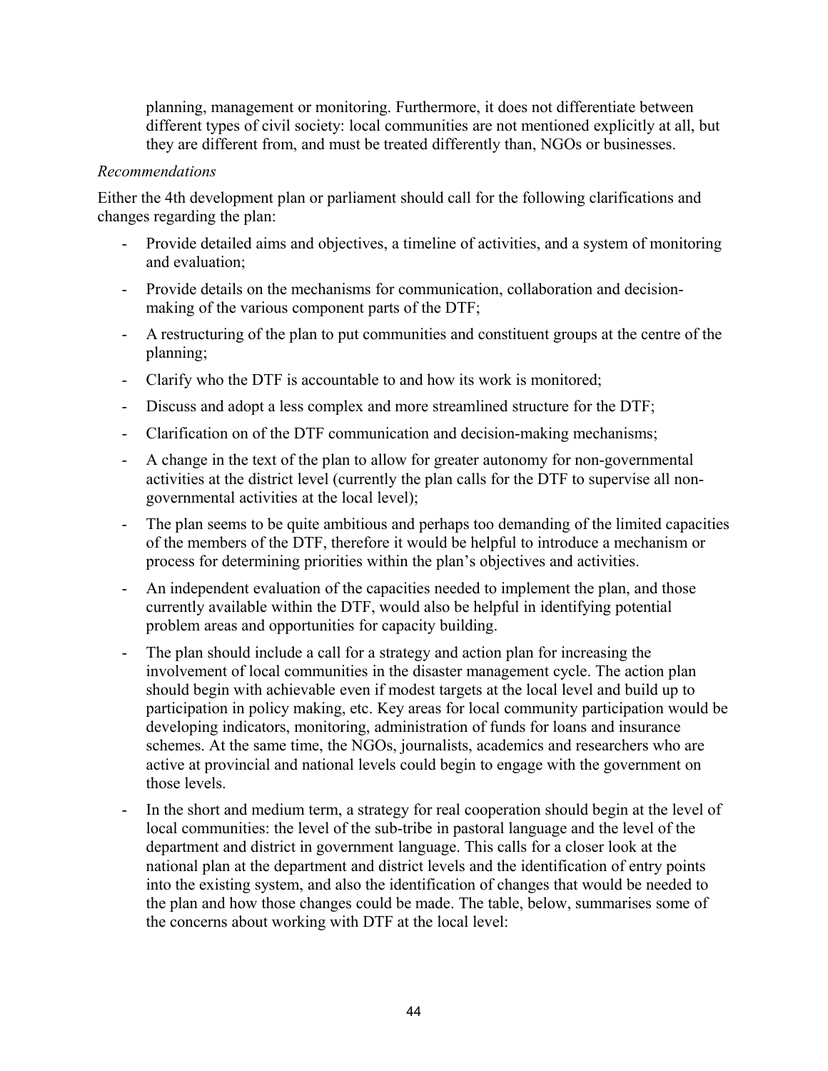planning, management or monitoring. Furthermore, it does not differentiate between different types of civil society: local communities are not mentioned explicitly at all, but they are different from, and must be treated differently than, NGOs or businesses.

*Recommendations*

Either the 4th development plan or parliament should call for the following clarifications and changes regarding the plan:

- Provide detailed aims and objectives, a timeline of activities, and a system of monitoring and evaluation;
- Provide details on the mechanisms for communication, collaboration and decision-making of the various component parts of the DTF;
- A restructuring of the plan to put communities and constituent groups at the centre of the planning;
- Clarify who the DTF is accountable to and how its work is monitored;
- Discuss and adopt a less complex and more streamlined structure for the DTF;
- Clarification on of the DTF communication and decision-making mechanisms;
- A change in the text of the plan to allow for greater autonomy for non-governmental activities at the district level (currently the plan calls for the DTF to supervise all non-governmental activities at the local level);
- The plan seems to be quite ambitious and perhaps too demanding of the limited capacities of the members of the DTF, therefore it would be helpful to introduce a mechanism or process for determining priorities within the plan's objectives and activities.
- An independent evaluation of the capacities needed to implement the plan, and those currently available within the DTF, would also be helpful in identifying potential problem areas and opportunities for capacity building.
- The plan should include a call for a strategy and action plan for increasing the involvement of local communities in the disaster management cycle. The action plan should begin with achievable even if modest targets at the local level and build up to participation in policy making, etc. Key areas for local community participation would be developing indicators, monitoring, administration of funds for loans and insurance schemes. At the same time, the NGOs, journalists, academics and researchers who are active at provincial and national levels could begin to engage with the government on those levels.
- In the short and medium term, a strategy for real cooperation should begin at the level of local communities: the level of the sub-tribe in pastoral language and the level of the department and district in government language. This calls for a closer look at the national plan at the department and district levels and the identification of entry points into the existing system, and also the identification of changes that would be needed to the plan and how those changes could be made. The table, below, summarises some of the concerns about working with DTF at the local level: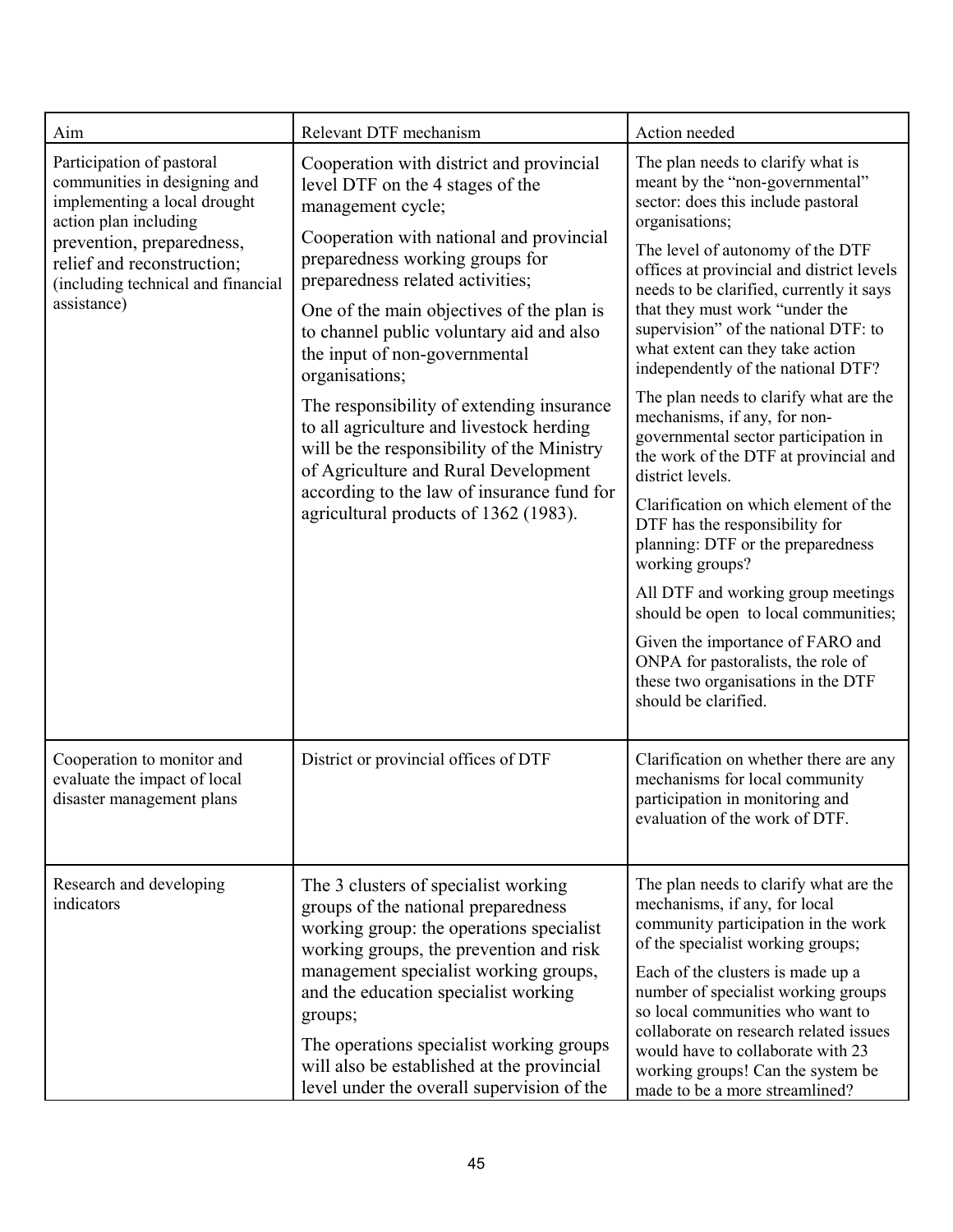| Aim | Relevant DTF mechanism | Action needed |
|---|---|---|
| Participation of pastoral communities in designing and implementing a local drought action plan including prevention, preparedness, relief and reconstruction; (including technical and financial assistance) | Cooperation with district and provincial level DTF on the 4 stages of the management cycle;<br><br>Cooperation with national and provincial preparedness working groups for preparedness related activities;<br><br>One of the main objectives of the plan is to channel public voluntary aid and also the input of non-governmental organisations;<br><br>The responsibility of extending insurance to all agriculture and livestock herding will be the responsibility of the Ministry of Agriculture and Rural Development according to the law of insurance fund for agricultural products of 1362 (1983). | The plan needs to clarify what is meant by the "non-governmental" sector: does this include pastoral organisations;<br><br>The level of autonomy of the DTF offices at provincial and district levels needs to be clarified, currently it says that they must work "under the supervision" of the national DTF: to what extent can they take action independently of the national DTF?<br><br>The plan needs to clarify what are the mechanisms, if any, for non-governmental sector participation in the work of the DTF at provincial and district levels.<br><br>Clarification on which element of the DTF has the responsibility for planning: DTF or the preparedness working groups?<br><br>All DTF and working group meetings should be open to local communities;<br><br>Given the importance of FARO and ONPA for pastoralists, the role of these two organisations in the DTF should be clarified. |
| Cooperation to monitor and evaluate the impact of local disaster management plans | District or provincial offices of DTF | Clarification on whether there are any mechanisms for local community participation in monitoring and evaluation of the work of DTF. |
| Research and developing indicators | The 3 clusters of specialist working groups of the national preparedness working group: the operations specialist working groups, the prevention and risk management specialist working groups, and the education specialist working groups;<br><br>The operations specialist working groups will also be established at the provincial level under the overall supervision of the | The plan needs to clarify what are the mechanisms, if any, for local community participation in the work of the specialist working groups;<br><br>Each of the clusters is made up a number of specialist working groups so local communities who want to collaborate on research related issues would have to collaborate with 23 working groups! Can the system be made to be a more streamlined? |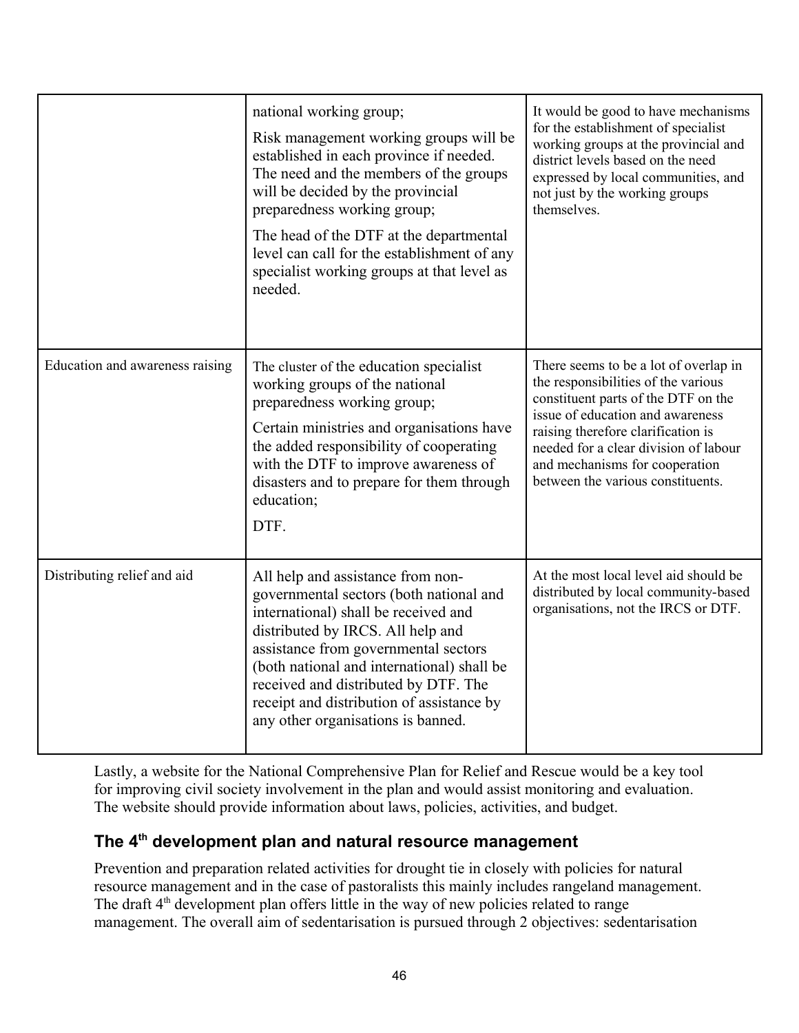| | | |
|---|---|---|
| | national working group;<br><br>Risk management working groups will be established in each province if needed. The need and the members of the groups will be decided by the provincial preparedness working group;<br><br>The head of the DTF at the departmental level can call for the establishment of any specialist working groups at that level as needed. | It would be good to have mechanisms for the establishment of specialist working groups at the provincial and district levels based on the need expressed by local communities, and not just by the working groups themselves. |
| Education and awareness raising | The cluster of the education specialist working groups of the national preparedness working group;<br><br>Certain ministries and organisations have the added responsibility of cooperating with the DTF to improve awareness of disasters and to prepare for them through education;<br><br>DTF. | There seems to be a lot of overlap in the responsibilities of the various constituent parts of the DTF on the issue of education and awareness raising therefore clarification is needed for a clear division of labour and mechanisms for cooperation between the various constituents. |
| Distributing relief and aid | All help and assistance from non-governmental sectors (both national and international) shall be received and distributed by IRCS. All help and assistance from governmental sectors (both national and international) shall be received and distributed by DTF. The receipt and distribution of assistance by any other organisations is banned. | At the most local level aid should be distributed by local community-based organisations, not the IRCS or DTF. |

Lastly, a website for the National Comprehensive Plan for Relief and Rescue would be a key tool for improving civil society involvement in the plan and would assist monitoring and evaluation. The website should provide information about laws, policies, activities, and budget.

## The 4th development plan and natural resource management

Prevention and preparation related activities for drought tie in closely with policies for natural resource management and in the case of pastoralists this mainly includes rangeland management. The draft 4th development plan offers little in the way of new policies related to range management. The overall aim of sedentarisation is pursued through 2 objectives: sedentarisation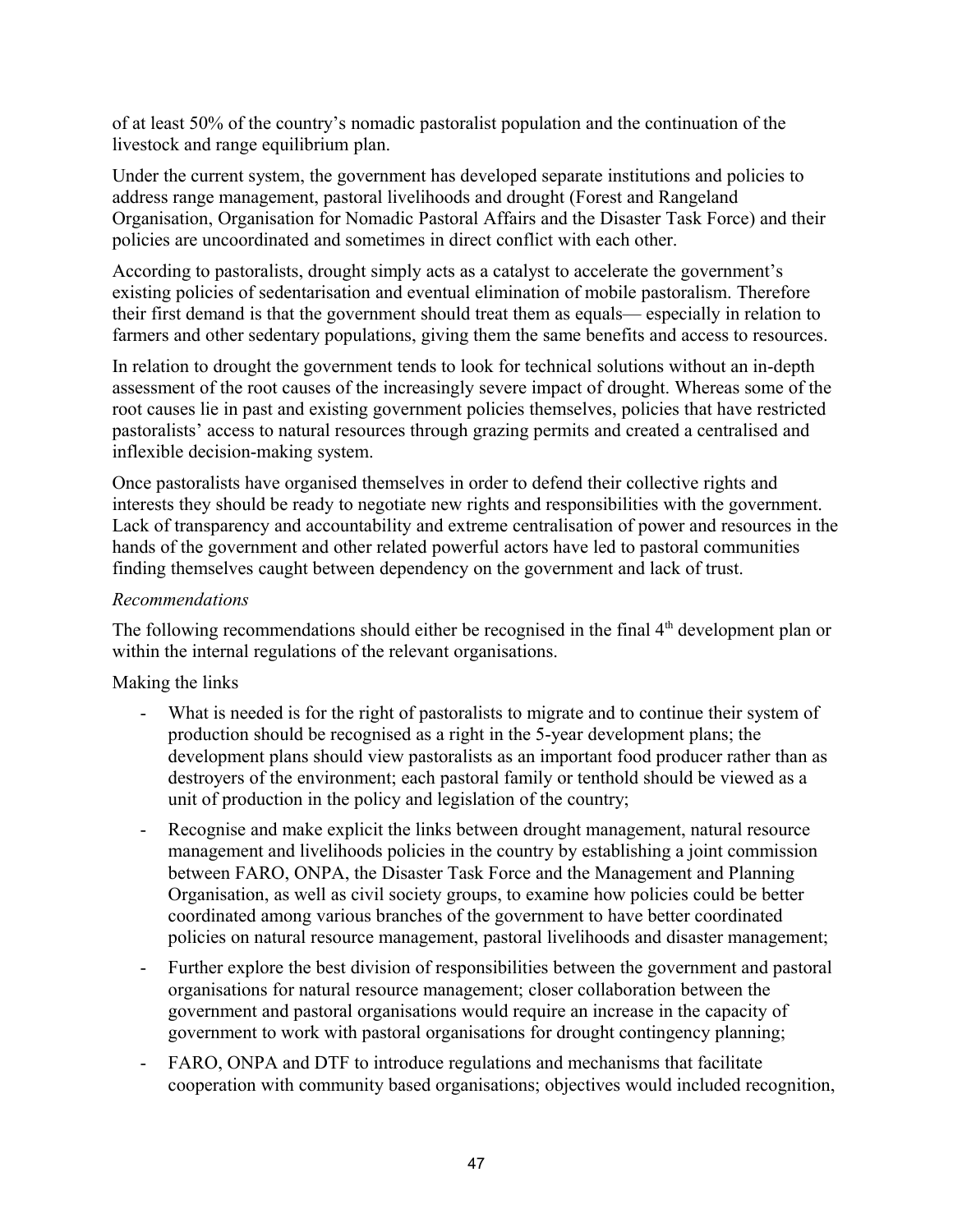of at least 50% of the country's nomadic pastoralist population and the continuation of the livestock and range equilibrium plan.

Under the current system, the government has developed separate institutions and policies to address range management, pastoral livelihoods and drought (Forest and Rangeland Organisation, Organisation for Nomadic Pastoral Affairs and the Disaster Task Force) and their policies are uncoordinated and sometimes in direct conflict with each other.

According to pastoralists, drought simply acts as a catalyst to accelerate the government's existing policies of sedentarisation and eventual elimination of mobile pastoralism. Therefore their first demand is that the government should treat them as equals— especially in relation to farmers and other sedentary populations, giving them the same benefits and access to resources.

In relation to drought the government tends to look for technical solutions without an in-depth assessment of the root causes of the increasingly severe impact of drought. Whereas some of the root causes lie in past and existing government policies themselves, policies that have restricted pastoralists' access to natural resources through grazing permits and created a centralised and inflexible decision-making system.

Once pastoralists have organised themselves in order to defend their collective rights and interests they should be ready to negotiate new rights and responsibilities with the government. Lack of transparency and accountability and extreme centralisation of power and resources in the hands of the government and other related powerful actors have led to pastoral communities finding themselves caught between dependency on the government and lack of trust.

*Recommendations*

The following recommendations should either be recognised in the final 4th development plan or within the internal regulations of the relevant organisations.

Making the links

- What is needed is for the right of pastoralists to migrate and to continue their system of production should be recognised as a right in the 5-year development plans; the development plans should view pastoralists as an important food producer rather than as destroyers of the environment; each pastoral family or tenthold should be viewed as a unit of production in the policy and legislation of the country;
- Recognise and make explicit the links between drought management, natural resource management and livelihoods policies in the country by establishing a joint commission between FARO, ONPA, the Disaster Task Force and the Management and Planning Organisation, as well as civil society groups, to examine how policies could be better coordinated among various branches of the government to have better coordinated policies on natural resource management, pastoral livelihoods and disaster management;
- Further explore the best division of responsibilities between the government and pastoral organisations for natural resource management; closer collaboration between the government and pastoral organisations would require an increase in the capacity of government to work with pastoral organisations for drought contingency planning;
- FARO, ONPA and DTF to introduce regulations and mechanisms that facilitate cooperation with community based organisations; objectives would included recognition,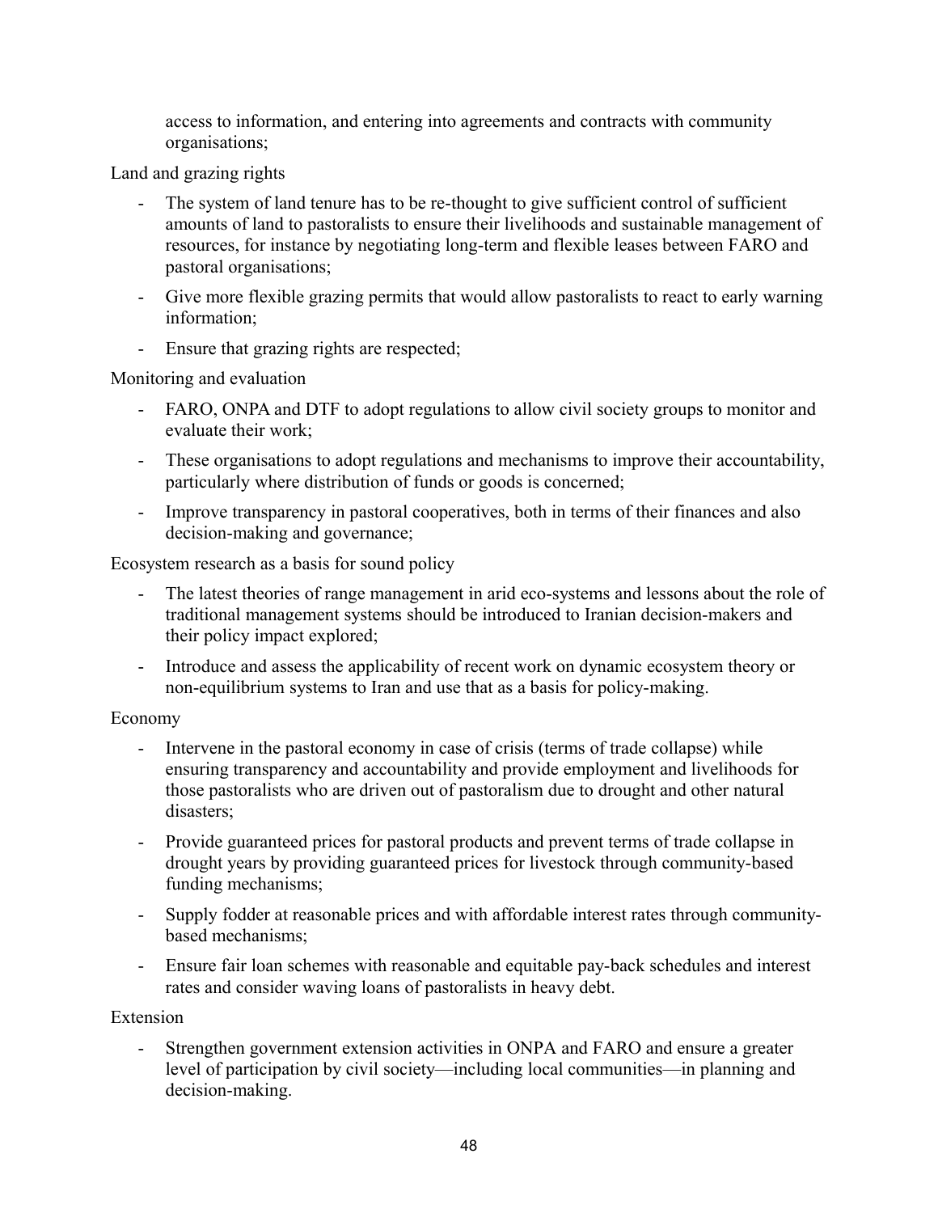access to information, and entering into agreements and contracts with community organisations;

Land and grazing rights

- The system of land tenure has to be re-thought to give sufficient control of sufficient amounts of land to pastoralists to ensure their livelihoods and sustainable management of resources, for instance by negotiating long-term and flexible leases between FARO and pastoral organisations;
- Give more flexible grazing permits that would allow pastoralists to react to early warning information;
- Ensure that grazing rights are respected;

Monitoring and evaluation

- FARO, ONPA and DTF to adopt regulations to allow civil society groups to monitor and evaluate their work;
- These organisations to adopt regulations and mechanisms to improve their accountability, particularly where distribution of funds or goods is concerned;
- Improve transparency in pastoral cooperatives, both in terms of their finances and also decision-making and governance;

Ecosystem research as a basis for sound policy

- The latest theories of range management in arid eco-systems and lessons about the role of traditional management systems should be introduced to Iranian decision-makers and their policy impact explored;
- Introduce and assess the applicability of recent work on dynamic ecosystem theory or non-equilibrium systems to Iran and use that as a basis for policy-making.

Economy

- Intervene in the pastoral economy in case of crisis (terms of trade collapse) while ensuring transparency and accountability and provide employment and livelihoods for those pastoralists who are driven out of pastoralism due to drought and other natural disasters;
- Provide guaranteed prices for pastoral products and prevent terms of trade collapse in drought years by providing guaranteed prices for livestock through community-based funding mechanisms;
- Supply fodder at reasonable prices and with affordable interest rates through community-based mechanisms;
- Ensure fair loan schemes with reasonable and equitable pay-back schedules and interest rates and consider waving loans of pastoralists in heavy debt.

Extension

- Strengthen government extension activities in ONPA and FARO and ensure a greater level of participation by civil society—including local communities—in planning and decision-making.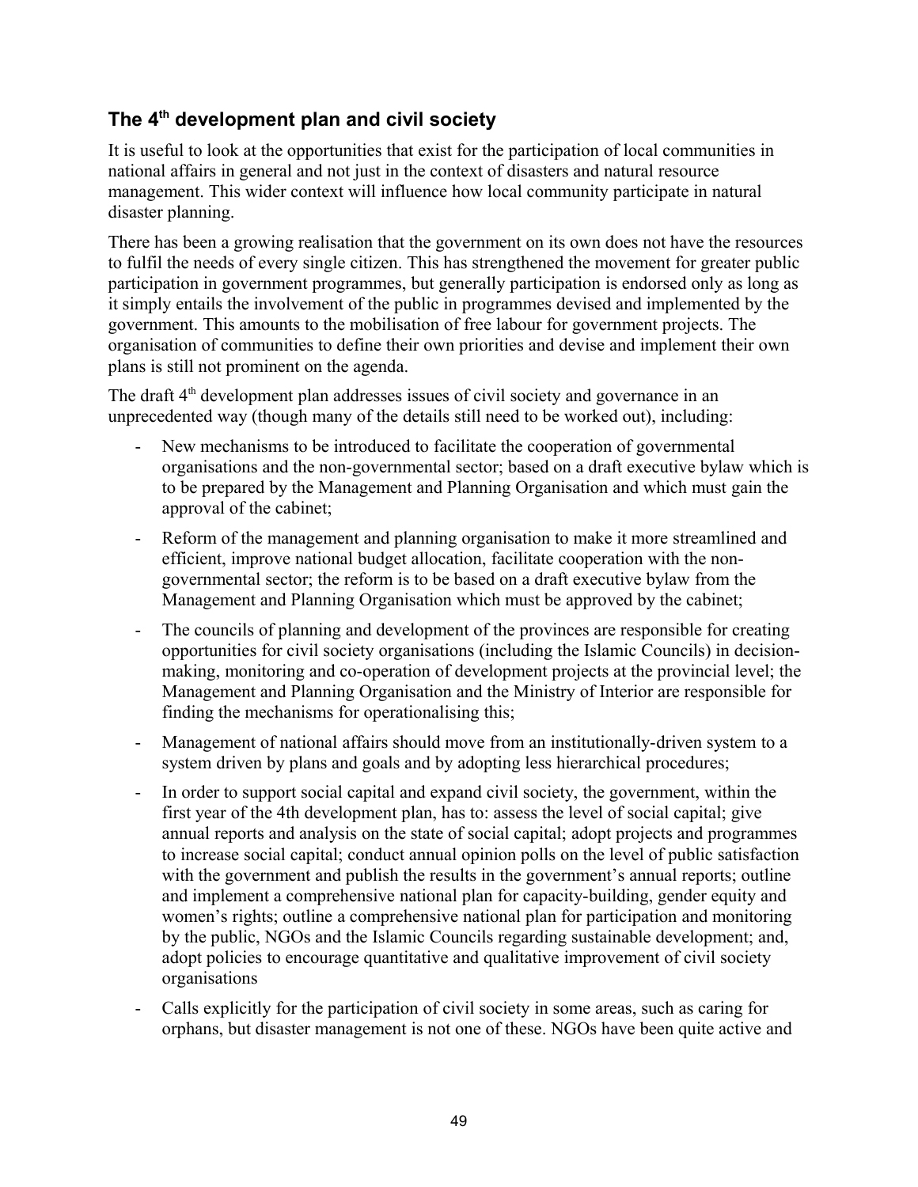## The 4th development plan and civil society

It is useful to look at the opportunities that exist for the participation of local communities in national affairs in general and not just in the context of disasters and natural resource management. This wider context will influence how local community participate in natural disaster planning.

There has been a growing realisation that the government on its own does not have the resources to fulfil the needs of every single citizen. This has strengthened the movement for greater public participation in government programmes, but generally participation is endorsed only as long as it simply entails the involvement of the public in programmes devised and implemented by the government. This amounts to the mobilisation of free labour for government projects. The organisation of communities to define their own priorities and devise and implement their own plans is still not prominent on the agenda.

The draft 4th development plan addresses issues of civil society and governance in an unprecedented way (though many of the details still need to be worked out), including:

- New mechanisms to be introduced to facilitate the cooperation of governmental organisations and the non-governmental sector; based on a draft executive bylaw which is to be prepared by the Management and Planning Organisation and which must gain the approval of the cabinet;
- Reform of the management and planning organisation to make it more streamlined and efficient, improve national budget allocation, facilitate cooperation with the non-governmental sector; the reform is to be based on a draft executive bylaw from the Management and Planning Organisation which must be approved by the cabinet;
- The councils of planning and development of the provinces are responsible for creating opportunities for civil society organisations (including the Islamic Councils) in decision-making, monitoring and co-operation of development projects at the provincial level; the Management and Planning Organisation and the Ministry of Interior are responsible for finding the mechanisms for operationalising this;
- Management of national affairs should move from an institutionally-driven system to a system driven by plans and goals and by adopting less hierarchical procedures;
- In order to support social capital and expand civil society, the government, within the first year of the 4th development plan, has to: assess the level of social capital; give annual reports and analysis on the state of social capital; adopt projects and programmes to increase social capital; conduct annual opinion polls on the level of public satisfaction with the government and publish the results in the government's annual reports; outline and implement a comprehensive national plan for capacity-building, gender equity and women's rights; outline a comprehensive national plan for participation and monitoring by the public, NGOs and the Islamic Councils regarding sustainable development; and, adopt policies to encourage quantitative and qualitative improvement of civil society organisations
- Calls explicitly for the participation of civil society in some areas, such as caring for orphans, but disaster management is not one of these. NGOs have been quite active and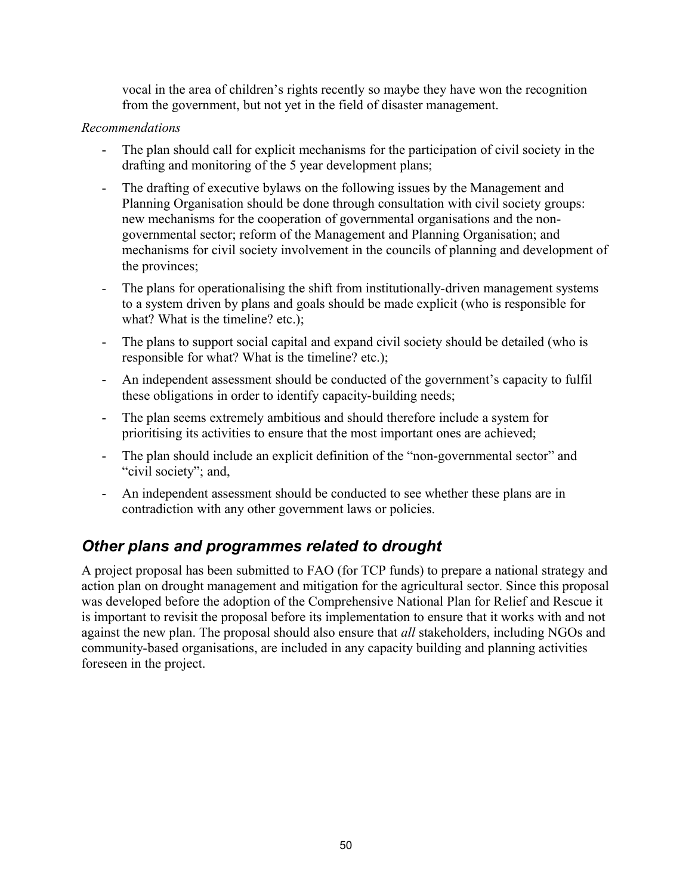vocal in the area of children's rights recently so maybe they have won the recognition from the government, but not yet in the field of disaster management.

*Recommendations*

- The plan should call for explicit mechanisms for the participation of civil society in the drafting and monitoring of the 5 year development plans;
- The drafting of executive bylaws on the following issues by the Management and Planning Organisation should be done through consultation with civil society groups: new mechanisms for the cooperation of governmental organisations and the non-governmental sector; reform of the Management and Planning Organisation; and mechanisms for civil society involvement in the councils of planning and development of the provinces;
- The plans for operationalising the shift from institutionally-driven management systems to a system driven by plans and goals should be made explicit (who is responsible for what? What is the timeline? etc.);
- The plans to support social capital and expand civil society should be detailed (who is responsible for what? What is the timeline? etc.);
- An independent assessment should be conducted of the government's capacity to fulfil these obligations in order to identify capacity-building needs;
- The plan seems extremely ambitious and should therefore include a system for prioritising its activities to ensure that the most important ones are achieved;
- The plan should include an explicit definition of the "non-governmental sector" and "civil society"; and,
- An independent assessment should be conducted to see whether these plans are in contradiction with any other government laws or policies.

## *Other plans and programmes related to drought*

A project proposal has been submitted to FAO (for TCP funds) to prepare a national strategy and action plan on drought management and mitigation for the agricultural sector. Since this proposal was developed before the adoption of the Comprehensive National Plan for Relief and Rescue it is important to revisit the proposal before its implementation to ensure that it works with and not against the new plan. The proposal should also ensure that *all* stakeholders, including NGOs and community-based organisations, are included in any capacity building and planning activities foreseen in the project.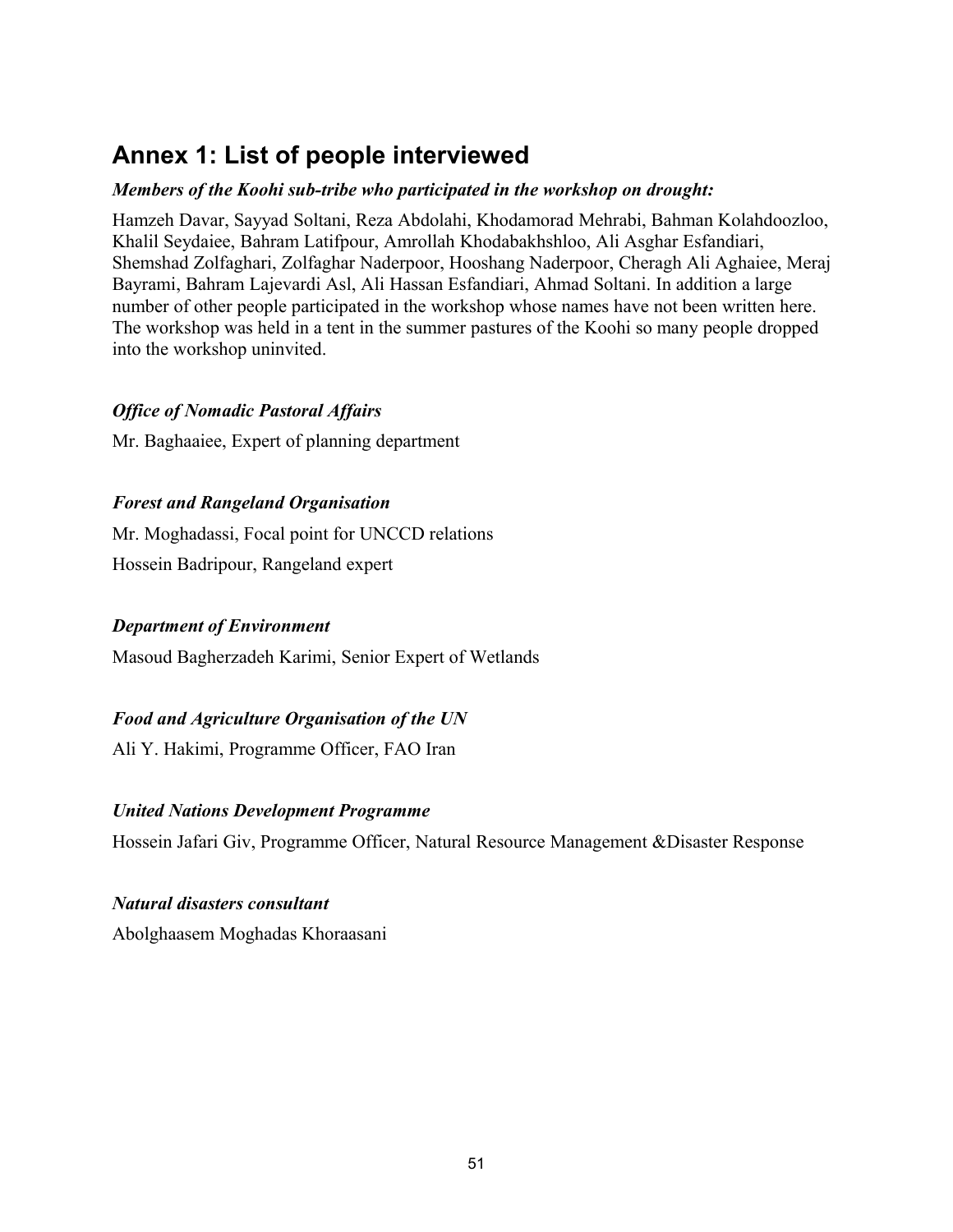## Annex 1: List of people interviewed

***Members of the Koohi sub-tribe who participated in the workshop on drought:***

Hamzeh Davar, Sayyad Soltani, Reza Abdolahi, Khodamorad Mehrabi, Bahman Kolahdoozloo, Khalil Seydaiee, Bahram Latifpour, Amrollah Khodabakhshloo, Ali Asghar Esfandiari, Shemshad Zolfaghari, Zolfaghar Naderpoor, Hooshang Naderpoor, Cheragh Ali Aghaiee, Meraj Bayrami, Bahram Lajevardi Asl, Ali Hassan Esfandiari, Ahmad Soltani. In addition a large number of other people participated in the workshop whose names have not been written here. The workshop was held in a tent in the summer pastures of the Koohi so many people dropped into the workshop uninvited.

***Office of Nomadic Pastoral Affairs***

Mr. Baghaaiee, Expert of planning department

***Forest and Rangeland Organisation***

Mr. Moghadassi, Focal point for UNCCD relations

Hossein Badripour, Rangeland expert

***Department of Environment***

Masoud Bagherzadeh Karimi, Senior Expert of Wetlands

***Food and Agriculture Organisation of the UN***

Ali Y. Hakimi, Programme Officer, FAO Iran

***United Nations Development Programme***

Hossein Jafari Giv, Programme Officer, Natural Resource Management &Disaster Response

***Natural disasters consultant***

Abolghaasem Moghadas Khoraasani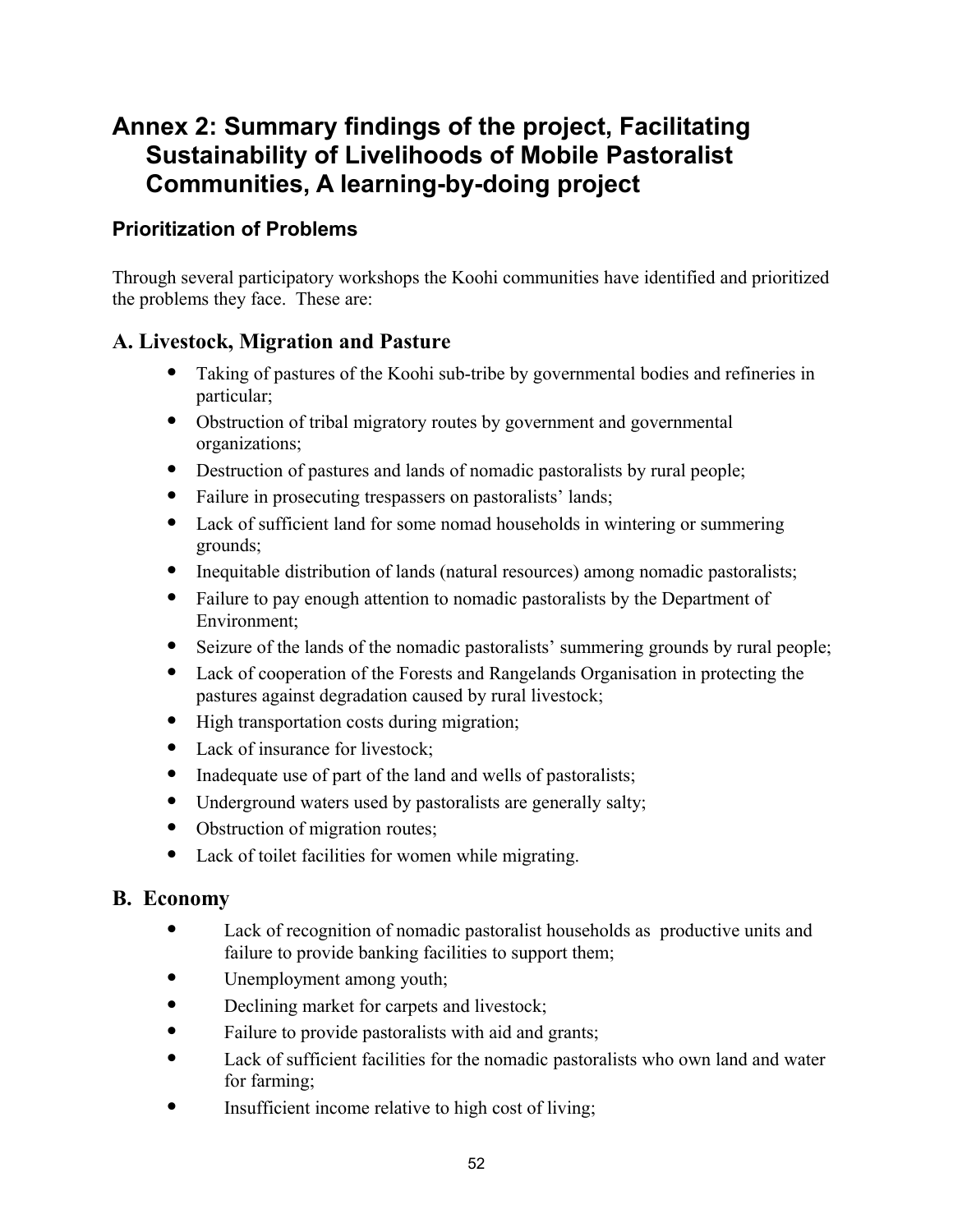# Annex 2: Summary findings of the project, Facilitating Sustainability of Livelihoods of Mobile Pastoralist Communities, A learning-by-doing project

### Prioritization of Problems

Through several participatory workshops the Koohi communities have identified and prioritized the problems they face. These are:

## A. Livestock, Migration and Pasture

- Taking of pastures of the Koohi sub-tribe by governmental bodies and refineries in particular;
- Obstruction of tribal migratory routes by government and governmental organizations;
- Destruction of pastures and lands of nomadic pastoralists by rural people;
- Failure in prosecuting trespassers on pastoralists' lands;
- Lack of sufficient land for some nomad households in wintering or summering grounds;
- Inequitable distribution of lands (natural resources) among nomadic pastoralists;
- Failure to pay enough attention to nomadic pastoralists by the Department of Environment;
- Seizure of the lands of the nomadic pastoralists' summering grounds by rural people;
- Lack of cooperation of the Forests and Rangelands Organisation in protecting the pastures against degradation caused by rural livestock;
- High transportation costs during migration;
- Lack of insurance for livestock;
- Inadequate use of part of the land and wells of pastoralists;
- Underground waters used by pastoralists are generally salty;
- Obstruction of migration routes;
- Lack of toilet facilities for women while migrating.

## B. Economy

- Lack of recognition of nomadic pastoralist households as productive units and failure to provide banking facilities to support them;
- Unemployment among youth;
- Declining market for carpets and livestock;
- Failure to provide pastoralists with aid and grants;
- Lack of sufficient facilities for the nomadic pastoralists who own land and water for farming;
- Insufficient income relative to high cost of living;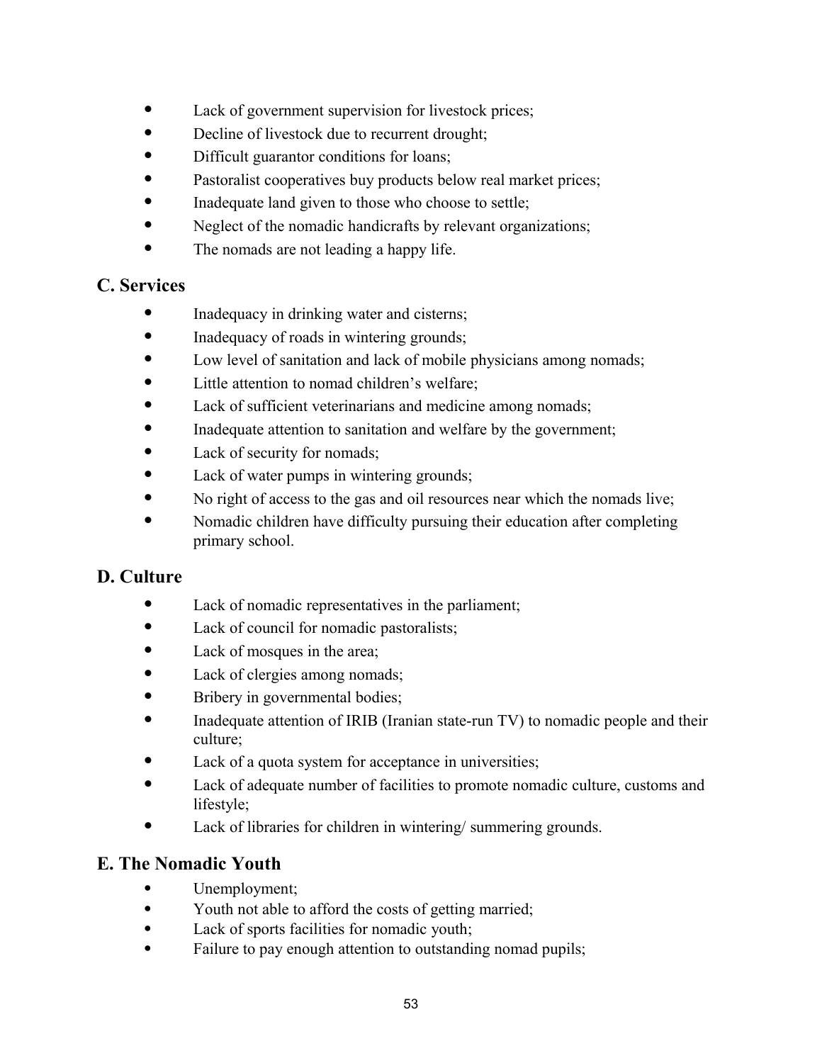- Lack of government supervision for livestock prices;
- Decline of livestock due to recurrent drought;
- Difficult guarantor conditions for loans;
- Pastoralist cooperatives buy products below real market prices;
- Inadequate land given to those who choose to settle;
- Neglect of the nomadic handicrafts by relevant organizations;
- The nomads are not leading a happy life.

## C. Services

- Inadequacy in drinking water and cisterns;
- Inadequacy of roads in wintering grounds;
- Low level of sanitation and lack of mobile physicians among nomads;
- Little attention to nomad children's welfare;
- Lack of sufficient veterinarians and medicine among nomads;
- Inadequate attention to sanitation and welfare by the government;
- Lack of security for nomads;
- Lack of water pumps in wintering grounds;
- No right of access to the gas and oil resources near which the nomads live;
- Nomadic children have difficulty pursuing their education after completing primary school.

## D. Culture

- Lack of nomadic representatives in the parliament;
- Lack of council for nomadic pastoralists;
- Lack of mosques in the area;
- Lack of clergies among nomads;
- Bribery in governmental bodies;
- Inadequate attention of IRIB (Iranian state-run TV) to nomadic people and their culture;
- Lack of a quota system for acceptance in universities;
- Lack of adequate number of facilities to promote nomadic culture, customs and lifestyle;
- Lack of libraries for children in wintering/ summering grounds.

## E. The Nomadic Youth

- Unemployment;
- Youth not able to afford the costs of getting married;
- Lack of sports facilities for nomadic youth;
- Failure to pay enough attention to outstanding nomad pupils;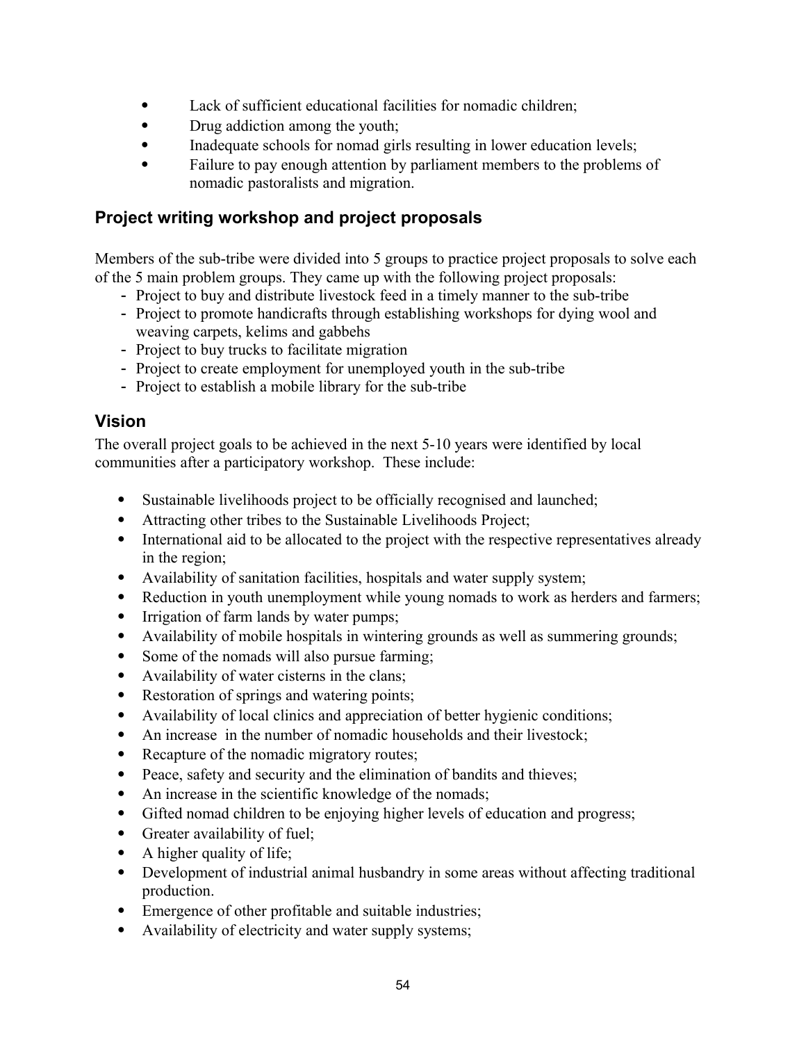- Lack of sufficient educational facilities for nomadic children;
- Drug addiction among the youth;
- Inadequate schools for nomad girls resulting in lower education levels;
- Failure to pay enough attention by parliament members to the problems of nomadic pastoralists and migration.

## Project writing workshop and project proposals

Members of the sub-tribe were divided into 5 groups to practice project proposals to solve each of the 5 main problem groups. They came up with the following project proposals:

- Project to buy and distribute livestock feed in a timely manner to the sub-tribe
- Project to promote handicrafts through establishing workshops for dying wool and weaving carpets, kelims and gabbehs
- Project to buy trucks to facilitate migration
- Project to create employment for unemployed youth in the sub-tribe
- Project to establish a mobile library for the sub-tribe

## Vision

The overall project goals to be achieved in the next 5-10 years were identified by local communities after a participatory workshop. These include:

- Sustainable livelihoods project to be officially recognised and launched;
- Attracting other tribes to the Sustainable Livelihoods Project;
- International aid to be allocated to the project with the respective representatives already in the region;
- Availability of sanitation facilities, hospitals and water supply system;
- Reduction in youth unemployment while young nomads to work as herders and farmers;
- Irrigation of farm lands by water pumps;
- Availability of mobile hospitals in wintering grounds as well as summering grounds;
- Some of the nomads will also pursue farming;
- Availability of water cisterns in the clans;
- Restoration of springs and watering points;
- Availability of local clinics and appreciation of better hygienic conditions;
- An increase in the number of nomadic households and their livestock;
- Recapture of the nomadic migratory routes;
- Peace, safety and security and the elimination of bandits and thieves;
- An increase in the scientific knowledge of the nomads;
- Gifted nomad children to be enjoying higher levels of education and progress;
- Greater availability of fuel;
- A higher quality of life;
- Development of industrial animal husbandry in some areas without affecting traditional production.
- Emergence of other profitable and suitable industries;
- Availability of electricity and water supply systems;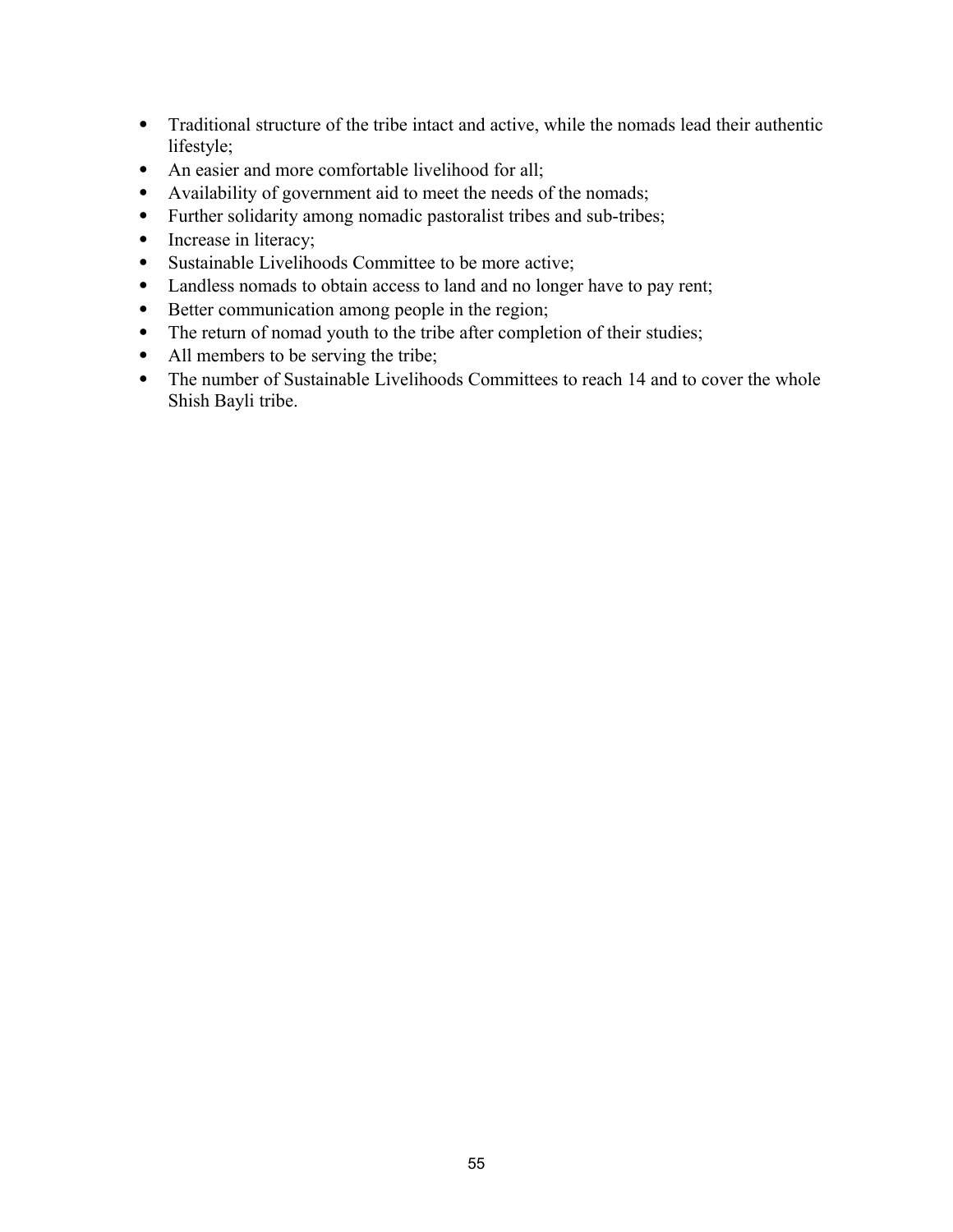- Traditional structure of the tribe intact and active, while the nomads lead their authentic lifestyle;
- An easier and more comfortable livelihood for all;
- Availability of government aid to meet the needs of the nomads;
- Further solidarity among nomadic pastoralist tribes and sub-tribes;
- Increase in literacy;
- Sustainable Livelihoods Committee to be more active;
- Landless nomads to obtain access to land and no longer have to pay rent;
- Better communication among people in the region;
- The return of nomad youth to the tribe after completion of their studies;
- All members to be serving the tribe;
- The number of Sustainable Livelihoods Committees to reach 14 and to cover the whole Shish Bayli tribe.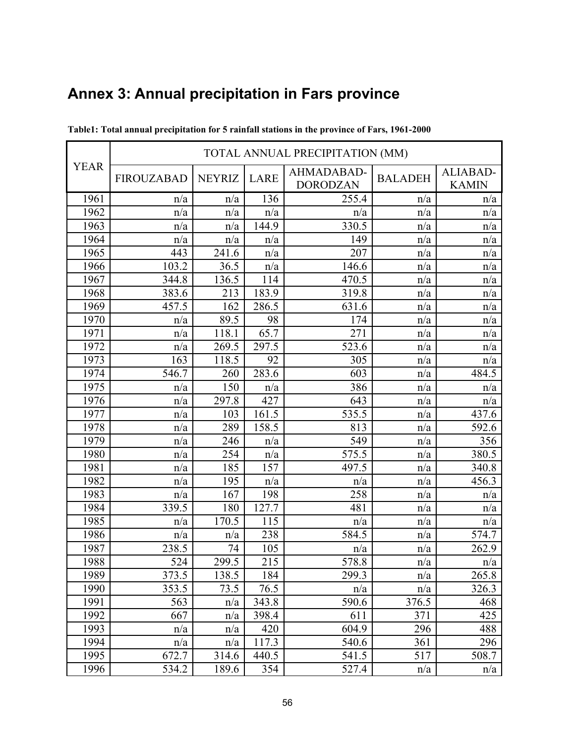# Annex 3: Annual precipitation in Fars province

**Table1: Total annual precipitation for 5 rainfall stations in the province of Fars, 1961-2000**

| YEAR | TOTAL ANNUAL PRECIPITATION (MM) | | | | | |
|---|---|---|---|---|---|---|
| | FIROUZABAD | NEYRIZ | LARE | AHMADABAD-DORODZAN | BALADEH | ALIABAD-KAMIN |
| 1961 | n/a | n/a | 136 | 255.4 | n/a | n/a |
| 1962 | n/a | n/a | n/a | n/a | n/a | n/a |
| 1963 | n/a | n/a | 144.9 | 330.5 | n/a | n/a |
| 1964 | n/a | n/a | n/a | 149 | n/a | n/a |
| 1965 | 443 | 241.6 | n/a | 207 | n/a | n/a |
| 1966 | 103.2 | 36.5 | n/a | 146.6 | n/a | n/a |
| 1967 | 344.8 | 136.5 | 114 | 470.5 | n/a | n/a |
| 1968 | 383.6 | 213 | 183.9 | 319.8 | n/a | n/a |
| 1969 | 457.5 | 162 | 286.5 | 631.6 | n/a | n/a |
| 1970 | n/a | 89.5 | 98 | 174 | n/a | n/a |
| 1971 | n/a | 118.1 | 65.7 | 271 | n/a | n/a |
| 1972 | n/a | 269.5 | 297.5 | 523.6 | n/a | n/a |
| 1973 | 163 | 118.5 | 92 | 305 | n/a | n/a |
| 1974 | 546.7 | 260 | 283.6 | 603 | n/a | 484.5 |
| 1975 | n/a | 150 | n/a | 386 | n/a | n/a |
| 1976 | n/a | 297.8 | 427 | 643 | n/a | n/a |
| 1977 | n/a | 103 | 161.5 | 535.5 | n/a | 437.6 |
| 1978 | n/a | 289 | 158.5 | 813 | n/a | 592.6 |
| 1979 | n/a | 246 | n/a | 549 | n/a | 356 |
| 1980 | n/a | 254 | n/a | 575.5 | n/a | 380.5 |
| 1981 | n/a | 185 | 157 | 497.5 | n/a | 340.8 |
| 1982 | n/a | 195 | n/a | n/a | n/a | 456.3 |
| 1983 | n/a | 167 | 198 | 258 | n/a | n/a |
| 1984 | 339.5 | 180 | 127.7 | 481 | n/a | n/a |
| 1985 | n/a | 170.5 | 115 | n/a | n/a | n/a |
| 1986 | n/a | n/a | 238 | 584.5 | n/a | 574.7 |
| 1987 | 238.5 | 74 | 105 | n/a | n/a | 262.9 |
| 1988 | 524 | 299.5 | 215 | 578.8 | n/a | n/a |
| 1989 | 373.5 | 138.5 | 184 | 299.3 | n/a | 265.8 |
| 1990 | 353.5 | 73.5 | 76.5 | n/a | n/a | 326.3 |
| 1991 | 563 | n/a | 343.8 | 590.6 | 376.5 | 468 |
| 1992 | 667 | n/a | 398.4 | 611 | 371 | 425 |
| 1993 | n/a | n/a | 420 | 604.9 | 296 | 488 |
| 1994 | n/a | n/a | 117.3 | 540.6 | 361 | 296 |
| 1995 | 672.7 | 314.6 | 440.5 | 541.5 | 517 | 508.7 |
| 1996 | 534.2 | 189.6 | 354 | 527.4 | n/a | n/a |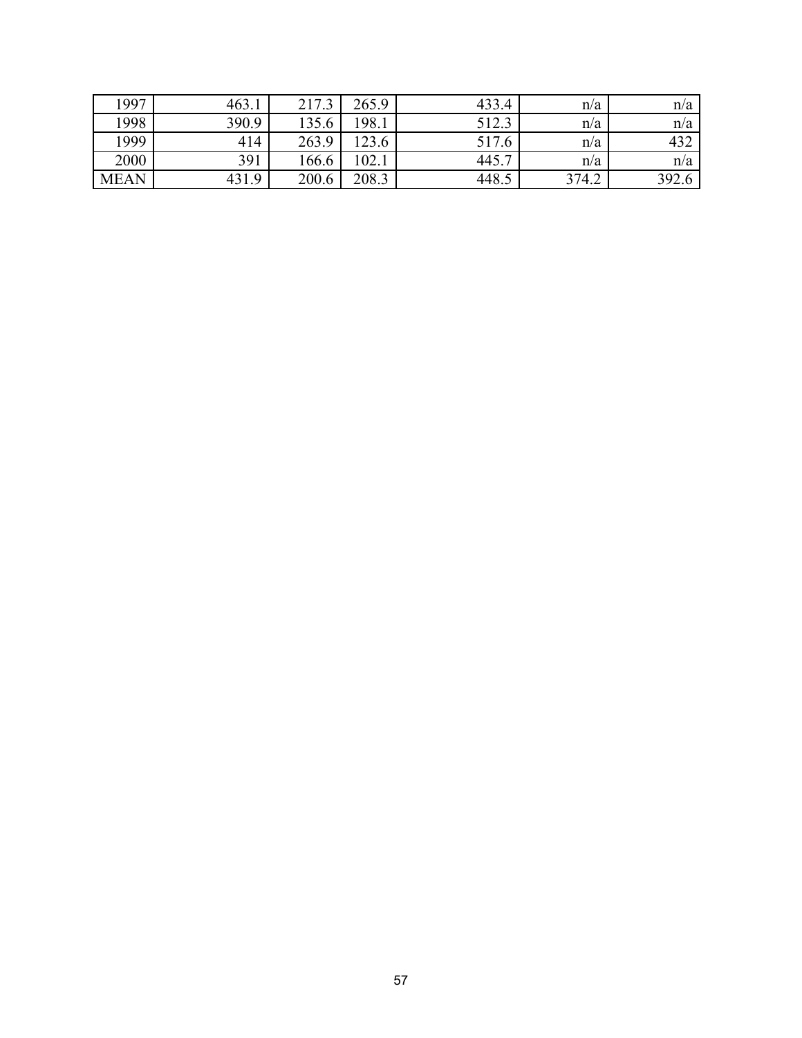| | | | | | | |
|---|---|---|---|---|---|---|
| 1997 | 463.1 | 217.3 | 265.9 | 433.4 | n/a | n/a |
| 1998 | 390.9 | 135.6 | 198.1 | 512.3 | n/a | n/a |
| 1999 | 414 | 263.9 | 123.6 | 517.6 | n/a | 432 |
| 2000 | 391 | 166.6 | 102.1 | 445.7 | n/a | n/a |
| MEAN | 431.9 | 200.6 | 208.3 | 448.5 | 374.2 | 392.6 |